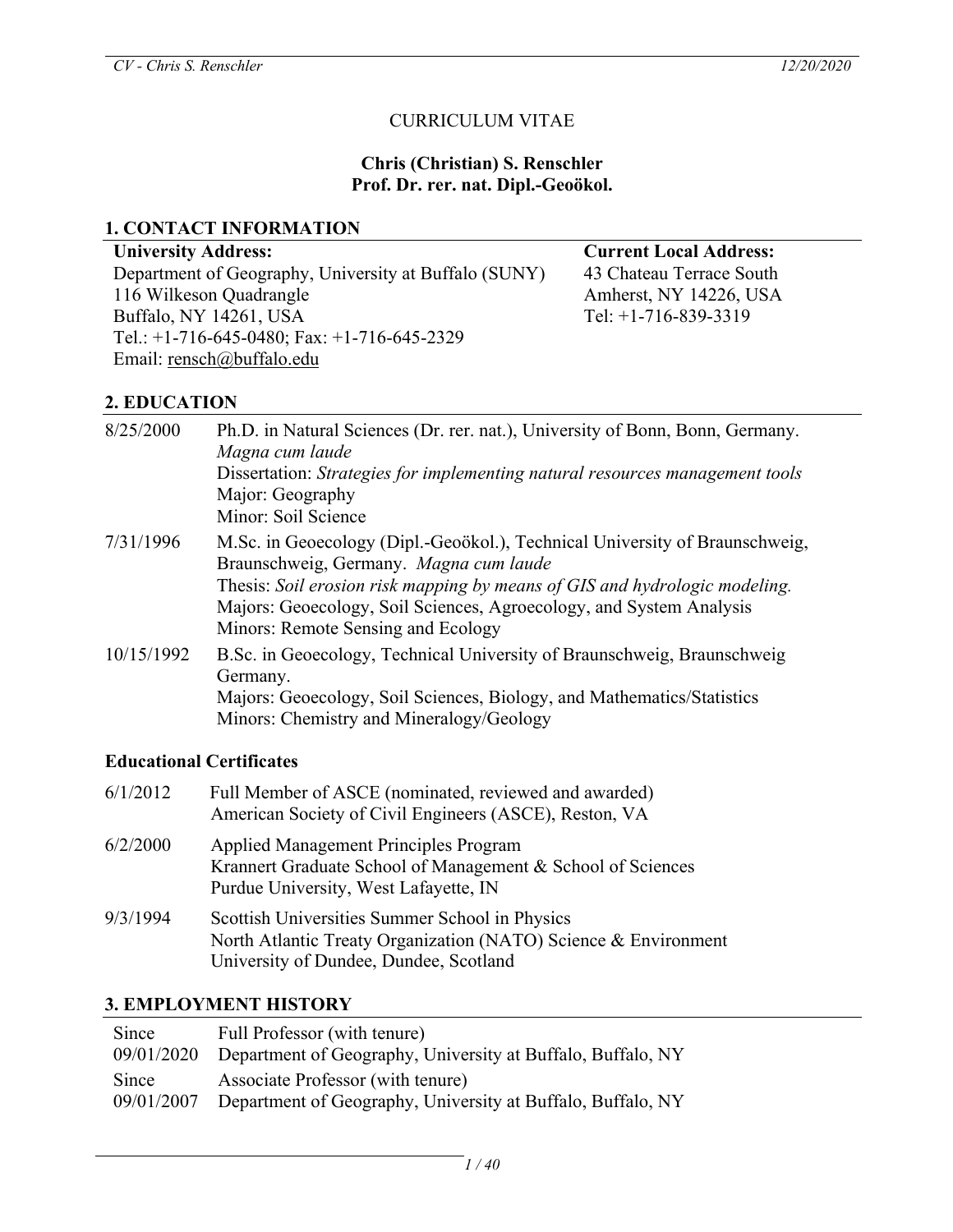# CURRICULUM VITAE

## Chris (Christian) S. Renschler
## Prof. Dr. rer. nat. Dipl.-Geoökol.

## 1. CONTACT INFORMATION

**University Address:**
Department of Geography, University at Buffalo (SUNY)
116 Wilkeson Quadrangle
Buffalo, NY 14261, USA
Tel.: +1-716-645-0480; Fax: +1-716-645-2329
Email: rensch@buffalo.edu

**Current Local Address:**
43 Chateau Terrace South
Amherst, NY 14226, USA
Tel: +1-716-839-3319

## 2. EDUCATION

| | |
|---|---|
| 8/25/2000 | Ph.D. in Natural Sciences (Dr. rer. nat.), University of Bonn, Bonn, Germany. *Magna cum laude*<br>Dissertation: *Strategies for implementing natural resources management tools*<br>Major: Geography<br>Minor: Soil Science |
| 7/31/1996 | M.Sc. in Geoecology (Dipl.-Geoökol.), Technical University of Braunschweig, Braunschweig, Germany. *Magna cum laude*<br>Thesis: *Soil erosion risk mapping by means of GIS and hydrologic modeling.*<br>Majors: Geoecology, Soil Sciences, Agroecology, and System Analysis<br>Minors: Remote Sensing and Ecology |
| 10/15/1992 | B.Sc. in Geoecology, Technical University of Braunschweig, Braunschweig Germany.<br>Majors: Geoecology, Soil Sciences, Biology, and Mathematics/Statistics<br>Minors: Chemistry and Mineralogy/Geology |

### Educational Certificates

| | |
|---|---|
| 6/1/2012 | Full Member of ASCE (nominated, reviewed and awarded)<br>American Society of Civil Engineers (ASCE), Reston, VA |
| 6/2/2000 | Applied Management Principles Program<br>Krannert Graduate School of Management & School of Sciences<br>Purdue University, West Lafayette, IN |
| 9/3/1994 | Scottish Universities Summer School in Physics<br>North Atlantic Treaty Organization (NATO) Science & Environment<br>University of Dundee, Dundee, Scotland |

## 3. EMPLOYMENT HISTORY

| | |
|---|---|
| Since 09/01/2020 | Full Professor (with tenure)<br>Department of Geography, University at Buffalo, Buffalo, NY |
| Since 09/01/2007 | Associate Professor (with tenure)<br>Department of Geography, University at Buffalo, Buffalo, NY |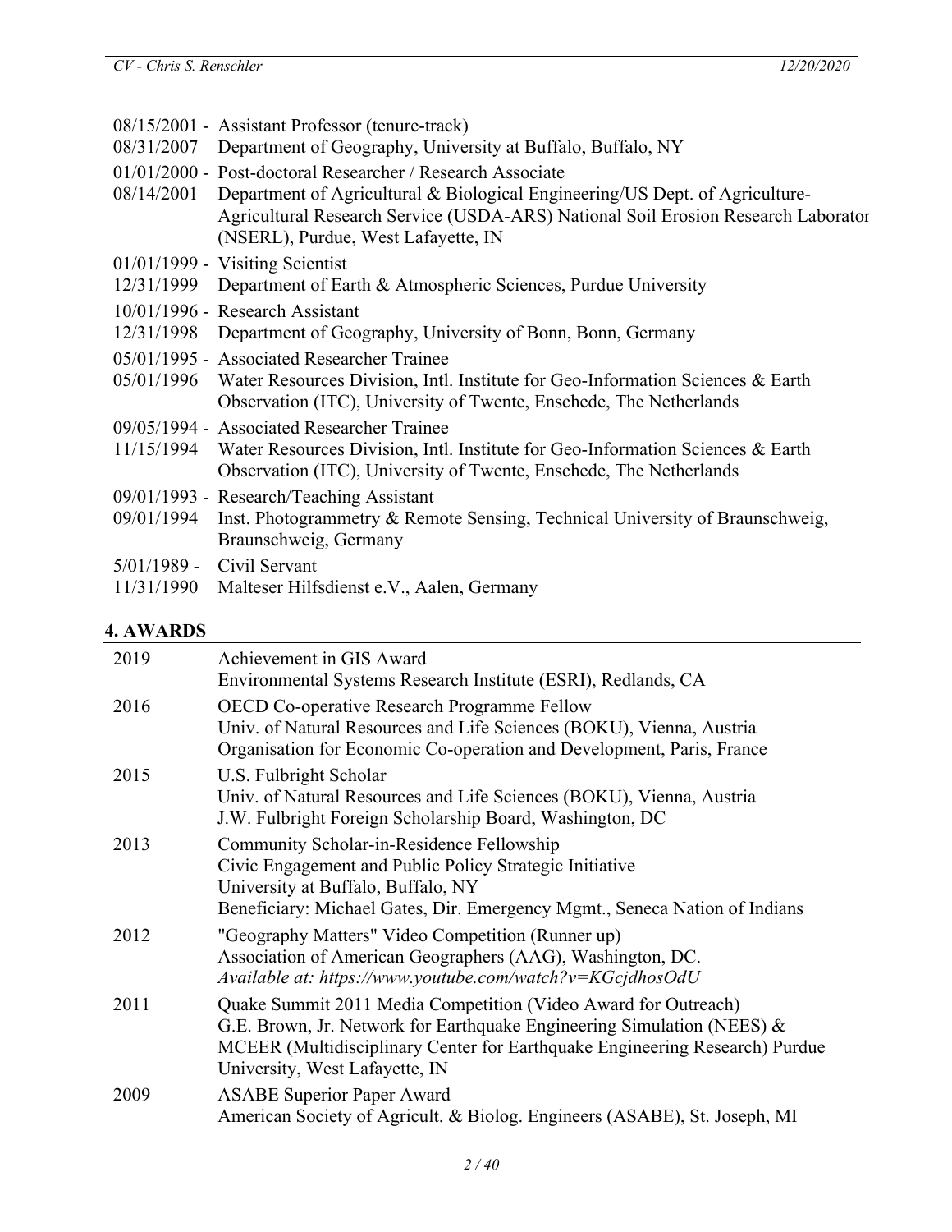| | |
|---|---|
| 08/15/2001 - 08/31/2007 | Assistant Professor (tenure-track)<br>Department of Geography, University at Buffalo, Buffalo, NY |
| 01/01/2000 - 08/14/2001 | Post-doctoral Researcher / Research Associate<br>Department of Agricultural & Biological Engineering/US Dept. of Agriculture-Agricultural Research Service (USDA-ARS) National Soil Erosion Research Laborator (NSERL), Purdue, West Lafayette, IN |
| 01/01/1999 - 12/31/1999 | Visiting Scientist<br>Department of Earth & Atmospheric Sciences, Purdue University |
| 10/01/1996 - 12/31/1998 | Research Assistant<br>Department of Geography, University of Bonn, Bonn, Germany |
| 05/01/1995 - 05/01/1996 | Associated Researcher Trainee<br>Water Resources Division, Intl. Institute for Geo-Information Sciences & Earth Observation (ITC), University of Twente, Enschede, The Netherlands |
| 09/05/1994 - 11/15/1994 | Associated Researcher Trainee<br>Water Resources Division, Intl. Institute for Geo-Information Sciences & Earth Observation (ITC), University of Twente, Enschede, The Netherlands |
| 09/01/1993 - 09/01/1994 | Research/Teaching Assistant<br>Inst. Photogrammetry & Remote Sensing, Technical University of Braunschweig, Braunschweig, Germany |
| 5/01/1989 - 11/31/1990 | Civil Servant<br>Malteser Hilfsdienst e.V., Aalen, Germany |

## 4. AWARDS

| | |
|---|---|
| 2019 | Achievement in GIS Award<br>Environmental Systems Research Institute (ESRI), Redlands, CA |
| 2016 | OECD Co-operative Research Programme Fellow<br>Univ. of Natural Resources and Life Sciences (BOKU), Vienna, Austria<br>Organisation for Economic Co-operation and Development, Paris, France |
| 2015 | U.S. Fulbright Scholar<br>Univ. of Natural Resources and Life Sciences (BOKU), Vienna, Austria<br>J.W. Fulbright Foreign Scholarship Board, Washington, DC |
| 2013 | Community Scholar-in-Residence Fellowship<br>Civic Engagement and Public Policy Strategic Initiative<br>University at Buffalo, Buffalo, NY<br>Beneficiary: Michael Gates, Dir. Emergency Mgmt., Seneca Nation of Indians |
| 2012 | "Geography Matters" Video Competition (Runner up)<br>Association of American Geographers (AAG), Washington, DC.<br>*Available at: https://www.youtube.com/watch?v=KGcjdhosOdU* |
| 2011 | Quake Summit 2011 Media Competition (Video Award for Outreach)<br>G.E. Brown, Jr. Network for Earthquake Engineering Simulation (NEES) &<br>MCEER (Multidisciplinary Center for Earthquake Engineering Research) Purdue University, West Lafayette, IN |
| 2009 | ASABE Superior Paper Award<br>American Society of Agricult. & Biolog. Engineers (ASABE), St. Joseph, MI |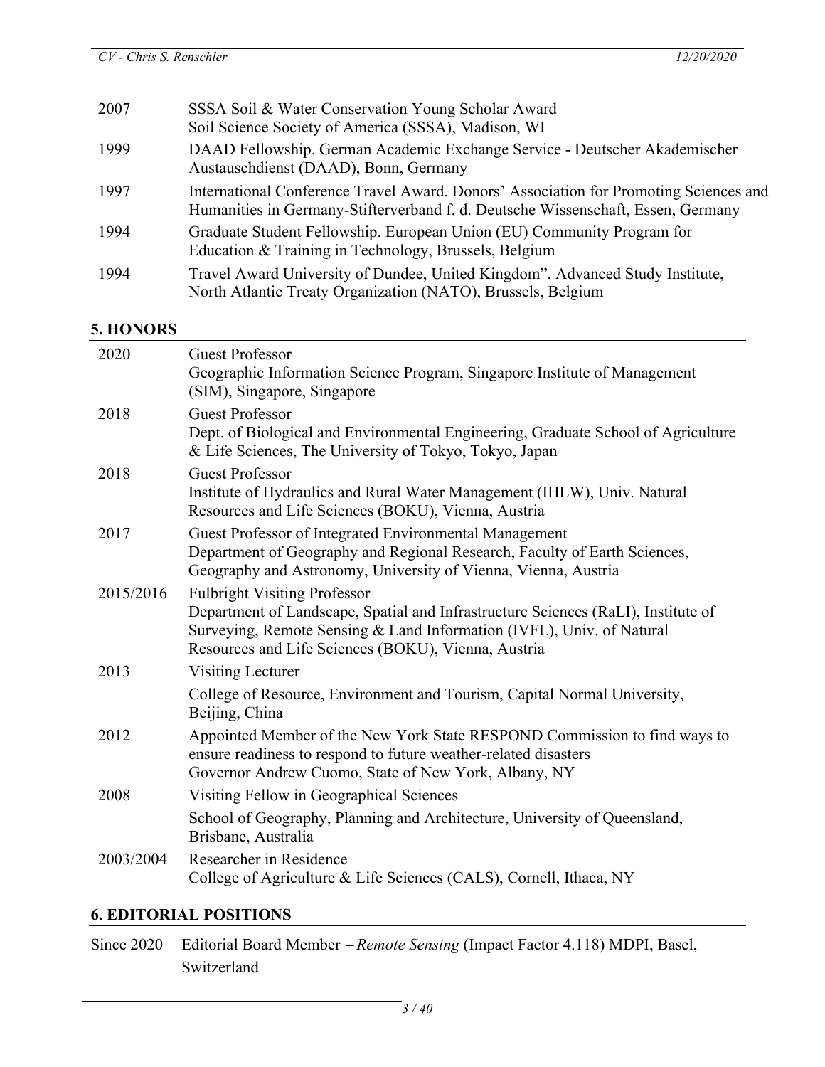| | |
|---|---|
| 2007 | SSSA Soil & Water Conservation Young Scholar Award<br>Soil Science Society of America (SSSA), Madison, WI |
| 1999 | DAAD Fellowship. German Academic Exchange Service - Deutscher Akademischer Austauschdienst (DAAD), Bonn, Germany |
| 1997 | International Conference Travel Award. Donors' Association for Promoting Sciences and Humanities in Germany-Stifterverband f. d. Deutsche Wissenschaft, Essen, Germany |
| 1994 | Graduate Student Fellowship. European Union (EU) Community Program for Education & Training in Technology, Brussels, Belgium |
| 1994 | Travel Award University of Dundee, United Kingdom". Advanced Study Institute, North Atlantic Treaty Organization (NATO), Brussels, Belgium |

## 5. HONORS

| | |
|---|---|
| 2020 | Guest Professor<br>Geographic Information Science Program, Singapore Institute of Management (SIM), Singapore, Singapore |
| 2018 | Guest Professor<br>Dept. of Biological and Environmental Engineering, Graduate School of Agriculture & Life Sciences, The University of Tokyo, Tokyo, Japan |
| 2018 | Guest Professor<br>Institute of Hydraulics and Rural Water Management (IHLW), Univ. Natural Resources and Life Sciences (BOKU), Vienna, Austria |
| 2017 | Guest Professor of Integrated Environmental Management<br>Department of Geography and Regional Research, Faculty of Earth Sciences, Geography and Astronomy, University of Vienna, Vienna, Austria |
| 2015/2016 | Fulbright Visiting Professor<br>Department of Landscape, Spatial and Infrastructure Sciences (RaLI), Institute of Surveying, Remote Sensing & Land Information (IVFL), Univ. of Natural Resources and Life Sciences (BOKU), Vienna, Austria |
| 2013 | Visiting Lecturer<br>College of Resource, Environment and Tourism, Capital Normal University, Beijing, China |
| 2012 | Appointed Member of the New York State RESPOND Commission to find ways to ensure readiness to respond to future weather-related disasters<br>Governor Andrew Cuomo, State of New York, Albany, NY |
| 2008 | Visiting Fellow in Geographical Sciences<br>School of Geography, Planning and Architecture, University of Queensland, Brisbane, Australia |
| 2003/2004 | Researcher in Residence<br>College of Agriculture & Life Sciences (CALS), Cornell, Ithaca, NY |

## 6. EDITORIAL POSITIONS

| | |
|---|---|
| Since 2020 | Editorial Board Member – *Remote Sensing* (Impact Factor 4.118) MDPI, Basel, Switzerland |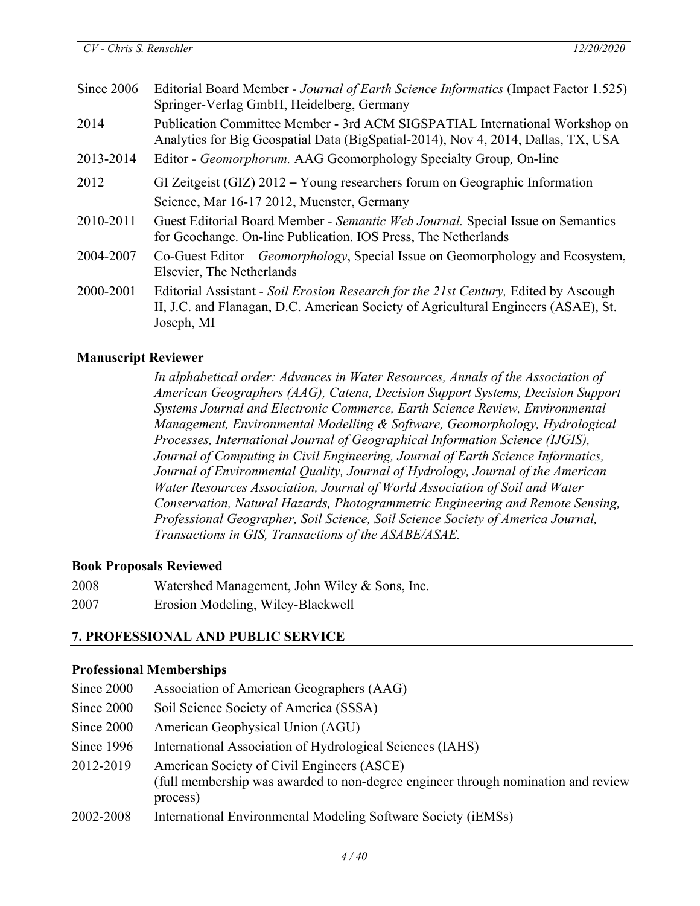Since 2006 Editorial Board Member - *Journal of Earth Science Informatics* (Impact Factor 1.525) Springer-Verlag GmbH, Heidelberg, Germany

2014 Publication Committee Member - 3rd ACM SIGSPATIAL International Workshop on Analytics for Big Geospatial Data (BigSpatial-2014), Nov 4, 2014, Dallas, TX, USA

2013-2014 Editor - *Geomorphorum.* AAG Geomorphology Specialty Group*,* On-line

2012 GI Zeitgeist (GIZ) 2012 – Young researchers forum on Geographic Information Science, Mar 16-17 2012, Muenster, Germany

2010-2011 Guest Editorial Board Member - *Semantic Web Journal.* Special Issue on Semantics for Geochange. On-line Publication. IOS Press, The Netherlands

2004-2007 Co-Guest Editor – *Geomorphology*, Special Issue on Geomorphology and Ecosystem, Elsevier, The Netherlands

2000-2001 Editorial Assistant - *Soil Erosion Research for the 21st Century,* Edited by Ascough II, J.C. and Flanagan, D.C. American Society of Agricultural Engineers (ASAE), St. Joseph, MI

**Manuscript Reviewer**

*In alphabetical order: Advances in Water Resources, Annals of the Association of American Geographers (AAG), Catena, Decision Support Systems, Decision Support Systems Journal and Electronic Commerce, Earth Science Review, Environmental Management, Environmental Modelling & Software, Geomorphology, Hydrological Processes, International Journal of Geographical Information Science (IJGIS), Journal of Computing in Civil Engineering, Journal of Earth Science Informatics, Journal of Environmental Quality, Journal of Hydrology, Journal of the American Water Resources Association, Journal of World Association of Soil and Water Conservation, Natural Hazards, Photogrammetric Engineering and Remote Sensing, Professional Geographer, Soil Science, Soil Science Society of America Journal, Transactions in GIS, Transactions of the ASABE/ASAE.*

**Book Proposals Reviewed**

2008 Watershed Management, John Wiley & Sons, Inc.

2007 Erosion Modeling, Wiley-Blackwell

## 7. PROFESSIONAL AND PUBLIC SERVICE

**Professional Memberships**

Since 2000 Association of American Geographers (AAG)

Since 2000 Soil Science Society of America (SSSA)

Since 2000 American Geophysical Union (AGU)

Since 1996 International Association of Hydrological Sciences (IAHS)

2012-2019 American Society of Civil Engineers (ASCE) (full membership was awarded to non-degree engineer through nomination and review process)

2002-2008 International Environmental Modeling Software Society (iEMSs)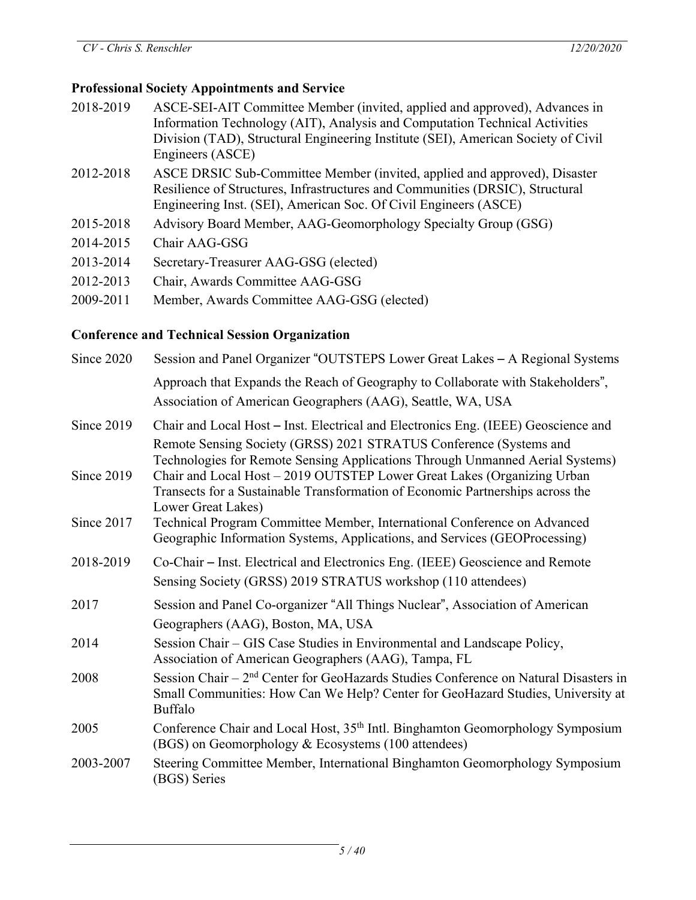### Professional Society Appointments and Service

| | |
|---|---|
| 2018-2019 | ASCE-SEI-AIT Committee Member (invited, applied and approved), Advances in Information Technology (AIT), Analysis and Computation Technical Activities Division (TAD), Structural Engineering Institute (SEI), American Society of Civil Engineers (ASCE) |
| 2012-2018 | ASCE DRSIC Sub-Committee Member (invited, applied and approved), Disaster Resilience of Structures, Infrastructures and Communities (DRSIC), Structural Engineering Inst. (SEI), American Soc. Of Civil Engineers (ASCE) |
| 2015-2018 | Advisory Board Member, AAG-Geomorphology Specialty Group (GSG) |
| 2014-2015 | Chair AAG-GSG |
| 2013-2014 | Secretary-Treasurer AAG-GSG (elected) |
| 2012-2013 | Chair, Awards Committee AAG-GSG |
| 2009-2011 | Member, Awards Committee AAG-GSG (elected) |

### Conference and Technical Session Organization

| | |
|---|---|
| Since 2020 | Session and Panel Organizer "OUTSTEPS Lower Great Lakes – A Regional Systems Approach that Expands the Reach of Geography to Collaborate with Stakeholders", Association of American Geographers (AAG), Seattle, WA, USA |
| Since 2019 | Chair and Local Host – Inst. Electrical and Electronics Eng. (IEEE) Geoscience and Remote Sensing Society (GRSS) 2021 STRATUS Conference (Systems and Technologies for Remote Sensing Applications Through Unmanned Aerial Systems) |
| Since 2019 | Chair and Local Host – 2019 OUTSTEP Lower Great Lakes (Organizing Urban Transects for a Sustainable Transformation of Economic Partnerships across the Lower Great Lakes) |
| Since 2017 | Technical Program Committee Member, International Conference on Advanced Geographic Information Systems, Applications, and Services (GEOProcessing) |
| 2018-2019 | Co-Chair – Inst. Electrical and Electronics Eng. (IEEE) Geoscience and Remote Sensing Society (GRSS) 2019 STRATUS workshop (110 attendees) |
| 2017 | Session and Panel Co-organizer "All Things Nuclear", Association of American Geographers (AAG), Boston, MA, USA |
| 2014 | Session Chair – GIS Case Studies in Environmental and Landscape Policy, Association of American Geographers (AAG), Tampa, FL |
| 2008 | Session Chair – 2nd Center for GeoHazards Studies Conference on Natural Disasters in Small Communities: How Can We Help? Center for GeoHazard Studies, University at Buffalo |
| 2005 | Conference Chair and Local Host, 35th Intl. Binghamton Geomorphology Symposium (BGS) on Geomorphology & Ecosystems (100 attendees) |
| 2003-2007 | Steering Committee Member, International Binghamton Geomorphology Symposium (BGS) Series |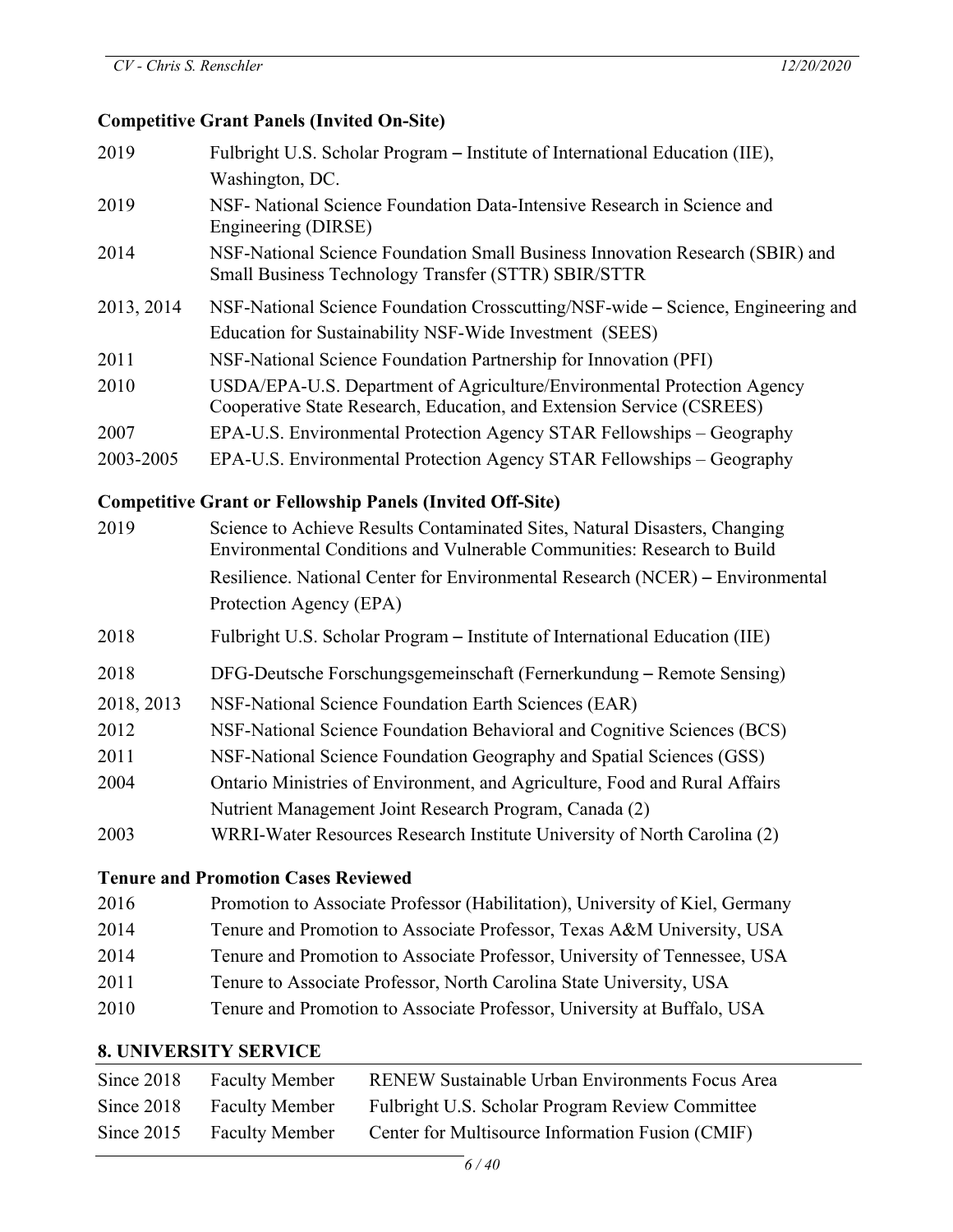### Competitive Grant Panels (Invited On-Site)

| | |
|---|---|
| 2019 | Fulbright U.S. Scholar Program – Institute of International Education (IIE), Washington, DC. |
| 2019 | NSF- National Science Foundation Data-Intensive Research in Science and Engineering (DIRSE) |
| 2014 | NSF-National Science Foundation Small Business Innovation Research (SBIR) and Small Business Technology Transfer (STTR) SBIR/STTR |
| 2013, 2014 | NSF-National Science Foundation Crosscutting/NSF-wide – Science, Engineering and Education for Sustainability NSF-Wide Investment (SEES) |
| 2011 | NSF-National Science Foundation Partnership for Innovation (PFI) |
| 2010 | USDA/EPA-U.S. Department of Agriculture/Environmental Protection Agency Cooperative State Research, Education, and Extension Service (CSREES) |
| 2007 | EPA-U.S. Environmental Protection Agency STAR Fellowships – Geography |
| 2003-2005 | EPA-U.S. Environmental Protection Agency STAR Fellowships – Geography |

### Competitive Grant or Fellowship Panels (Invited Off-Site)

| | |
|---|---|
| 2019 | Science to Achieve Results Contaminated Sites, Natural Disasters, Changing Environmental Conditions and Vulnerable Communities: Research to Build Resilience. National Center for Environmental Research (NCER) – Environmental Protection Agency (EPA) |
| 2018 | Fulbright U.S. Scholar Program – Institute of International Education (IIE) |
| 2018 | DFG-Deutsche Forschungsgemeinschaft (Fernerkundung – Remote Sensing) |
| 2018, 2013 | NSF-National Science Foundation Earth Sciences (EAR) |
| 2012 | NSF-National Science Foundation Behavioral and Cognitive Sciences (BCS) |
| 2011 | NSF-National Science Foundation Geography and Spatial Sciences (GSS) |
| 2004 | Ontario Ministries of Environment, and Agriculture, Food and Rural Affairs Nutrient Management Joint Research Program, Canada (2) |
| 2003 | WRRI-Water Resources Research Institute University of North Carolina (2) |

### Tenure and Promotion Cases Reviewed

| | |
|---|---|
| 2016 | Promotion to Associate Professor (Habilitation), University of Kiel, Germany |
| 2014 | Tenure and Promotion to Associate Professor, Texas A&M University, USA |
| 2014 | Tenure and Promotion to Associate Professor, University of Tennessee, USA |
| 2011 | Tenure to Associate Professor, North Carolina State University, USA |
| 2010 | Tenure and Promotion to Associate Professor, University at Buffalo, USA |

## 8. UNIVERSITY SERVICE

| | | |
|---|---|---|
| Since 2018 | Faculty Member | RENEW Sustainable Urban Environments Focus Area |
| Since 2018 | Faculty Member | Fulbright U.S. Scholar Program Review Committee |
| Since 2015 | Faculty Member | Center for Multisource Information Fusion (CMIF) |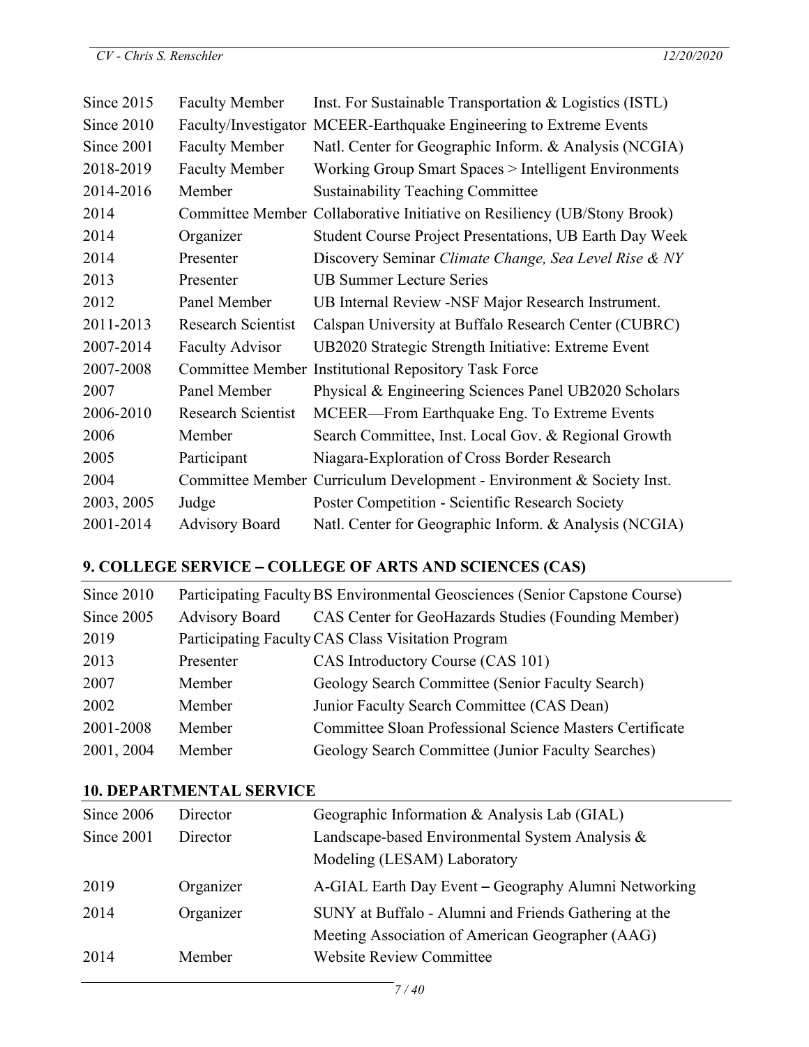| | | |
|---|---|---|
| Since 2015 | Faculty Member | Inst. For Sustainable Transportation & Logistics (ISTL) |
| Since 2010 | Faculty/Investigator | MCEER-Earthquake Engineering to Extreme Events |
| Since 2001 | Faculty Member | Natl. Center for Geographic Inform. & Analysis (NCGIA) |
| 2018-2019 | Faculty Member | Working Group Smart Spaces > Intelligent Environments |
| 2014-2016 | Member | Sustainability Teaching Committee |
| 2014 | Committee Member | Collaborative Initiative on Resiliency (UB/Stony Brook) |
| 2014 | Organizer | Student Course Project Presentations, UB Earth Day Week |
| 2014 | Presenter | Discovery Seminar *Climate Change, Sea Level Rise & NY* |
| 2013 | Presenter | UB Summer Lecture Series |
| 2012 | Panel Member | UB Internal Review -NSF Major Research Instrument. |
| 2011-2013 | Research Scientist | Calspan University at Buffalo Research Center (CUBRC) |
| 2007-2014 | Faculty Advisor | UB2020 Strategic Strength Initiative: Extreme Event |
| 2007-2008 | Committee Member | Institutional Repository Task Force |
| 2007 | Panel Member | Physical & Engineering Sciences Panel UB2020 Scholars |
| 2006-2010 | Research Scientist | MCEER—From Earthquake Eng. To Extreme Events |
| 2006 | Member | Search Committee, Inst. Local Gov. & Regional Growth |
| 2005 | Participant | Niagara-Exploration of Cross Border Research |
| 2004 | Committee Member | Curriculum Development - Environment & Society Inst. |
| 2003, 2005 | Judge | Poster Competition - Scientific Research Society |
| 2001-2014 | Advisory Board | Natl. Center for Geographic Inform. & Analysis (NCGIA) |

## 9. COLLEGE SERVICE – COLLEGE OF ARTS AND SCIENCES (CAS)

| | | |
|---|---|---|
| Since 2010 | Participating Faculty | BS Environmental Geosciences (Senior Capstone Course) |
| Since 2005 | Advisory Board | CAS Center for GeoHazards Studies (Founding Member) |
| 2019 | Participating Faculty | CAS Class Visitation Program |
| 2013 | Presenter | CAS Introductory Course (CAS 101) |
| 2007 | Member | Geology Search Committee (Senior Faculty Search) |
| 2002 | Member | Junior Faculty Search Committee (CAS Dean) |
| 2001-2008 | Member | Committee Sloan Professional Science Masters Certificate |
| 2001, 2004 | Member | Geology Search Committee (Junior Faculty Searches) |

## 10. DEPARTMENTAL SERVICE

| | | |
|---|---|---|
| Since 2006 | Director | Geographic Information & Analysis Lab (GIAL) |
| Since 2001 | Director | Landscape-based Environmental System Analysis & Modeling (LESAM) Laboratory |
| 2019 | Organizer | A-GIAL Earth Day Event – Geography Alumni Networking |
| 2014 | Organizer | SUNY at Buffalo - Alumni and Friends Gathering at the Meeting Association of American Geographer (AAG) |
| 2014 | Member | Website Review Committee |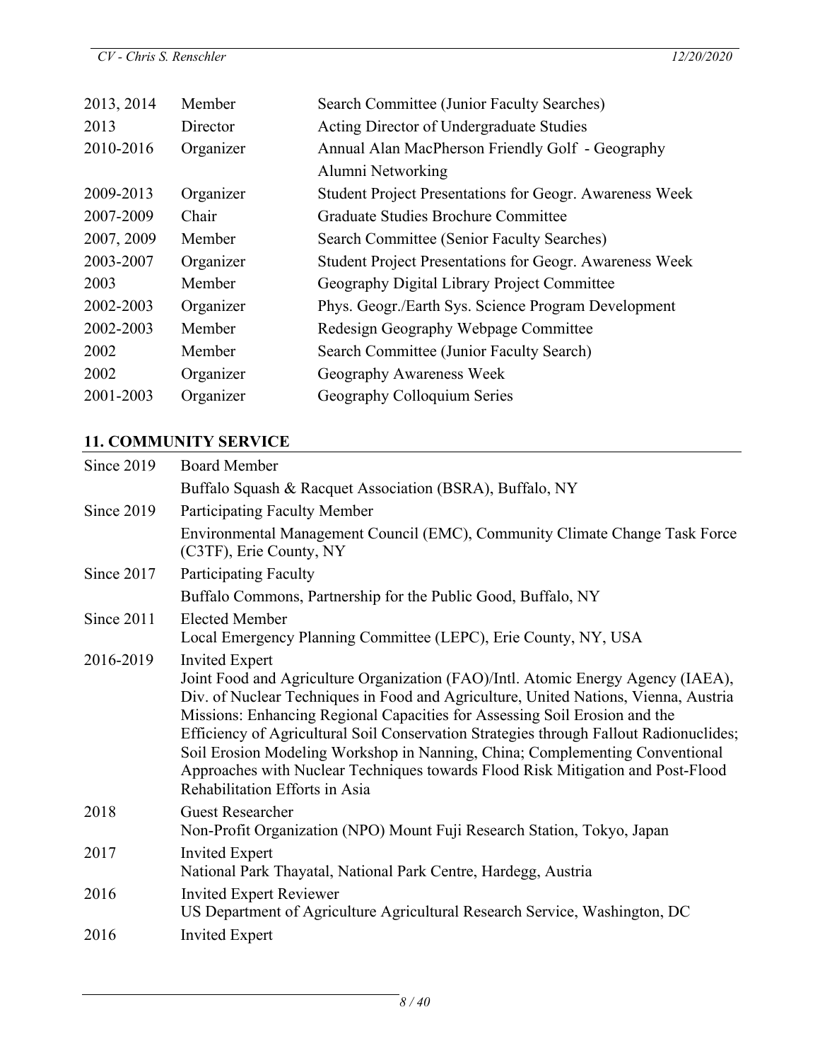| | | |
|---|---|---|
| 2013, 2014 | Member | Search Committee (Junior Faculty Searches) |
| 2013 | Director | Acting Director of Undergraduate Studies |
| 2010-2016 | Organizer | Annual Alan MacPherson Friendly Golf - Geography Alumni Networking |
| 2009-2013 | Organizer | Student Project Presentations for Geogr. Awareness Week |
| 2007-2009 | Chair | Graduate Studies Brochure Committee |
| 2007, 2009 | Member | Search Committee (Senior Faculty Searches) |
| 2003-2007 | Organizer | Student Project Presentations for Geogr. Awareness Week |
| 2003 | Member | Geography Digital Library Project Committee |
| 2002-2003 | Organizer | Phys. Geogr./Earth Sys. Science Program Development |
| 2002-2003 | Member | Redesign Geography Webpage Committee |
| 2002 | Member | Search Committee (Junior Faculty Search) |
| 2002 | Organizer | Geography Awareness Week |
| 2001-2003 | Organizer | Geography Colloquium Series |

## 11. COMMUNITY SERVICE

| | |
|---|---|
| Since 2019 | Board Member<br>Buffalo Squash & Racquet Association (BSRA), Buffalo, NY |
| Since 2019 | Participating Faculty Member<br>Environmental Management Council (EMC), Community Climate Change Task Force (C3TF), Erie County, NY |
| Since 2017 | Participating Faculty<br>Buffalo Commons, Partnership for the Public Good, Buffalo, NY |
| Since 2011 | Elected Member<br>Local Emergency Planning Committee (LEPC), Erie County, NY, USA |
| 2016-2019 | Invited Expert<br>Joint Food and Agriculture Organization (FAO)/Intl. Atomic Energy Agency (IAEA), Div. of Nuclear Techniques in Food and Agriculture, United Nations, Vienna, Austria Missions: Enhancing Regional Capacities for Assessing Soil Erosion and the Efficiency of Agricultural Soil Conservation Strategies through Fallout Radionuclides; Soil Erosion Modeling Workshop in Nanning, China; Complementing Conventional Approaches with Nuclear Techniques towards Flood Risk Mitigation and Post-Flood Rehabilitation Efforts in Asia |
| 2018 | Guest Researcher<br>Non-Profit Organization (NPO) Mount Fuji Research Station, Tokyo, Japan |
| 2017 | Invited Expert<br>National Park Thayatal, National Park Centre, Hardegg, Austria |
| 2016 | Invited Expert Reviewer<br>US Department of Agriculture Agricultural Research Service, Washington, DC |
| 2016 | Invited Expert |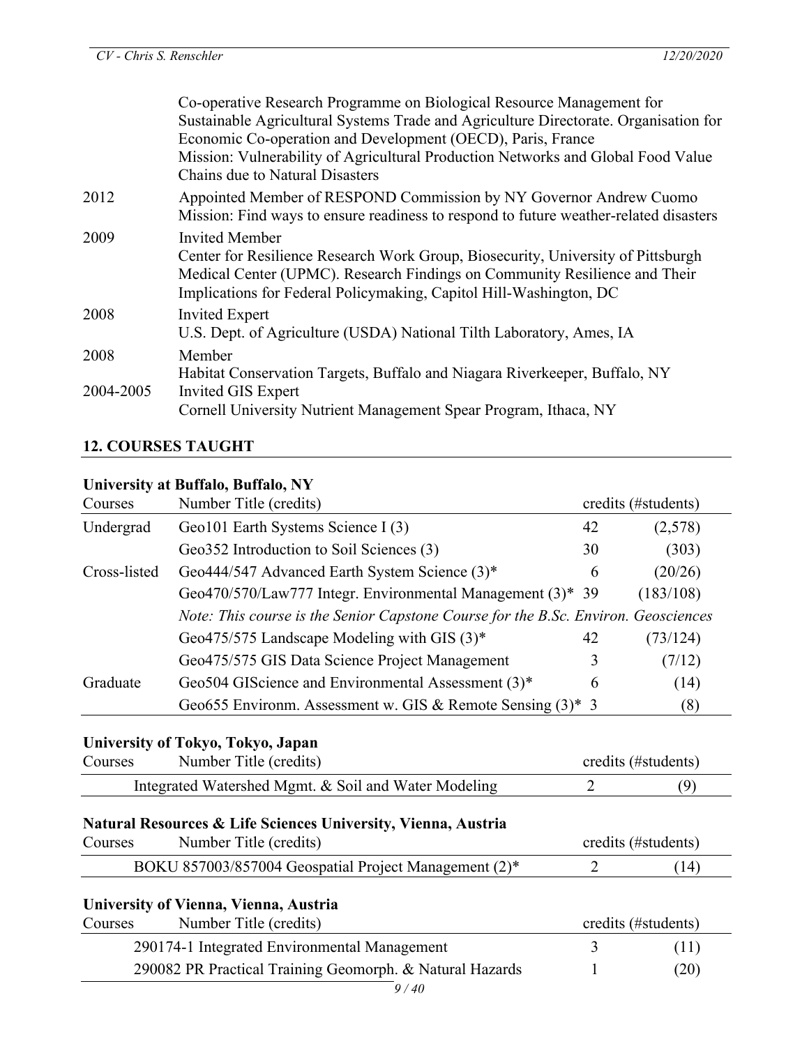| | |
|---|---|
| | Co-operative Research Programme on Biological Resource Management for Sustainable Agricultural Systems Trade and Agriculture Directorate. Organisation for Economic Co-operation and Development (OECD), Paris, France<br>Mission: Vulnerability of Agricultural Production Networks and Global Food Value Chains due to Natural Disasters |
| 2012 | Appointed Member of RESPOND Commission by NY Governor Andrew Cuomo<br>Mission: Find ways to ensure readiness to respond to future weather-related disasters |
| 2009 | Invited Member<br>Center for Resilience Research Work Group, Biosecurity, University of Pittsburgh Medical Center (UPMC). Research Findings on Community Resilience and Their Implications for Federal Policymaking, Capitol Hill-Washington, DC |
| 2008 | Invited Expert<br>U.S. Dept. of Agriculture (USDA) National Tilth Laboratory, Ames, IA |
| 2008 | Member<br>Habitat Conservation Targets, Buffalo and Niagara Riverkeeper, Buffalo, NY |
| 2004-2005 | Invited GIS Expert<br>Cornell University Nutrient Management Spear Program, Ithaca, NY |

## 12. COURSES TAUGHT

### University at Buffalo, Buffalo, NY

| Courses | Number Title (credits) | credits | (#students) |
|---|---|---|---|
| Undergrad | Geo101 Earth Systems Science I (3) | 42 | (2,578) |
| | Geo352 Introduction to Soil Sciences (3) | 30 | (303) |
| Cross-listed | Geo444/547 Advanced Earth System Science (3)* | 6 | (20/26) |
| | Geo470/570/Law777 Integr. Environmental Management (3)* | 39 | (183/108) |
| | *Note: This course is the Senior Capstone Course for the B.Sc. Environ. Geosciences* | | |
| | Geo475/575 Landscape Modeling with GIS (3)* | 42 | (73/124) |
| | Geo475/575 GIS Data Science Project Management | 3 | (7/12) |
| Graduate | Geo504 GIScience and Environmental Assessment (3)* | 6 | (14) |
| | Geo655 Environm. Assessment w. GIS & Remote Sensing (3)* | 3 | (8) |

### University of Tokyo, Tokyo, Japan

| Courses | Number Title (credits) | credits | (#students) |
|---|---|---|---|
| | Integrated Watershed Mgmt. & Soil and Water Modeling | 2 | (9) |

### Natural Resources & Life Sciences University, Vienna, Austria

| Courses | Number Title (credits) | credits | (#students) |
|---|---|---|---|
| | BOKU 857003/857004 Geospatial Project Management (2)* | 2 | (14) |

### University of Vienna, Vienna, Austria

| Courses | Number Title (credits) | credits | (#students) |
|---|---|---|---|
| | 290174-1 Integrated Environmental Management | 3 | (11) |
| | 290082 PR Practical Training Geomorph. & Natural Hazards | 1 | (20) |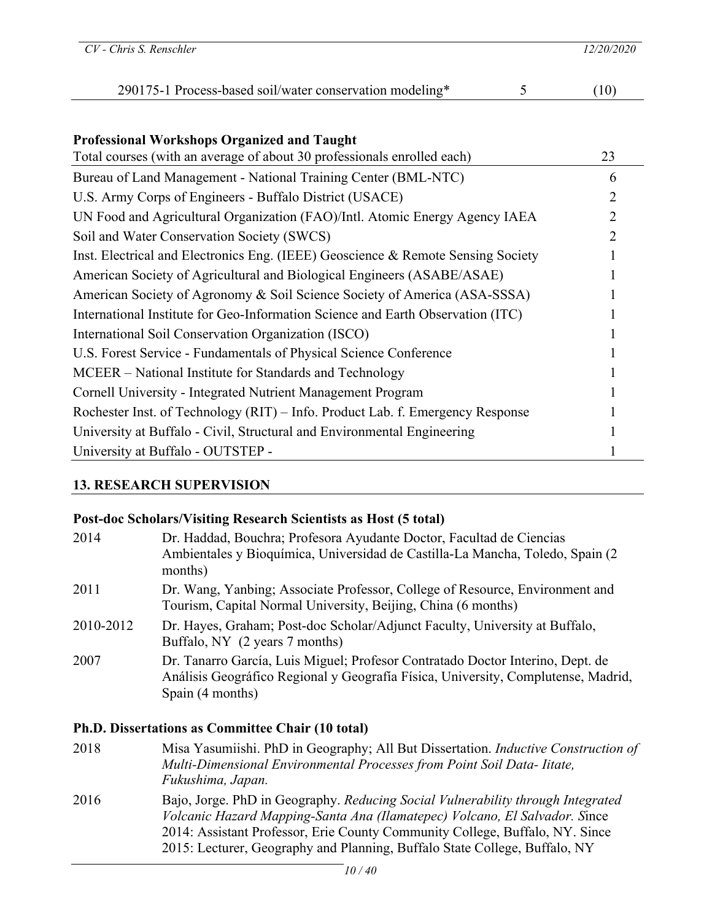| 290175-1 Process-based soil/water conservation modeling* | 5 | (10) |
|---|---|---|

**Professional Workshops Organized and Taught**

| Total courses (with an average of about 30 professionals enrolled each) | 23 |
|---|---|
| Bureau of Land Management - National Training Center (BML-NTC) | 6 |
| U.S. Army Corps of Engineers - Buffalo District (USACE) | 2 |
| UN Food and Agricultural Organization (FAO)/Intl. Atomic Energy Agency IAEA | 2 |
| Soil and Water Conservation Society (SWCS) | 2 |
| Inst. Electrical and Electronics Eng. (IEEE) Geoscience & Remote Sensing Society | 1 |
| American Society of Agricultural and Biological Engineers (ASABE/ASAE) | 1 |
| American Society of Agronomy & Soil Science Society of America (ASA-SSSA) | 1 |
| International Institute for Geo-Information Science and Earth Observation (ITC) | 1 |
| International Soil Conservation Organization (ISCO) | 1 |
| U.S. Forest Service - Fundamentals of Physical Science Conference | 1 |
| MCEER – National Institute for Standards and Technology | 1 |
| Cornell University - Integrated Nutrient Management Program | 1 |
| Rochester Inst. of Technology (RIT) – Info. Product Lab. f. Emergency Response | 1 |
| University at Buffalo - Civil, Structural and Environmental Engineering | 1 |
| University at Buffalo - OUTSTEP - | 1 |

## 13. RESEARCH SUPERVISION

### Post-doc Scholars/Visiting Research Scientists as Host (5 total)

2014 — Dr. Haddad, Bouchra; Profesora Ayudante Doctor, Facultad de Ciencias Ambientales y Bioquímica, Universidad de Castilla-La Mancha, Toledo, Spain (2 months)

2011 — Dr. Wang, Yanbing; Associate Professor, College of Resource, Environment and Tourism, Capital Normal University, Beijing, China (6 months)

2010-2012 — Dr. Hayes, Graham; Post-doc Scholar/Adjunct Faculty, University at Buffalo, Buffalo, NY (2 years 7 months)

2007 — Dr. Tanarro García, Luis Miguel; Profesor Contratado Doctor Interino, Dept. de Análisis Geográfico Regional y Geografía Física, University, Complutense, Madrid, Spain (4 months)

### Ph.D. Dissertations as Committee Chair (10 total)

2018 — Misa Yasumiishi. PhD in Geography; All But Dissertation. *Inductive Construction of Multi-Dimensional Environmental Processes from Point Soil Data- Iitate, Fukushima, Japan.*

2016 — Bajo, Jorge. PhD in Geography. *Reducing Social Vulnerability through Integrated Volcanic Hazard Mapping-Santa Ana (Ilamatepec) Volcano, El Salvador. S*ince 2014: Assistant Professor, Erie County Community College, Buffalo, NY. Since 2015: Lecturer, Geography and Planning, Buffalo State College, Buffalo, NY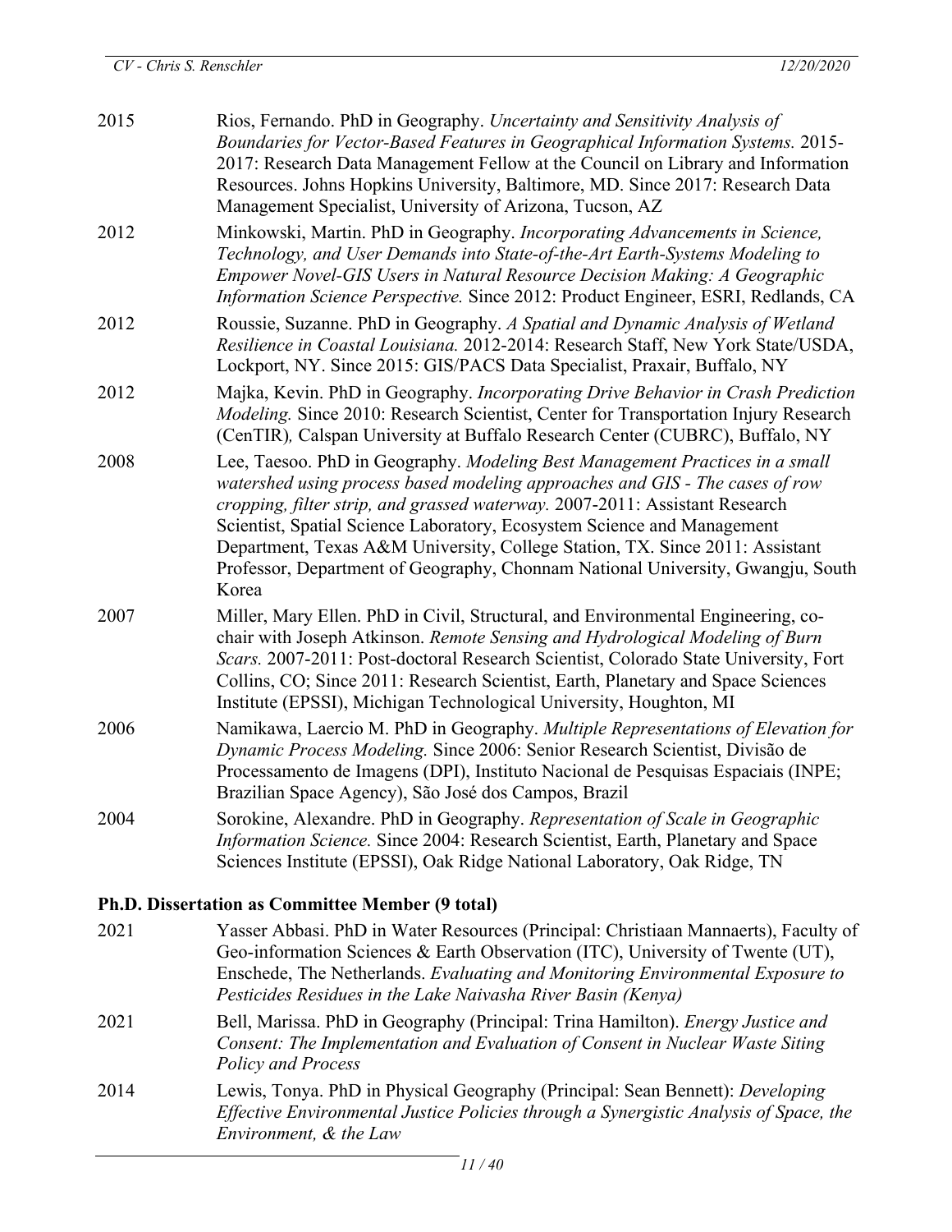2015 Rios, Fernando. PhD in Geography. *Uncertainty and Sensitivity Analysis of Boundaries for Vector-Based Features in Geographical Information Systems.* 2015-2017: Research Data Management Fellow at the Council on Library and Information Resources. Johns Hopkins University, Baltimore, MD. Since 2017: Research Data Management Specialist, University of Arizona, Tucson, AZ

2012 Minkowski, Martin. PhD in Geography. *Incorporating Advancements in Science, Technology, and User Demands into State-of-the-Art Earth-Systems Modeling to Empower Novel-GIS Users in Natural Resource Decision Making: A Geographic Information Science Perspective.* Since 2012: Product Engineer, ESRI, Redlands, CA

2012 Roussie, Suzanne. PhD in Geography. *A Spatial and Dynamic Analysis of Wetland Resilience in Coastal Louisiana.* 2012-2014: Research Staff, New York State/USDA, Lockport, NY. Since 2015: GIS/PACS Data Specialist, Praxair, Buffalo, NY

2012 Majka, Kevin. PhD in Geography. *Incorporating Drive Behavior in Crash Prediction Modeling.* Since 2010: Research Scientist, Center for Transportation Injury Research (CenTIR)*,* Calspan University at Buffalo Research Center (CUBRC), Buffalo, NY

2008 Lee, Taesoo. PhD in Geography. *Modeling Best Management Practices in a small watershed using process based modeling approaches and GIS - The cases of row cropping, filter strip, and grassed waterway.* 2007-2011: Assistant Research Scientist, Spatial Science Laboratory, Ecosystem Science and Management Department, Texas A&M University, College Station, TX. Since 2011: Assistant Professor, Department of Geography, Chonnam National University, Gwangju, South Korea

2007 Miller, Mary Ellen. PhD in Civil, Structural, and Environmental Engineering, co-chair with Joseph Atkinson. *Remote Sensing and Hydrological Modeling of Burn Scars.* 2007-2011: Post-doctoral Research Scientist, Colorado State University, Fort Collins, CO; Since 2011: Research Scientist, Earth, Planetary and Space Sciences Institute (EPSSI), Michigan Technological University, Houghton, MI

2006 Namikawa, Laercio M. PhD in Geography. *Multiple Representations of Elevation for Dynamic Process Modeling.* Since 2006: Senior Research Scientist, Divisão de Processamento de Imagens (DPI), Instituto Nacional de Pesquisas Espaciais (INPE; Brazilian Space Agency), São José dos Campos, Brazil

2004 Sorokine, Alexandre. PhD in Geography. *Representation of Scale in Geographic Information Science.* Since 2004: Research Scientist, Earth, Planetary and Space Sciences Institute (EPSSI), Oak Ridge National Laboratory, Oak Ridge, TN

### Ph.D. Dissertation as Committee Member (9 total)

2021 Yasser Abbasi. PhD in Water Resources (Principal: Christiaan Mannaerts), Faculty of Geo-information Sciences & Earth Observation (ITC), University of Twente (UT), Enschede, The Netherlands. *Evaluating and Monitoring Environmental Exposure to Pesticides Residues in the Lake Naivasha River Basin (Kenya)*

2021 Bell, Marissa. PhD in Geography (Principal: Trina Hamilton). *Energy Justice and Consent: The Implementation and Evaluation of Consent in Nuclear Waste Siting Policy and Process*

2014 Lewis, Tonya. PhD in Physical Geography (Principal: Sean Bennett): *Developing Effective Environmental Justice Policies through a Synergistic Analysis of Space, the Environment, & the Law*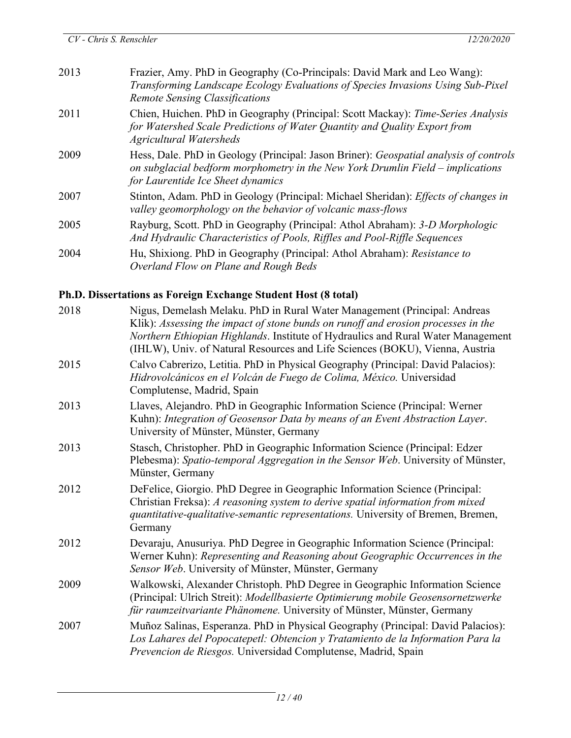2013 Frazier, Amy. PhD in Geography (Co-Principals: David Mark and Leo Wang): *Transforming Landscape Ecology Evaluations of Species Invasions Using Sub-Pixel Remote Sensing Classifications*

2011 Chien, Huichen. PhD in Geography (Principal: Scott Mackay): *Time-Series Analysis for Watershed Scale Predictions of Water Quantity and Quality Export from Agricultural Watersheds*

2009 Hess, Dale. PhD in Geology (Principal: Jason Briner): *Geospatial analysis of controls on subglacial bedform morphometry in the New York Drumlin Field – implications for Laurentide Ice Sheet dynamics*

2007 Stinton, Adam. PhD in Geology (Principal: Michael Sheridan): *Effects of changes in valley geomorphology on the behavior of volcanic mass-flows*

2005 Rayburg, Scott. PhD in Geography (Principal: Athol Abraham): *3-D Morphologic And Hydraulic Characteristics of Pools, Riffles and Pool-Riffle Sequences*

2004 Hu, Shixiong. PhD in Geography (Principal: Athol Abraham): *Resistance to Overland Flow on Plane and Rough Beds*

### Ph.D. Dissertations as Foreign Exchange Student Host (8 total)

2018 Nigus, Demelash Melaku. PhD in Rural Water Management (Principal: Andreas Klik): *Assessing the impact of stone bunds on runoff and erosion processes in the Northern Ethiopian Highlands*. Institute of Hydraulics and Rural Water Management (IHLW), Univ. of Natural Resources and Life Sciences (BOKU), Vienna, Austria

2015 Calvo Cabrerizo, Letitia. PhD in Physical Geography (Principal: David Palacios): *Hidrovolcánicos en el Volcán de Fuego de Colima, México.* Universidad Complutense, Madrid, Spain

2013 Llaves, Alejandro. PhD in Geographic Information Science (Principal: Werner Kuhn): *Integration of Geosensor Data by means of an Event Abstraction Layer*. University of Münster, Münster, Germany

2013 Stasch, Christopher. PhD in Geographic Information Science (Principal: Edzer Plebesma): *Spatio-temporal Aggregation in the Sensor Web*. University of Münster, Münster, Germany

2012 DeFelice, Giorgio. PhD Degree in Geographic Information Science (Principal: Christian Freksa): *A reasoning system to derive spatial information from mixed quantitative-qualitative-semantic representations.* University of Bremen, Bremen, Germany

2012 Devaraju, Anusuriya. PhD Degree in Geographic Information Science (Principal: Werner Kuhn): *Representing and Reasoning about Geographic Occurrences in the Sensor Web*. University of Münster, Münster, Germany

2009 Walkowski, Alexander Christoph. PhD Degree in Geographic Information Science (Principal: Ulrich Streit): *Modellbasierte Optimierung mobile Geosensornetzwerke für raumzeitvariante Phänomene.* University of Münster, Münster, Germany

2007 Muñoz Salinas, Esperanza. PhD in Physical Geography (Principal: David Palacios): *Los Lahares del Popocatepetl: Obtencion y Tratamiento de la Information Para la Prevencion de Riesgos.* Universidad Complutense, Madrid, Spain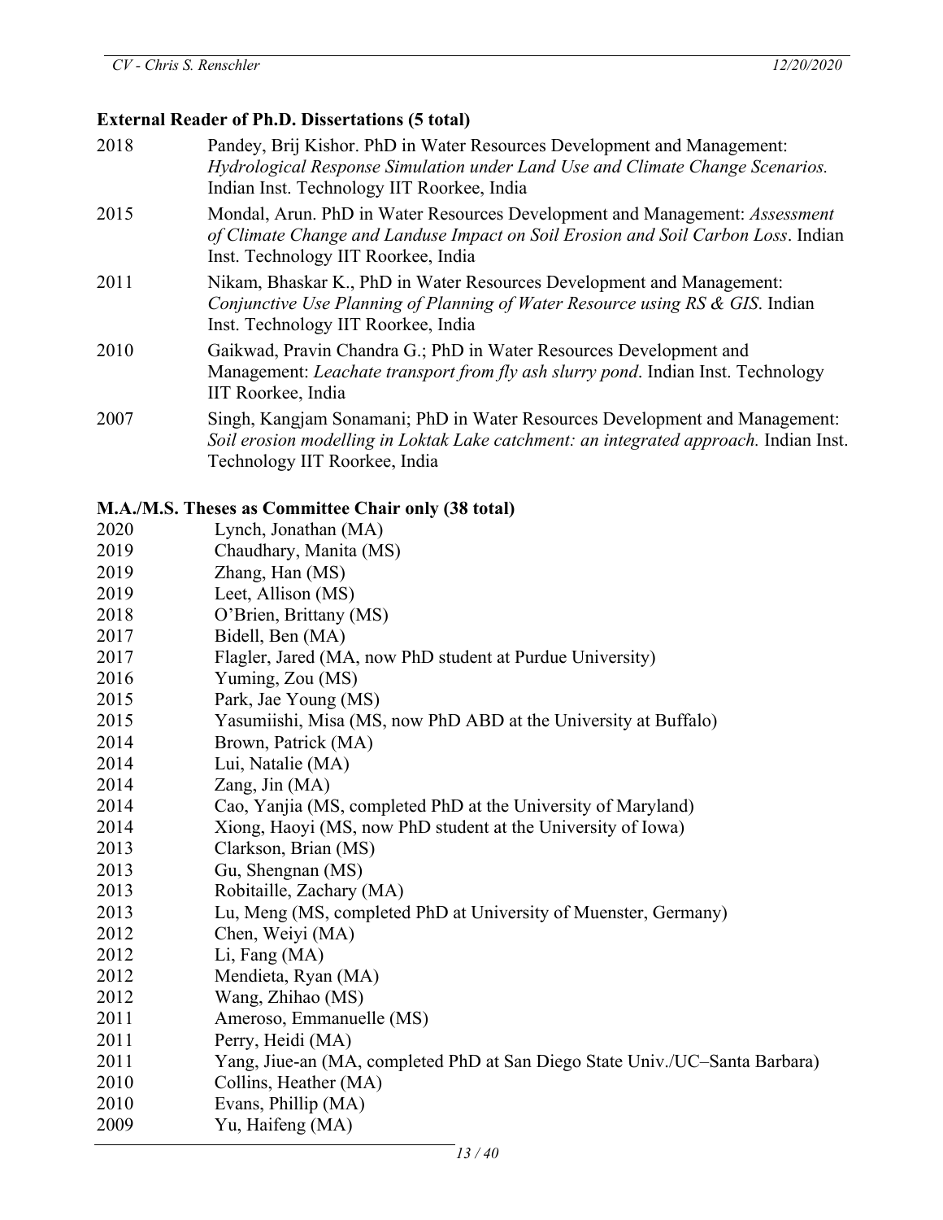### External Reader of Ph.D. Dissertations (5 total)

2018 Pandey, Brij Kishor. PhD in Water Resources Development and Management: *Hydrological Response Simulation under Land Use and Climate Change Scenarios.* Indian Inst. Technology IIT Roorkee, India

2015 Mondal, Arun. PhD in Water Resources Development and Management: *Assessment of Climate Change and Landuse Impact on Soil Erosion and Soil Carbon Loss*. Indian Inst. Technology IIT Roorkee, India

2011 Nikam, Bhaskar K., PhD in Water Resources Development and Management: *Conjunctive Use Planning of Planning of Water Resource using RS & GIS*. Indian Inst. Technology IIT Roorkee, India

2010 Gaikwad, Pravin Chandra G.; PhD in Water Resources Development and Management: *Leachate transport from fly ash slurry pond*. Indian Inst. Technology IIT Roorkee, India

2007 Singh, Kangjam Sonamani; PhD in Water Resources Development and Management: *Soil erosion modelling in Loktak Lake catchment: an integrated approach.* Indian Inst. Technology IIT Roorkee, India

### M.A./M.S. Theses as Committee Chair only (38 total)

2020 Lynch, Jonathan (MA)
2019 Chaudhary, Manita (MS)
2019 Zhang, Han (MS)
2019 Leet, Allison (MS)
2018 O'Brien, Brittany (MS)
2017 Bidell, Ben (MA)
2017 Flagler, Jared (MA, now PhD student at Purdue University)
2016 Yuming, Zou (MS)
2015 Park, Jae Young (MS)
2015 Yasumiishi, Misa (MS, now PhD ABD at the University at Buffalo)
2014 Brown, Patrick (MA)
2014 Lui, Natalie (MA)
2014 Zang, Jin (MA)
2014 Cao, Yanjia (MS, completed PhD at the University of Maryland)
2014 Xiong, Haoyi (MS, now PhD student at the University of Iowa)
2013 Clarkson, Brian (MS)
2013 Gu, Shengnan (MS)
2013 Robitaille, Zachary (MA)
2013 Lu, Meng (MS, completed PhD at University of Muenster, Germany)
2012 Chen, Weiyi (MA)
2012 Li, Fang (MA)
2012 Mendieta, Ryan (MA)
2012 Wang, Zhihao (MS)
2011 Ameroso, Emmanuelle (MS)
2011 Perry, Heidi (MA)
2011 Yang, Jiue-an (MA, completed PhD at San Diego State Univ./UC–Santa Barbara)
2010 Collins, Heather (MA)
2010 Evans, Phillip (MA)
2009 Yu, Haifeng (MA)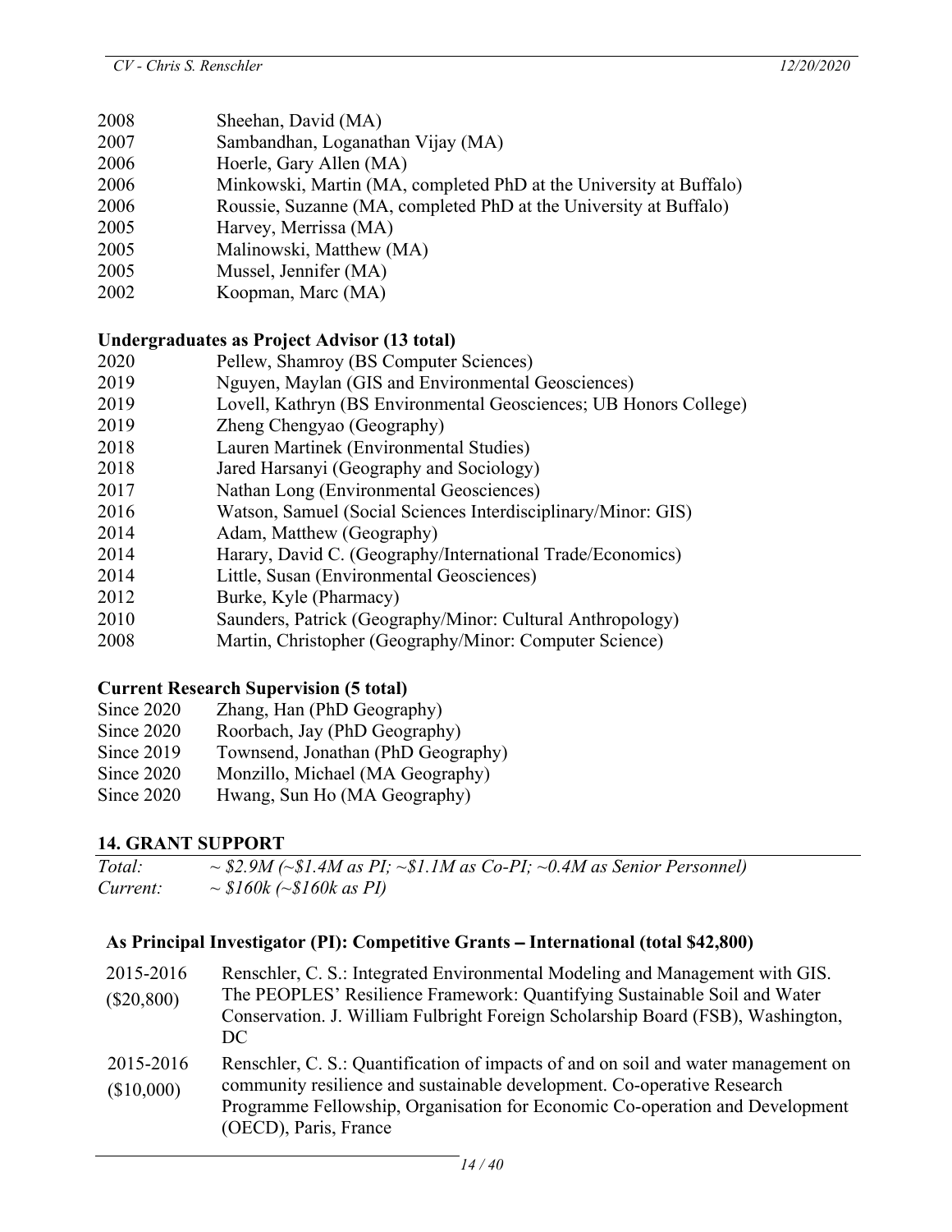2008 Sheehan, David (MA)
2007 Sambandhan, Loganathan Vijay (MA)
2006 Hoerle, Gary Allen (MA)
2006 Minkowski, Martin (MA, completed PhD at the University at Buffalo)
2006 Roussie, Suzanne (MA, completed PhD at the University at Buffalo)
2005 Harvey, Merrissa (MA)
2005 Malinowski, Matthew (MA)
2005 Mussel, Jennifer (MA)
2002 Koopman, Marc (MA)

**Undergraduates as Project Advisor (13 total)**

2020 Pellew, Shamroy (BS Computer Sciences)
2019 Nguyen, Maylan (GIS and Environmental Geosciences)
2019 Lovell, Kathryn (BS Environmental Geosciences; UB Honors College)
2019 Zheng Chengyao (Geography)
2018 Lauren Martinek (Environmental Studies)
2018 Jared Harsanyi (Geography and Sociology)
2017 Nathan Long (Environmental Geosciences)
2016 Watson, Samuel (Social Sciences Interdisciplinary/Minor: GIS)
2014 Adam, Matthew (Geography)
2014 Harary, David C. (Geography/International Trade/Economics)
2014 Little, Susan (Environmental Geosciences)
2012 Burke, Kyle (Pharmacy)
2010 Saunders, Patrick (Geography/Minor: Cultural Anthropology)
2008 Martin, Christopher (Geography/Minor: Computer Science)

**Current Research Supervision (5 total)**

Since 2020 Zhang, Han (PhD Geography)
Since 2020 Roorbach, Jay (PhD Geography)
Since 2019 Townsend, Jonathan (PhD Geography)
Since 2020 Monzillo, Michael (MA Geography)
Since 2020 Hwang, Sun Ho (MA Geography)

## 14. GRANT SUPPORT

*Total:* *~ $2.9M (~$1.4M as PI; ~$1.1M as Co-PI; ~0.4M as Senior Personnel)*
*Current:* *~ $160k (~$160k as PI)*

### As Principal Investigator (PI): Competitive Grants – International (total $42,800)

2015-2016 ($20,800) Renschler, C. S.: Integrated Environmental Modeling and Management with GIS. The PEOPLES' Resilience Framework: Quantifying Sustainable Soil and Water Conservation. J. William Fulbright Foreign Scholarship Board (FSB), Washington, DC

2015-2016 ($10,000) Renschler, C. S.: Quantification of impacts of and on soil and water management on community resilience and sustainable development. Co-operative Research Programme Fellowship, Organisation for Economic Co-operation and Development (OECD), Paris, France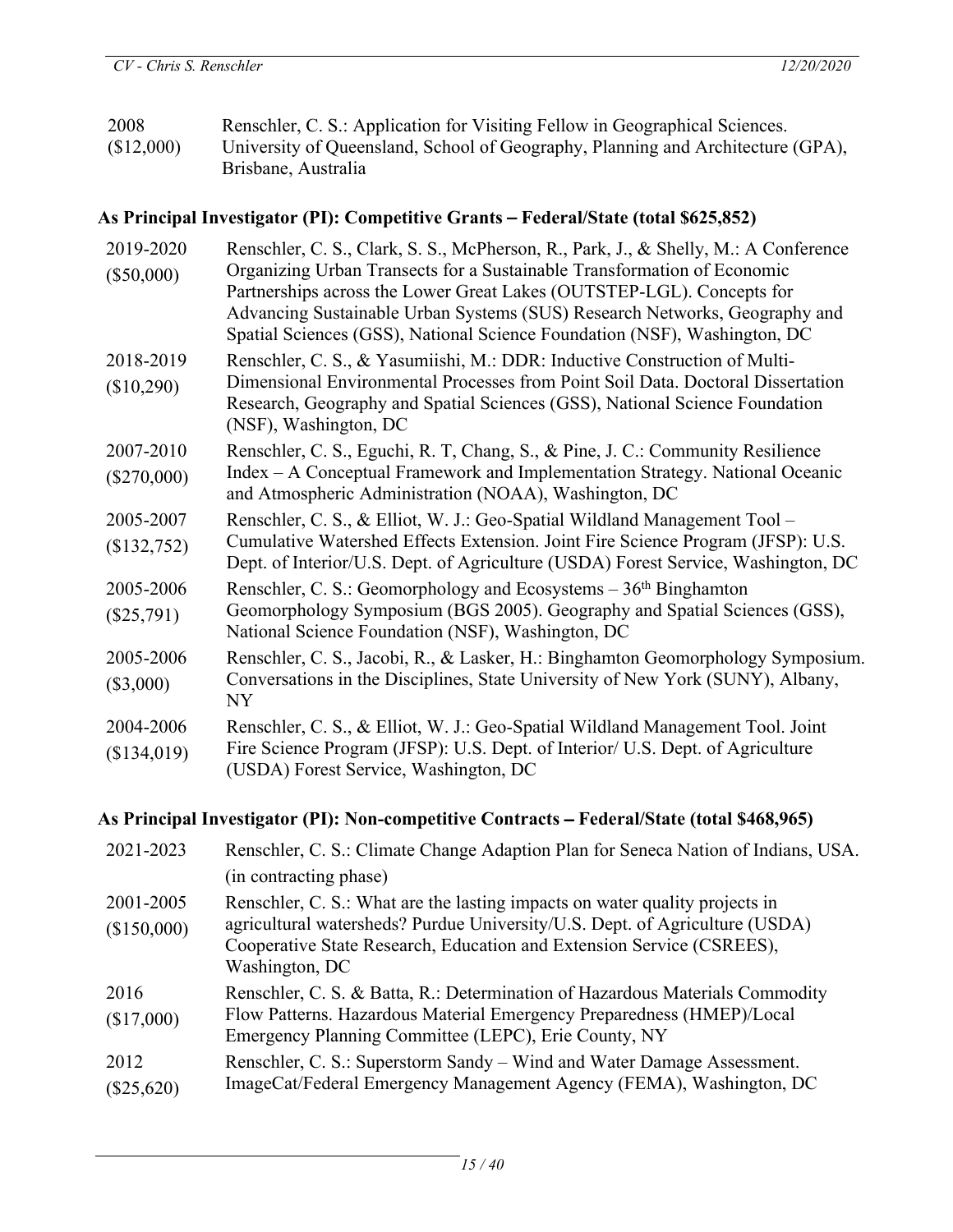2008 ($12,000) — Renschler, C. S.: Application for Visiting Fellow in Geographical Sciences. University of Queensland, School of Geography, Planning and Architecture (GPA), Brisbane, Australia

### As Principal Investigator (PI): Competitive Grants – Federal/State (total $625,852)

2019-2020 ($50,000) — Renschler, C. S., Clark, S. S., McPherson, R., Park, J., & Shelly, M.: A Conference Organizing Urban Transects for a Sustainable Transformation of Economic Partnerships across the Lower Great Lakes (OUTSTEP-LGL). Concepts for Advancing Sustainable Urban Systems (SUS) Research Networks, Geography and Spatial Sciences (GSS), National Science Foundation (NSF), Washington, DC

2018-2019 ($10,290) — Renschler, C. S., & Yasumiishi, M.: DDR: Inductive Construction of Multi-Dimensional Environmental Processes from Point Soil Data. Doctoral Dissertation Research, Geography and Spatial Sciences (GSS), National Science Foundation (NSF), Washington, DC

2007-2010 ($270,000) — Renschler, C. S., Eguchi, R. T, Chang, S., & Pine, J. C.: Community Resilience Index – A Conceptual Framework and Implementation Strategy. National Oceanic and Atmospheric Administration (NOAA), Washington, DC

2005-2007 ($132,752) — Renschler, C. S., & Elliot, W. J.: Geo-Spatial Wildland Management Tool – Cumulative Watershed Effects Extension. Joint Fire Science Program (JFSP): U.S. Dept. of Interior/U.S. Dept. of Agriculture (USDA) Forest Service, Washington, DC

2005-2006 ($25,791) — Renschler, C. S.: Geomorphology and Ecosystems – 36th Binghamton Geomorphology Symposium (BGS 2005). Geography and Spatial Sciences (GSS), National Science Foundation (NSF), Washington, DC

2005-2006 ($3,000) — Renschler, C. S., Jacobi, R., & Lasker, H.: Binghamton Geomorphology Symposium. Conversations in the Disciplines, State University of New York (SUNY), Albany, NY

2004-2006 ($134,019) — Renschler, C. S., & Elliot, W. J.: Geo-Spatial Wildland Management Tool. Joint Fire Science Program (JFSP): U.S. Dept. of Interior/ U.S. Dept. of Agriculture (USDA) Forest Service, Washington, DC

### As Principal Investigator (PI): Non-competitive Contracts – Federal/State (total $468,965)

2021-2023 — Renschler, C. S.: Climate Change Adaption Plan for Seneca Nation of Indians, USA. (in contracting phase)

2001-2005 ($150,000) — Renschler, C. S.: What are the lasting impacts on water quality projects in agricultural watersheds? Purdue University/U.S. Dept. of Agriculture (USDA) Cooperative State Research, Education and Extension Service (CSREES), Washington, DC

2016 ($17,000) — Renschler, C. S. & Batta, R.: Determination of Hazardous Materials Commodity Flow Patterns. Hazardous Material Emergency Preparedness (HMEP)/Local Emergency Planning Committee (LEPC), Erie County, NY

2012 ($25,620) — Renschler, C. S.: Superstorm Sandy – Wind and Water Damage Assessment. ImageCat/Federal Emergency Management Agency (FEMA), Washington, DC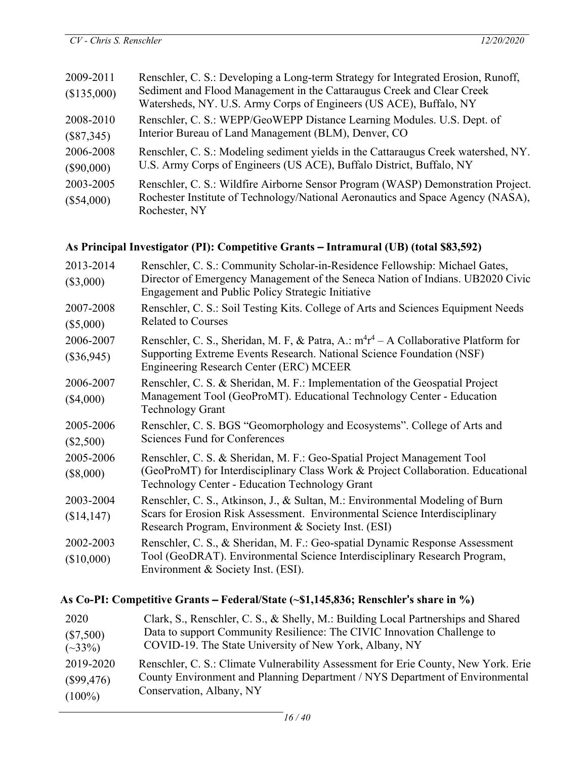| | |
|---|---|
| 2009-2011 ($135,000) | Renschler, C. S.: Developing a Long-term Strategy for Integrated Erosion, Runoff, Sediment and Flood Management in the Cattaraugus Creek and Clear Creek Watersheds, NY. U.S. Army Corps of Engineers (US ACE), Buffalo, NY |
| 2008-2010 ($87,345) | Renschler, C. S.: WEPP/GeoWEPP Distance Learning Modules. U.S. Dept. of Interior Bureau of Land Management (BLM), Denver, CO |
| 2006-2008 ($90,000) | Renschler, C. S.: Modeling sediment yields in the Cattaraugus Creek watershed, NY. U.S. Army Corps of Engineers (US ACE), Buffalo District, Buffalo, NY |
| 2003-2005 ($54,000) | Renschler, C. S.: Wildfire Airborne Sensor Program (WASP) Demonstration Project. Rochester Institute of Technology/National Aeronautics and Space Agency (NASA), Rochester, NY |

### As Principal Investigator (PI): Competitive Grants – Intramural (UB) (total $83,592)

| | |
|---|---|
| 2013-2014 ($3,000) | Renschler, C. S.: Community Scholar-in-Residence Fellowship: Michael Gates, Director of Emergency Management of the Seneca Nation of Indians. UB2020 Civic Engagement and Public Policy Strategic Initiative |
| 2007-2008 ($5,000) | Renschler, C. S.: Soil Testing Kits. College of Arts and Sciences Equipment Needs Related to Courses |
| 2006-2007 ($36,945) | Renschler, C. S., Sheridan, M. F, & Patra, A.: $m^4r^4$ – A Collaborative Platform for Supporting Extreme Events Research. National Science Foundation (NSF) Engineering Research Center (ERC) MCEER |
| 2006-2007 ($4,000) | Renschler, C. S. & Sheridan, M. F.: Implementation of the Geospatial Project Management Tool (GeoProMT). Educational Technology Center - Education Technology Grant |
| 2005-2006 ($2,500) | Renschler, C. S. BGS "Geomorphology and Ecosystems". College of Arts and Sciences Fund for Conferences |
| 2005-2006 ($8,000) | Renschler, C. S. & Sheridan, M. F.: Geo-Spatial Project Management Tool (GeoProMT) for Interdisciplinary Class Work & Project Collaboration. Educational Technology Center - Education Technology Grant |
| 2003-2004 ($14,147) | Renschler, C. S., Atkinson, J., & Sultan, M.: Environmental Modeling of Burn Scars for Erosion Risk Assessment. Environmental Science Interdisciplinary Research Program, Environment & Society Inst. (ESI) |
| 2002-2003 ($10,000) | Renschler, C. S., & Sheridan, M. F.: Geo-spatial Dynamic Response Assessment Tool (GeoDRAT). Environmental Science Interdisciplinary Research Program, Environment & Society Inst. (ESI). |

### As Co-PI: Competitive Grants – Federal/State (~$1,145,836; Renschler's share in %)

| | |
|---|---|
| 2020 ($7,500) (~33%) | Clark, S., Renschler, C. S., & Shelly, M.: Building Local Partnerships and Shared Data to support Community Resilience: The CIVIC Innovation Challenge to COVID-19. The State University of New York, Albany, NY |
| 2019-2020 ($99,476) (100%) | Renschler, C. S.: Climate Vulnerability Assessment for Erie County, New York. Erie County Environment and Planning Department / NYS Department of Environmental Conservation, Albany, NY |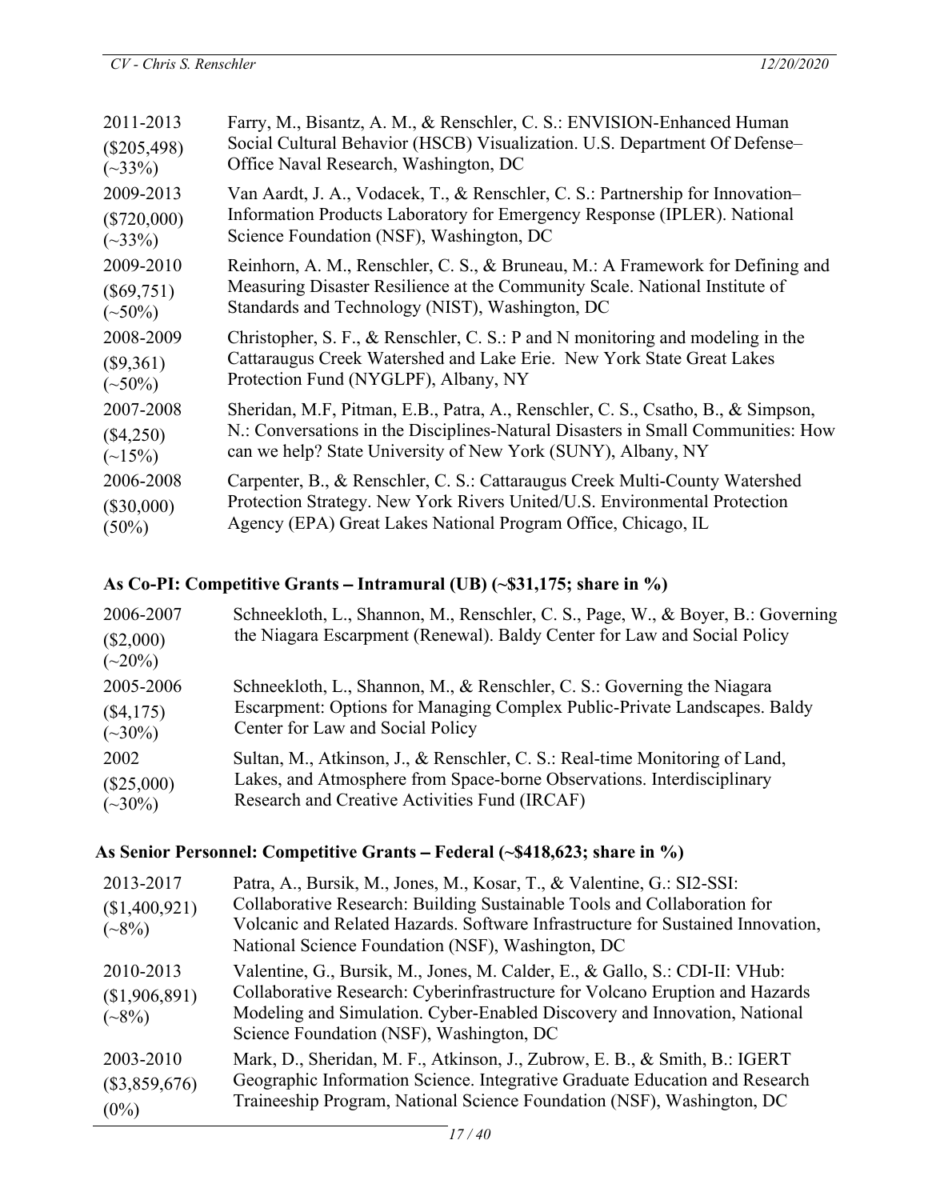2011-2013 ($205,498) (~33%)
: Farry, M., Bisantz, A. M., & Renschler, C. S.: ENVISION-Enhanced Human Social Cultural Behavior (HSCB) Visualization. U.S. Department Of Defense–Office Naval Research, Washington, DC

2009-2013 ($720,000) (~33%)
: Van Aardt, J. A., Vodacek, T., & Renschler, C. S.: Partnership for Innovation–Information Products Laboratory for Emergency Response (IPLER). National Science Foundation (NSF), Washington, DC

2009-2010 ($69,751) (~50%)
: Reinhorn, A. M., Renschler, C. S., & Bruneau, M.: A Framework for Defining and Measuring Disaster Resilience at the Community Scale. National Institute of Standards and Technology (NIST), Washington, DC

2008-2009 ($9,361) (~50%)
: Christopher, S. F., & Renschler, C. S.: P and N monitoring and modeling in the Cattaraugus Creek Watershed and Lake Erie. New York State Great Lakes Protection Fund (NYGLPF), Albany, NY

2007-2008 ($4,250) (~15%)
: Sheridan, M.F, Pitman, E.B., Patra, A., Renschler, C. S., Csatho, B., & Simpson, N.: Conversations in the Disciplines-Natural Disasters in Small Communities: How can we help? State University of New York (SUNY), Albany, NY

2006-2008 ($30,000) (50%)
: Carpenter, B., & Renschler, C. S.: Cattaraugus Creek Multi-County Watershed Protection Strategy. New York Rivers United/U.S. Environmental Protection Agency (EPA) Great Lakes National Program Office, Chicago, IL

### As Co-PI: Competitive Grants – Intramural (UB) (~$31,175; share in %)

2006-2007 ($2,000) (~20%)
: Schneekloth, L., Shannon, M., Renschler, C. S., Page, W., & Boyer, B.: Governing the Niagara Escarpment (Renewal). Baldy Center for Law and Social Policy

2005-2006 ($4,175) (~30%)
: Schneekloth, L., Shannon, M., & Renschler, C. S.: Governing the Niagara Escarpment: Options for Managing Complex Public-Private Landscapes. Baldy Center for Law and Social Policy

2002 ($25,000) (~30%)
: Sultan, M., Atkinson, J., & Renschler, C. S.: Real-time Monitoring of Land, Lakes, and Atmosphere from Space-borne Observations. Interdisciplinary Research and Creative Activities Fund (IRCAF)

### As Senior Personnel: Competitive Grants – Federal (~$418,623; share in %)

2013-2017 ($1,400,921) (~8%)
: Patra, A., Bursik, M., Jones, M., Kosar, T., & Valentine, G.: SI2-SSI: Collaborative Research: Building Sustainable Tools and Collaboration for Volcanic and Related Hazards. Software Infrastructure for Sustained Innovation, National Science Foundation (NSF), Washington, DC

2010-2013 ($1,906,891) (~8%)
: Valentine, G., Bursik, M., Jones, M. Calder, E., & Gallo, S.: CDI-II: VHub: Collaborative Research: Cyberinfrastructure for Volcano Eruption and Hazards Modeling and Simulation. Cyber-Enabled Discovery and Innovation, National Science Foundation (NSF), Washington, DC

2003-2010 ($3,859,676) (0%)
: Mark, D., Sheridan, M. F., Atkinson, J., Zubrow, E. B., & Smith, B.: IGERT Geographic Information Science. Integrative Graduate Education and Research Traineeship Program, National Science Foundation (NSF), Washington, DC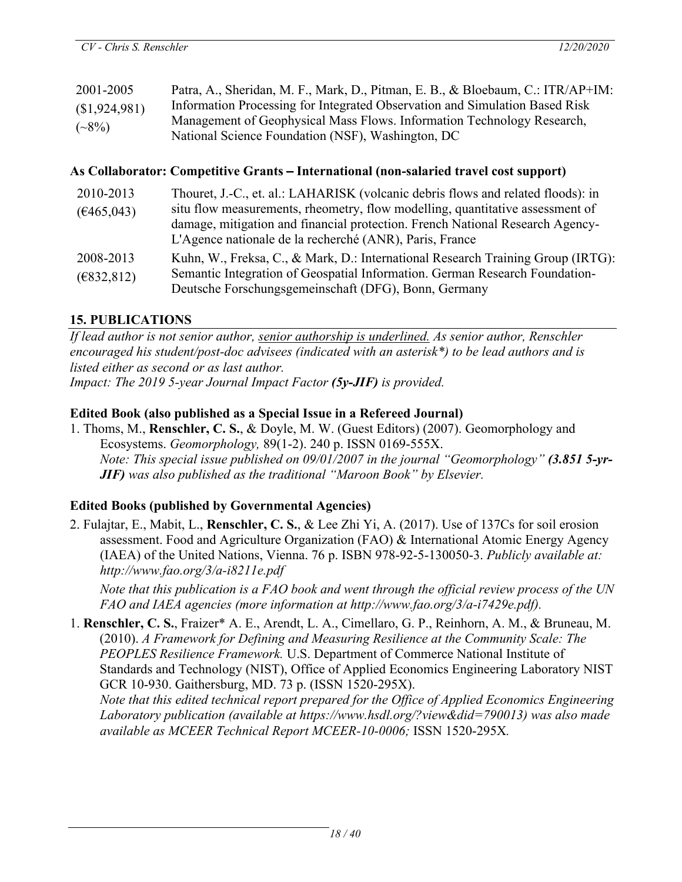| | |
|---|---|
| 2001-2005 ($1,924,981) (~8%) | Patra, A., Sheridan, M. F., Mark, D., Pitman, E. B., & Bloebaum, C.: ITR/AP+IM: Information Processing for Integrated Observation and Simulation Based Risk Management of Geophysical Mass Flows. Information Technology Research, National Science Foundation (NSF), Washington, DC |

**As Collaborator: Competitive Grants – International (non-salaried travel cost support)**

| | |
|---|---|
| 2010-2013 (€465,043) | Thouret, J.-C., et. al.: LAHARISK (volcanic debris flows and related floods): in situ flow measurements, rheometry, flow modelling, quantitative assessment of damage, mitigation and financial protection. French National Research Agency-L'Agence nationale de la recherché (ANR), Paris, France |
| 2008-2013 (€832,812) | Kuhn, W., Freksa, C., & Mark, D.: International Research Training Group (IRTG): Semantic Integration of Geospatial Information. German Research Foundation-Deutsche Forschungsgemeinschaft (DFG), Bonn, Germany |

## 15. PUBLICATIONS

*If lead author is not senior author, senior authorship is underlined. As senior author, Renschler encouraged his student/post-doc advisees (indicated with an asterisk*) to be lead authors and is listed either as second or as last author.*
*Impact: The 2019 5-year Journal Impact Factor **(5y-JIF)** is provided.*

### Edited Book (also published as a Special Issue in a Refereed Journal)

1. Thoms, M., **Renschler, C. S.**, & Doyle, M. W. (Guest Editors) (2007). Geomorphology and Ecosystems. *Geomorphology,* 89(1-2). 240 p. ISSN 0169-555X.
   *Note: This special issue published on 09/01/2007 in the journal "Geomorphology" **(3.851 5-yr-JIF)** was also published as the traditional "Maroon Book" by Elsevier.*

### Edited Books (published by Governmental Agencies)

2. Fulajtar, E., Mabit, L., **Renschler, C. S.**, & Lee Zhi Yi, A. (2017). Use of 137Cs for soil erosion assessment. Food and Agriculture Organization (FAO) & International Atomic Energy Agency (IAEA) of the United Nations, Vienna. 76 p. ISBN 978-92-5-130050-3. *Publicly available at: http://www.fao.org/3/a-i8211e.pdf*

   *Note that this publication is a FAO book and went through the official review process of the UN FAO and IAEA agencies (more information at http://www.fao.org/3/a-i7429e.pdf).*

1. **Renschler, C. S.**, Fraizer* A. E., Arendt, L. A., Cimellaro, G. P., Reinhorn, A. M., & Bruneau, M. (2010). *A Framework for Defining and Measuring Resilience at the Community Scale: The PEOPLES Resilience Framework.* U.S. Department of Commerce National Institute of Standards and Technology (NIST), Office of Applied Economics Engineering Laboratory NIST GCR 10-930. Gaithersburg, MD. 73 p. (ISSN 1520-295X).
   *Note that this edited technical report prepared for the Office of Applied Economics Engineering Laboratory publication (available at https://www.hsdl.org/?view&did=790013) was also made available as MCEER Technical Report MCEER-10-0006;* ISSN 1520-295X.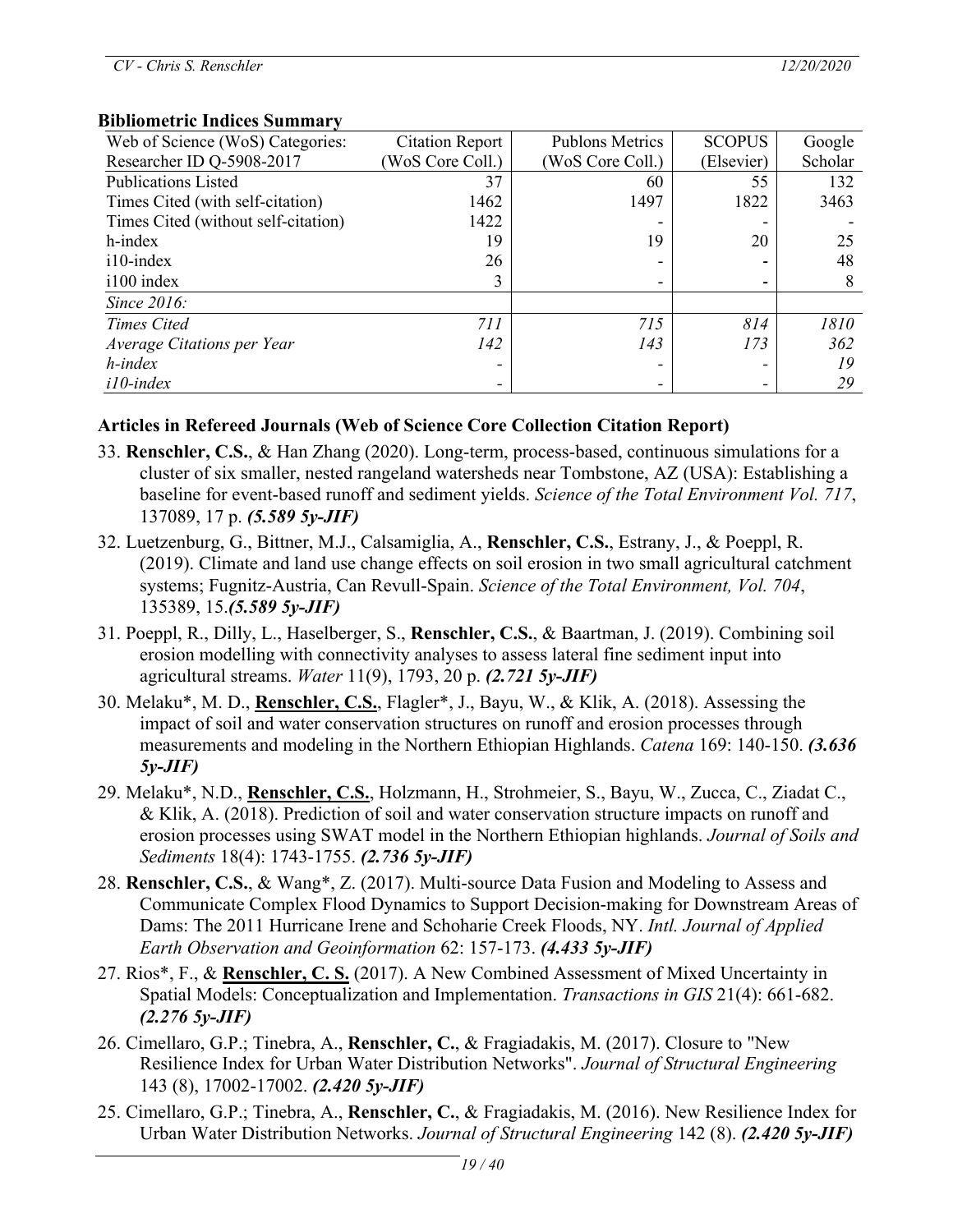**Bibliometric Indices Summary**

| Web of Science (WoS) Categories: Researcher ID Q-5908-2017 | Citation Report (WoS Core Coll.) | Publons Metrics (WoS Core Coll.) | SCOPUS (Elsevier) | Google Scholar |
|---|---|---|---|---|
| Publications Listed | 37 | 60 | 55 | 132 |
| Times Cited (with self-citation) | 1462 | 1497 | 1822 | 3463 |
| Times Cited (without self-citation) | 1422 | - | - | - |
| h-index | 19 | 19 | 20 | 25 |
| i10-index | 26 | - | - | 48 |
| i100 index | 3 | - | - | 8 |
| *Since 2016:* | | | | |
| *Times Cited* | *711* | *715* | *814* | *1810* |
| *Average Citations per Year* | *142* | *143* | *173* | *362* |
| *h-index* | - | - | - | *19* |
| *i10-index* | - | - | - | *29* |

**Articles in Refereed Journals (Web of Science Core Collection Citation Report)**

33. **Renschler, C.S.**, & Han Zhang (2020). Long-term, process-based, continuous simulations for a cluster of six smaller, nested rangeland watersheds near Tombstone, AZ (USA): Establishing a baseline for event-based runoff and sediment yields. *Science of the Total Environment Vol. 717*, 137089, 17 p. ***(5.589 5y-JIF)***
32. Luetzenburg, G., Bittner, M.J., Calsamiglia, A., **Renschler, C.S.**, Estrany, J., & Poeppl, R. (2019). Climate and land use change effects on soil erosion in two small agricultural catchment systems; Fugnitz-Austria, Can Revull-Spain. *Science of the Total Environment, Vol. 704*, 135389, 15.***(5.589 5y-JIF)***
31. Poeppl, R., Dilly, L., Haselberger, S., **Renschler, C.S.**, & Baartman, J. (2019). Combining soil erosion modelling with connectivity analyses to assess lateral fine sediment input into agricultural streams. *Water* 11(9), 1793, 20 p. ***(2.721 5y-JIF)***
30. Melaku*, M. D., **Renschler, C.S.**, Flagler*, J., Bayu, W., & Klik, A. (2018). Assessing the impact of soil and water conservation structures on runoff and erosion processes through measurements and modeling in the Northern Ethiopian Highlands. *Catena* 169: 140-150. ***(3.636 5y-JIF)***
29. Melaku*, N.D., **Renschler, C.S.**, Holzmann, H., Strohmeier, S., Bayu, W., Zucca, C., Ziadat C., & Klik, A. (2018). Prediction of soil and water conservation structure impacts on runoff and erosion processes using SWAT model in the Northern Ethiopian highlands. *Journal of Soils and Sediments* 18(4): 1743-1755. ***(2.736 5y-JIF)***
28. **Renschler, C.S.**, & Wang*, Z. (2017). Multi-source Data Fusion and Modeling to Assess and Communicate Complex Flood Dynamics to Support Decision-making for Downstream Areas of Dams: The 2011 Hurricane Irene and Schoharie Creek Floods, NY. *Intl. Journal of Applied Earth Observation and Geoinformation* 62: 157-173. ***(4.433 5y-JIF)***
27. Rios*, F., & **Renschler, C. S.** (2017). A New Combined Assessment of Mixed Uncertainty in Spatial Models: Conceptualization and Implementation. *Transactions in GIS* 21(4): 661-682. ***(2.276 5y-JIF)***
26. Cimellaro, G.P.; Tinebra, A., **Renschler, C.**, & Fragiadakis, M. (2017). Closure to "New Resilience Index for Urban Water Distribution Networks". *Journal of Structural Engineering* 143 (8), 17002-17002. ***(2.420 5y-JIF)***
25. Cimellaro, G.P.; Tinebra, A., **Renschler, C.**, & Fragiadakis, M. (2016). New Resilience Index for Urban Water Distribution Networks. *Journal of Structural Engineering* 142 (8). ***(2.420 5y-JIF)***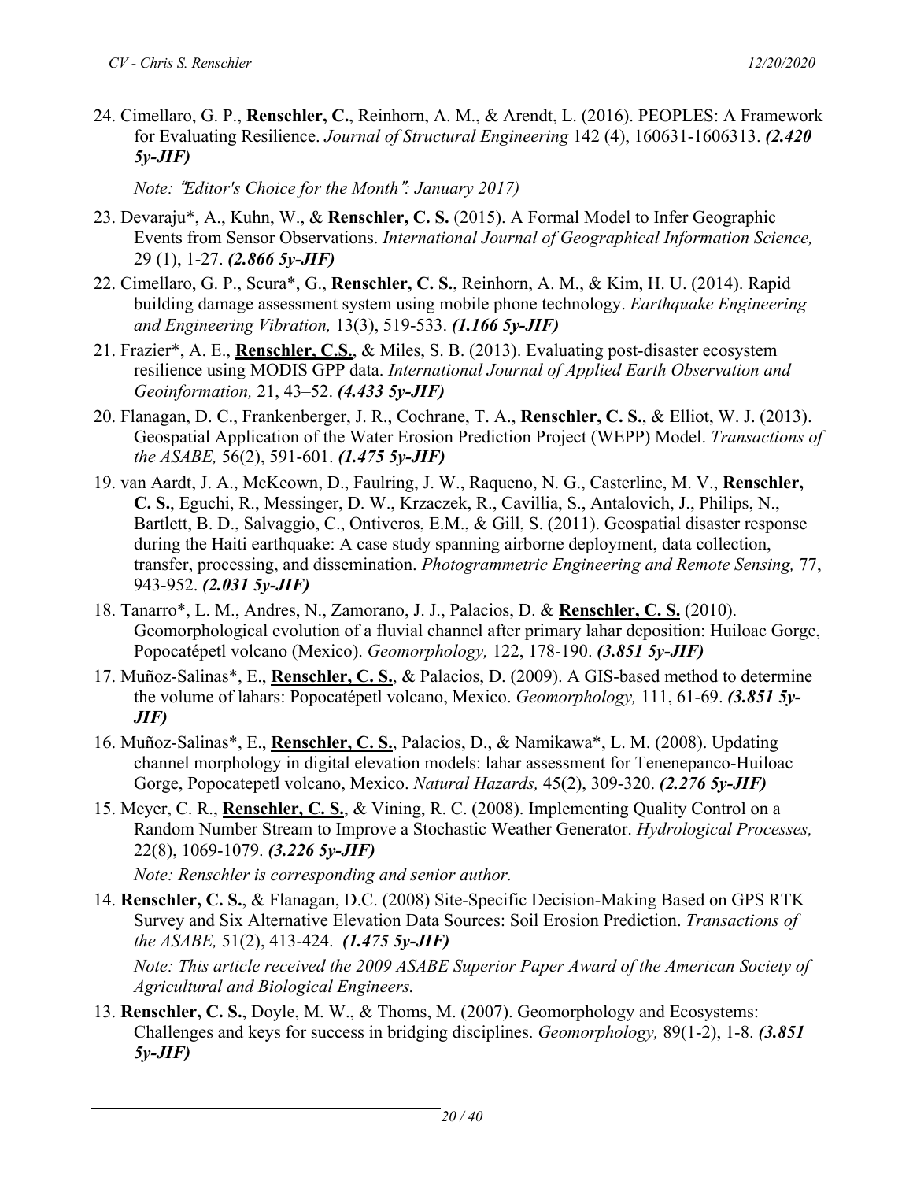24. Cimellaro, G. P., **Renschler, C.**, Reinhorn, A. M., & Arendt, L. (2016). PEOPLES: A Framework for Evaluating Resilience. *Journal of Structural Engineering* 142 (4), 160631-1606313. ***(2.420 5y-JIF)***

    *Note: "Editor's Choice for the Month": January 2017)*

23. Devaraju*, A., Kuhn, W., & **Renschler, C. S.** (2015). A Formal Model to Infer Geographic Events from Sensor Observations. *International Journal of Geographical Information Science,* 29 (1), 1-27. ***(2.866 5y-JIF)***

22. Cimellaro, G. P., Scura*, G., **Renschler, C. S.**, Reinhorn, A. M., & Kim, H. U. (2014). Rapid building damage assessment system using mobile phone technology. *Earthquake Engineering and Engineering Vibration,* 13(3), 519-533. ***(1.166 5y-JIF)***

21. Frazier*, A. E., **Renschler, C.S.**, & Miles, S. B. (2013). Evaluating post-disaster ecosystem resilience using MODIS GPP data. *International Journal of Applied Earth Observation and Geoinformation,* 21, 43–52. ***(4.433 5y-JIF)***

20. Flanagan, D. C., Frankenberger, J. R., Cochrane, T. A., **Renschler, C. S.**, & Elliot, W. J. (2013). Geospatial Application of the Water Erosion Prediction Project (WEPP) Model. *Transactions of the ASABE,* 56(2), 591-601. ***(1.475 5y-JIF)***

19. van Aardt, J. A., McKeown, D., Faulring, J. W., Raqueno, N. G., Casterline, M. V., **Renschler, C. S.**, Eguchi, R., Messinger, D. W., Krzaczek, R., Cavillia, S., Antalovich, J., Philips, N., Bartlett, B. D., Salvaggio, C., Ontiveros, E.M., & Gill, S. (2011). Geospatial disaster response during the Haiti earthquake: A case study spanning airborne deployment, data collection, transfer, processing, and dissemination. *Photogrammetric Engineering and Remote Sensing,* 77, 943-952. ***(2.031 5y-JIF)***

18. Tanarro*, L. M., Andres, N., Zamorano, J. J., Palacios, D. & **Renschler, C. S.** (2010). Geomorphological evolution of a fluvial channel after primary lahar deposition: Huiloac Gorge, Popocatépetl volcano (Mexico). *Geomorphology,* 122, 178-190. ***(3.851 5y-JIF)***

17. Muñoz-Salinas*, E., **Renschler, C. S.**, & Palacios, D. (2009). A GIS-based method to determine the volume of lahars: Popocatépetl volcano, Mexico. *Geomorphology,* 111, 61-69. ***(3.851 5y-JIF)***

16. Muñoz-Salinas*, E., **Renschler, C. S.**, Palacios, D., & Namikawa*, L. M. (2008). Updating channel morphology in digital elevation models: lahar assessment for Tenenepanco-Huiloac Gorge, Popocatepetl volcano, Mexico. *Natural Hazards,* 45(2), 309-320. ***(2.276 5y-JIF)***

15. Meyer, C. R., **Renschler, C. S.**, & Vining, R. C. (2008). Implementing Quality Control on a Random Number Stream to Improve a Stochastic Weather Generator. *Hydrological Processes,* 22(8), 1069-1079. ***(3.226 5y-JIF)***

    *Note: Renschler is corresponding and senior author.*

14. **Renschler, C. S.**, & Flanagan, D.C. (2008) Site-Specific Decision-Making Based on GPS RTK Survey and Six Alternative Elevation Data Sources: Soil Erosion Prediction. *Transactions of the ASABE,* 51(2), 413-424. ***(1.475 5y-JIF)***

    *Note: This article received the 2009 ASABE Superior Paper Award of the American Society of Agricultural and Biological Engineers.*

13. **Renschler, C. S.**, Doyle, M. W., & Thoms, M. (2007). Geomorphology and Ecosystems: Challenges and keys for success in bridging disciplines. *Geomorphology,* 89(1-2), 1-8. ***(3.851 5y-JIF)***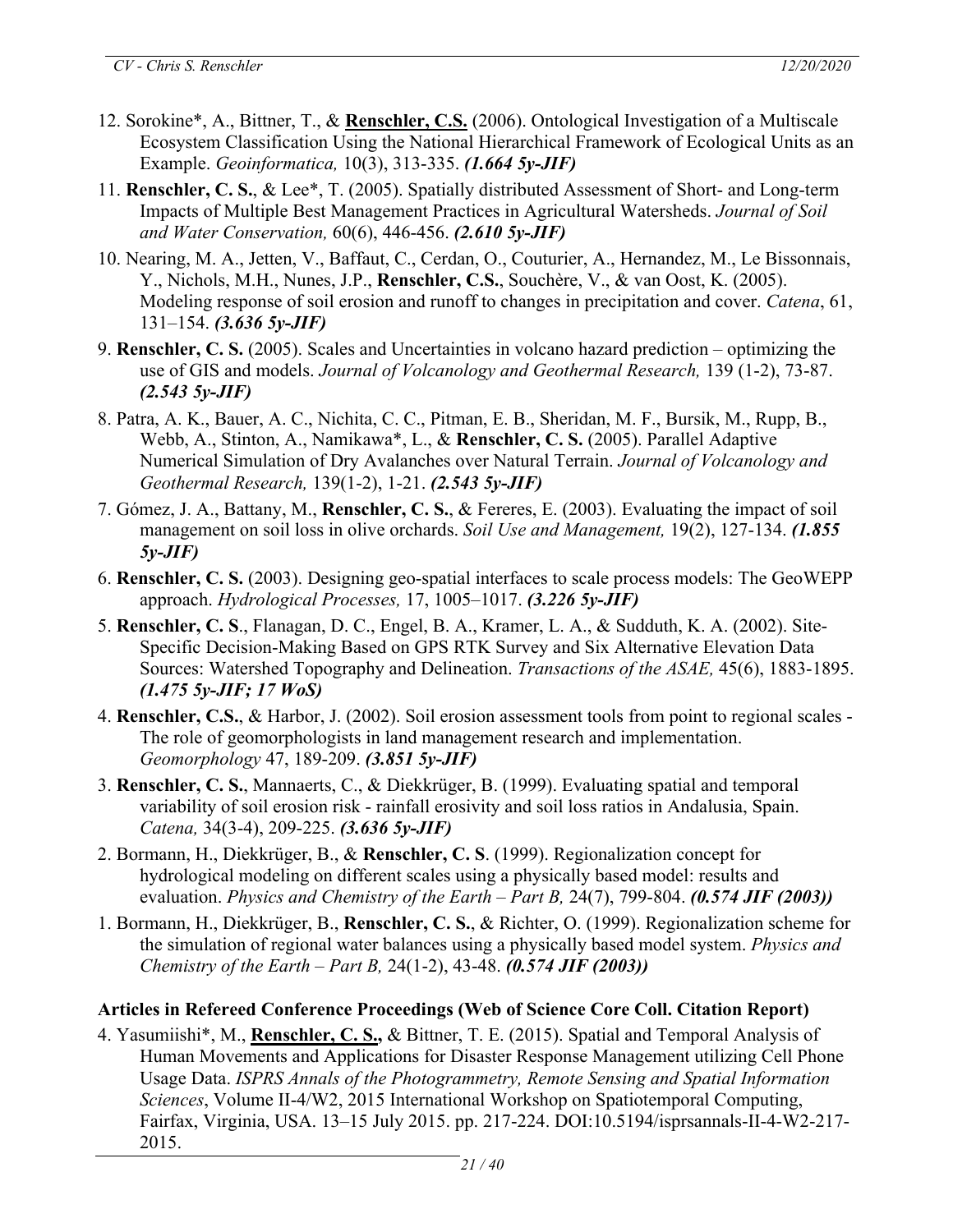12. Sorokine*, A., Bittner, T., & **Renschler, C.S.** (2006). Ontological Investigation of a Multiscale Ecosystem Classification Using the National Hierarchical Framework of Ecological Units as an Example. *Geoinformatica,* 10(3), 313-335. ***(1.664 5y-JIF)***

11. **Renschler, C. S.**, & Lee*, T. (2005). Spatially distributed Assessment of Short- and Long-term Impacts of Multiple Best Management Practices in Agricultural Watersheds. *Journal of Soil and Water Conservation,* 60(6), 446-456. ***(2.610 5y-JIF)***

10. Nearing, M. A., Jetten, V., Baffaut, C., Cerdan, O., Couturier, A., Hernandez, M., Le Bissonnais, Y., Nichols, M.H., Nunes, J.P., **Renschler, C.S.**, Souchère, V., & van Oost, K. (2005). Modeling response of soil erosion and runoff to changes in precipitation and cover. *Catena*, 61, 131–154. ***(3.636 5y-JIF)***

9. **Renschler, C. S.** (2005). Scales and Uncertainties in volcano hazard prediction – optimizing the use of GIS and models. *Journal of Volcanology and Geothermal Research,* 139 (1-2), 73-87. ***(2.543 5y-JIF)***

8. Patra, A. K., Bauer, A. C., Nichita, C. C., Pitman, E. B., Sheridan, M. F., Bursik, M., Rupp, B., Webb, A., Stinton, A., Namikawa*, L., & **Renschler, C. S.** (2005). Parallel Adaptive Numerical Simulation of Dry Avalanches over Natural Terrain. *Journal of Volcanology and Geothermal Research,* 139(1-2), 1-21. ***(2.543 5y-JIF)***

7. Gómez, J. A., Battany, M., **Renschler, C. S.**, & Fereres, E. (2003). Evaluating the impact of soil management on soil loss in olive orchards. *Soil Use and Management,* 19(2), 127-134. ***(1.855 5y-JIF)***

6. **Renschler, C. S.** (2003). Designing geo-spatial interfaces to scale process models: The GeoWEPP approach. *Hydrological Processes,* 17, 1005–1017. ***(3.226 5y-JIF)***

5. **Renschler, C. S**., Flanagan, D. C., Engel, B. A., Kramer, L. A., & Sudduth, K. A. (2002). Site-Specific Decision-Making Based on GPS RTK Survey and Six Alternative Elevation Data Sources: Watershed Topography and Delineation. *Transactions of the ASAE,* 45(6), 1883-1895. ***(1.475 5y-JIF; 17 WoS)***

4. **Renschler, C.S.**, & Harbor, J. (2002). Soil erosion assessment tools from point to regional scales - The role of geomorphologists in land management research and implementation. *Geomorphology* 47, 189-209. ***(3.851 5y-JIF)***

3. **Renschler, C. S.**, Mannaerts, C., & Diekkrüger, B. (1999). Evaluating spatial and temporal variability of soil erosion risk - rainfall erosivity and soil loss ratios in Andalusia, Spain. *Catena,* 34(3-4), 209-225. ***(3.636 5y-JIF)***

2. Bormann, H., Diekkrüger, B., & **Renschler, C. S**. (1999). Regionalization concept for hydrological modeling on different scales using a physically based model: results and evaluation. *Physics and Chemistry of the Earth – Part B,* 24(7), 799-804. ***(0.574 JIF (2003))***

1. Bormann, H., Diekkrüger, B., **Renschler, C. S.**, & Richter, O. (1999). Regionalization scheme for the simulation of regional water balances using a physically based model system. *Physics and Chemistry of the Earth – Part B,* 24(1-2), 43-48. ***(0.574 JIF (2003))***

### Articles in Refereed Conference Proceedings (Web of Science Core Coll. Citation Report)

4. Yasumiishi*, M., **Renschler, C. S.,** & Bittner, T. E. (2015). Spatial and Temporal Analysis of Human Movements and Applications for Disaster Response Management utilizing Cell Phone Usage Data. *ISPRS Annals of the Photogrammetry, Remote Sensing and Spatial Information Sciences*, Volume II-4/W2, 2015 International Workshop on Spatiotemporal Computing, Fairfax, Virginia, USA. 13–15 July 2015. pp. 217-224. DOI:10.5194/isprsannals-II-4-W2-217-2015.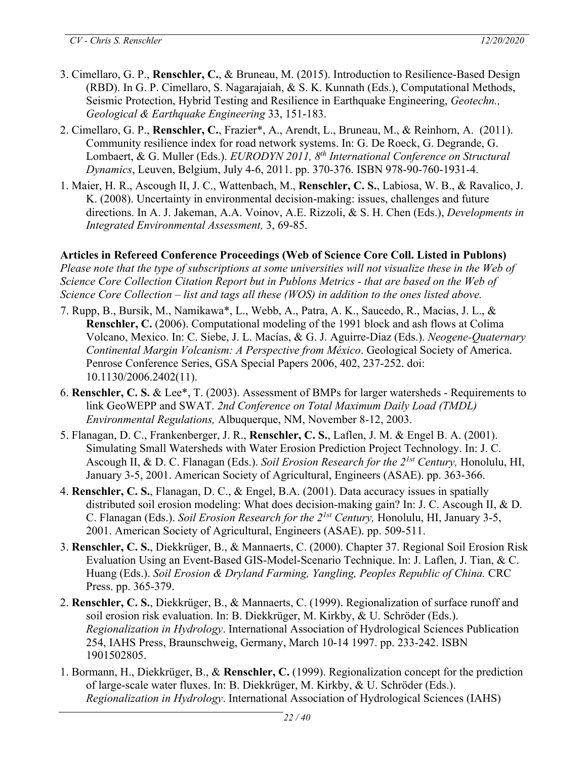3. Cimellaro, G. P., **Renschler, C.**, & Bruneau, M. (2015). Introduction to Resilience-Based Design (RBD). In G. P. Cimellaro, S. Nagarajaiah, & S. K. Kunnath (Eds.), Computational Methods, Seismic Protection, Hybrid Testing and Resilience in Earthquake Engineering, *Geotechn., Geological & Earthquake Engineering* 33, 151-183.

2. Cimellaro, G. P., **Renschler, C.**, Frazier*, A., Arendt, L., Bruneau, M., & Reinhorn, A. (2011). Community resilience index for road network systems. In: G. De Roeck, G. Degrande, G. Lombaert, & G. Muller (Eds.). *EURODYN 2011, 8th International Conference on Structural Dynamics*, Leuven, Belgium, July 4-6, 2011. pp. 370-376. ISBN 978-90-760-1931-4.

1. Maier, H. R., Ascough II, J. C., Wattenbach, M., **Renschler, C. S.**, Labiosa, W. B., & Ravalico, J. K. (2008). Uncertainty in environmental decision-making: issues, challenges and future directions. In A. J. Jakeman, A.A. Voinov, A.E. Rizzoli, & S. H. Chen (Eds.), *Developments in Integrated Environmental Assessment,* 3, 69-85.

**Articles in Refereed Conference Proceedings (Web of Science Core Coll. Listed in Publons)**

*Please note that the type of subscriptions at some universities will not visualize these in the Web of Science Core Collection Citation Report but in Publons Metrics - that are based on the Web of Science Core Collection – list and tags all these (WOS) in addition to the ones listed above.*

7. Rupp, B., Bursik, M., Namikawa*, L., Webb, A., Patra, A. K., Saucedo, R., Macias, J. L., & **Renschler, C.** (2006). Computational modeling of the 1991 block and ash flows at Colima Volcano, Mexico. In: C. Siebe, J. L. Macías, & G. J. Aguirre-Díaz (Eds.). *Neogene-Quaternary Continental Margin Volcanism: A Perspective from México*. Geological Society of America. Penrose Conference Series, GSA Special Papers 2006, 402, 237-252. doi: 10.1130/2006.2402(11).

6. **Renschler, C. S.** & Lee*, T. (2003). Assessment of BMPs for larger watersheds - Requirements to link GeoWEPP and SWAT. *2nd Conference on Total Maximum Daily Load (TMDL) Environmental Regulations,* Albuquerque, NM, November 8-12, 2003.

5. Flanagan, D. C., Frankenberger, J. R., **Renschler, C. S.**, Laflen, J. M. & Engel B. A. (2001). Simulating Small Watersheds with Water Erosion Prediction Project Technology. In: J. C. Ascough II, & D. C. Flanagan (Eds.). *Soil Erosion Research for the 21st Century,* Honolulu, HI, January 3-5, 2001. American Society of Agricultural, Engineers (ASAE). pp. 363-366.

4. **Renschler, C. S.**, Flanagan, D. C., & Engel, B.A. (2001). Data accuracy issues in spatially distributed soil erosion modeling: What does decision-making gain? In: J. C. Ascough II, & D. C. Flanagan (Eds.). *Soil Erosion Research for the 21st Century,* Honolulu, HI, January 3-5, 2001. American Society of Agricultural, Engineers (ASAE). pp. 509-511.

3. **Renschler, C. S.**, Diekkrüger, B., & Mannaerts, C. (2000). Chapter 37. Regional Soil Erosion Risk Evaluation Using an Event-Based GIS-Model-Scenario Technique. In: J. Laflen, J. Tian, & C. Huang (Eds.). *Soil Erosion & Dryland Farming, Yangling, Peoples Republic of China.* CRC Press. pp. 365-379.

2. **Renschler, C. S.**, Diekkrüger, B., & Mannaerts, C. (1999). Regionalization of surface runoff and soil erosion risk evaluation. In: B. Diekkrüger, M. Kirkby, & U. Schröder (Eds.). *Regionalization in Hydrology*. International Association of Hydrological Sciences Publication 254, IAHS Press, Braunschweig, Germany, March 10-14 1997. pp. 233-242. ISBN 1901502805.

1. Bormann, H., Diekkrüger, B., & **Renschler, C.** (1999). Regionalization concept for the prediction of large-scale water fluxes. In: B. Diekkrüger, M. Kirkby, & U. Schröder (Eds.). *Regionalization in Hydrology*. International Association of Hydrological Sciences (IAHS)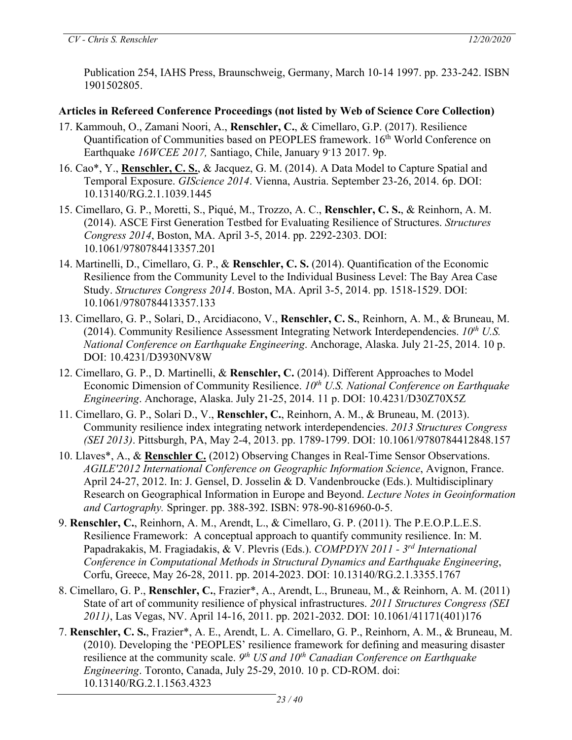Publication 254, IAHS Press, Braunschweig, Germany, March 10-14 1997. pp. 233-242. ISBN 1901502805.

### Articles in Refereed Conference Proceedings (not listed by Web of Science Core Collection)

17. Kammouh, O., Zamani Noori, A., **Renschler, C.**, & Cimellaro, G.P. (2017). Resilience Quantification of Communities based on PEOPLES framework. 16th World Conference on Earthquake *16WCEE 2017,* Santiago, Chile, January 9-13 2017. 9p.
16. Cao*, Y., **Renschler, C. S.**, & Jacquez, G. M. (2014). A Data Model to Capture Spatial and Temporal Exposure. *GIScience 2014*. Vienna, Austria. September 23-26, 2014. 6p. DOI: 10.13140/RG.2.1.1039.1445
15. Cimellaro, G. P., Moretti, S., Piqué, M., Trozzo, A. C., **Renschler, C. S.**, & Reinhorn, A. M. (2014). ASCE First Generation Testbed for Evaluating Resilience of Structures. *Structures Congress 2014*, Boston, MA. April 3-5, 2014. pp. 2292-2303. DOI: 10.1061/9780784413357.201
14. Martinelli, D., Cimellaro, G. P., & **Renschler, C. S.** (2014). Quantification of the Economic Resilience from the Community Level to the Individual Business Level: The Bay Area Case Study. *Structures Congress 2014*. Boston, MA. April 3-5, 2014. pp. 1518-1529. DOI: 10.1061/9780784413357.133
13. Cimellaro, G. P., Solari, D., Arcidiacono, V., **Renschler, C. S.**, Reinhorn, A. M., & Bruneau, M. (2014). Community Resilience Assessment Integrating Network Interdependencies. *10th U.S. National Conference on Earthquake Engineering*. Anchorage, Alaska. July 21-25, 2014. 10 p. DOI: 10.4231/D3930NV8W
12. Cimellaro, G. P., D. Martinelli, & **Renschler, C.** (2014). Different Approaches to Model Economic Dimension of Community Resilience. *10th U.S. National Conference on Earthquake Engineering*. Anchorage, Alaska. July 21-25, 2014. 11 p. DOI: 10.4231/D30Z70X5Z
11. Cimellaro, G. P., Solari D., V., **Renschler, C.**, Reinhorn, A. M., & Bruneau, M. (2013). Community resilience index integrating network interdependencies. *2013 Structures Congress (SEI 2013)*. Pittsburgh, PA, May 2-4, 2013. pp. 1789-1799. DOI: 10.1061/9780784412848.157
10. Llaves*, A., & **Renschler C.** (2012) Observing Changes in Real-Time Sensor Observations. *AGILE'2012 International Conference on Geographic Information Science*, Avignon, France. April 24-27, 2012. In: J. Gensel, D. Josselin & D. Vandenbroucke (Eds.). Multidisciplinary Research on Geographical Information in Europe and Beyond. *Lecture Notes in Geoinformation and Cartography.* Springer. pp. 388-392. ISBN: 978-90-816960-0-5.
9. **Renschler, C.**, Reinhorn, A. M., Arendt, L., & Cimellaro, G. P. (2011). The P.E.O.P.L.E.S. Resilience Framework: A conceptual approach to quantify community resilience. In: M. Papadrakakis, M. Fragiadakis, & V. Plevris (Eds.). *COMPDYN 2011 - 3rd International Conference in Computational Methods in Structural Dynamics and Earthquake Engineering*, Corfu, Greece, May 26-28, 2011. pp. 2014-2023. DOI: 10.13140/RG.2.1.3355.1767
8. Cimellaro, G. P., **Renschler, C.**, Frazier*, A., Arendt, L., Bruneau, M., & Reinhorn, A. M. (2011) State of art of community resilience of physical infrastructures. *2011 Structures Congress (SEI 2011)*, Las Vegas, NV. April 14-16, 2011. pp. 2021-2032. DOI: 10.1061/41171(401)176
7. **Renschler, C. S.**, Frazier*, A. E., Arendt, L. A. Cimellaro, G. P., Reinhorn, A. M., & Bruneau, M. (2010). Developing the 'PEOPLES' resilience framework for defining and measuring disaster resilience at the community scale. *9th US and 10th Canadian Conference on Earthquake Engineering*. Toronto, Canada, July 25-29, 2010. 10 p. CD-ROM. doi: 10.13140/RG.2.1.1563.4323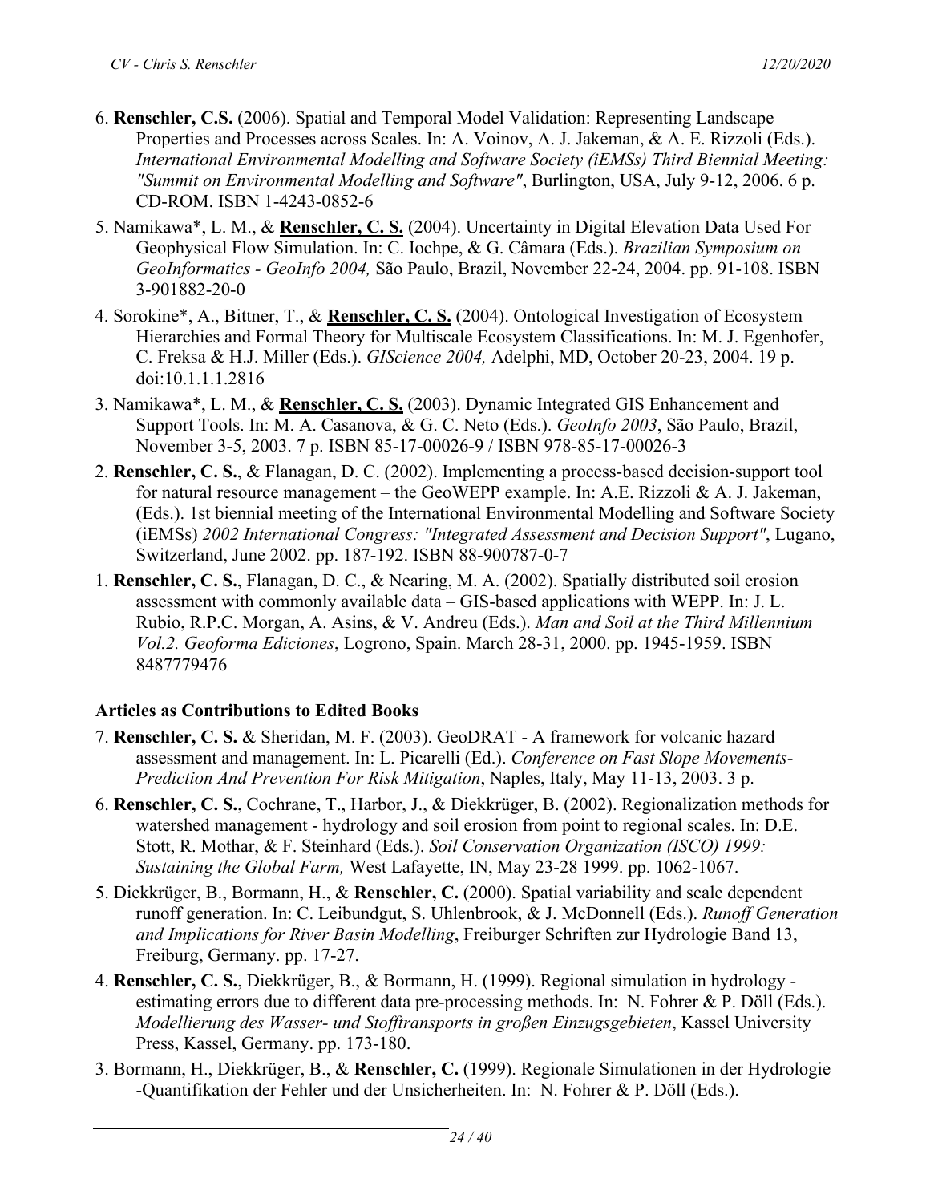6. **Renschler, C.S.** (2006). Spatial and Temporal Model Validation: Representing Landscape Properties and Processes across Scales. In: A. Voinov, A. J. Jakeman, & A. E. Rizzoli (Eds.). *International Environmental Modelling and Software Society (iEMSs) Third Biennial Meeting: "Summit on Environmental Modelling and Software"*, Burlington, USA, July 9-12, 2006. 6 p. CD-ROM. ISBN 1-4243-0852-6

5. Namikawa*, L. M., & **Renschler, C. S.** (2004). Uncertainty in Digital Elevation Data Used For Geophysical Flow Simulation. In: C. Iochpe, & G. Câmara (Eds.). *Brazilian Symposium on GeoInformatics - GeoInfo 2004,* São Paulo, Brazil, November 22-24, 2004. pp. 91-108. ISBN 3-901882-20-0

4. Sorokine*, A., Bittner, T., & **Renschler, C. S.** (2004). Ontological Investigation of Ecosystem Hierarchies and Formal Theory for Multiscale Ecosystem Classifications. In: M. J. Egenhofer, C. Freksa & H.J. Miller (Eds.). *GIScience 2004,* Adelphi, MD, October 20-23, 2004. 19 p. doi:10.1.1.1.2816

3. Namikawa*, L. M., & **Renschler, C. S.** (2003). Dynamic Integrated GIS Enhancement and Support Tools. In: M. A. Casanova, & G. C. Neto (Eds.). *GeoInfo 2003*, São Paulo, Brazil, November 3-5, 2003. 7 p. ISBN 85-17-00026-9 / ISBN 978-85-17-00026-3

2. **Renschler, C. S.**, & Flanagan, D. C. (2002). Implementing a process-based decision-support tool for natural resource management – the GeoWEPP example. In: A.E. Rizzoli & A. J. Jakeman, (Eds.). 1st biennial meeting of the International Environmental Modelling and Software Society (iEMSs) *2002 International Congress: "Integrated Assessment and Decision Support"*, Lugano, Switzerland, June 2002. pp. 187-192. ISBN 88-900787-0-7

1. **Renschler, C. S.**, Flanagan, D. C., & Nearing, M. A. (2002). Spatially distributed soil erosion assessment with commonly available data – GIS-based applications with WEPP. In: J. L. Rubio, R.P.C. Morgan, A. Asins, & V. Andreu (Eds.). *Man and Soil at the Third Millennium Vol.2. Geoforma Ediciones*, Logrono, Spain. March 28-31, 2000. pp. 1945-1959. ISBN 8487779476

### Articles as Contributions to Edited Books

7. **Renschler, C. S.** & Sheridan, M. F. (2003). GeoDRAT - A framework for volcanic hazard assessment and management. In: L. Picarelli (Ed.). *Conference on Fast Slope Movements-Prediction And Prevention For Risk Mitigation*, Naples, Italy, May 11-13, 2003. 3 p.

6. **Renschler, C. S.**, Cochrane, T., Harbor, J., & Diekkrüger, B. (2002). Regionalization methods for watershed management - hydrology and soil erosion from point to regional scales. In: D.E. Stott, R. Mothar, & F. Steinhard (Eds.). *Soil Conservation Organization (ISCO) 1999: Sustaining the Global Farm,* West Lafayette, IN, May 23-28 1999. pp. 1062-1067.

5. Diekkrüger, B., Bormann, H., & **Renschler, C.** (2000). Spatial variability and scale dependent runoff generation. In: C. Leibundgut, S. Uhlenbrook, & J. McDonnell (Eds.). *Runoff Generation and Implications for River Basin Modelling*, Freiburger Schriften zur Hydrologie Band 13, Freiburg, Germany. pp. 17-27.

4. **Renschler, C. S.**, Diekkrüger, B., & Bormann, H. (1999). Regional simulation in hydrology - estimating errors due to different data pre-processing methods. In: N. Fohrer & P. Döll (Eds.). *Modellierung des Wasser- und Stofftransports in großen Einzugsgebieten*, Kassel University Press, Kassel, Germany. pp. 173-180.

3. Bormann, H., Diekkrüger, B., & **Renschler, C.** (1999). Regionale Simulationen in der Hydrologie -Quantifikation der Fehler und der Unsicherheiten. In: N. Fohrer & P. Döll (Eds.).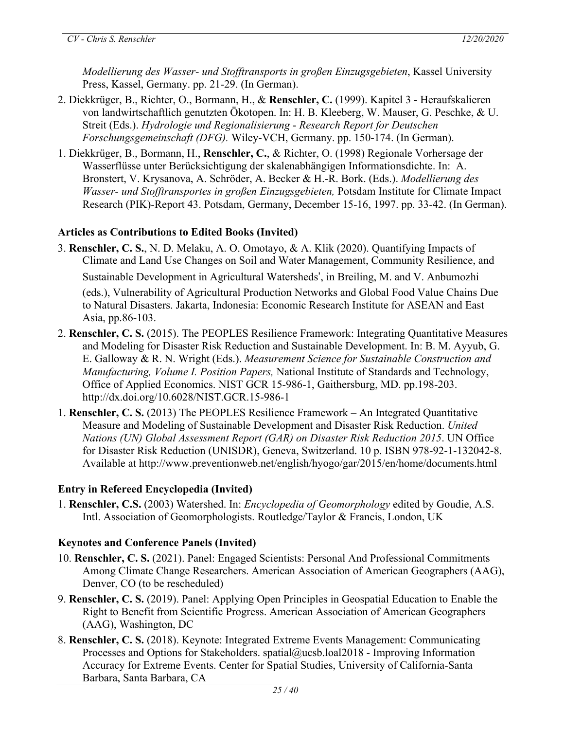*Modellierung des Wasser- und Stofftransports in großen Einzugsgebieten*, Kassel University Press, Kassel, Germany. pp. 21-29. (In German).

2. Diekkrüger, B., Richter, O., Bormann, H., & **Renschler, C.** (1999). Kapitel 3 - Heraufskalieren von landwirtschaftlich genutzten Ökotopen. In: H. B. Kleeberg, W. Mauser, G. Peschke, & U. Streit (Eds.). *Hydrologie und Regionalisierung - Research Report for Deutschen Forschungsgemeinschaft (DFG).* Wiley-VCH, Germany. pp. 150-174. (In German).
1. Diekkrüger, B., Bormann, H., **Renschler, C.**, & Richter, O. (1998) Regionale Vorhersage der Wasserflüsse unter Berücksichtigung der skalenabhängigen Informationsdichte. In: A. Bronstert, V. Krysanova, A. Schröder, A. Becker & H.-R. Bork. (Eds.). *Modellierung des Wasser- und Stofftransportes in großen Einzugsgebieten,* Potsdam Institute for Climate Impact Research (PIK)-Report 43. Potsdam, Germany, December 15-16, 1997. pp. 33-42. (In German).

### Articles as Contributions to Edited Books (Invited)

3. **Renschler, C. S.**, N. D. Melaku, A. O. Omotayo, & A. Klik (2020). Quantifying Impacts of Climate and Land Use Changes on Soil and Water Management, Community Resilience, and Sustainable Development in Agricultural Watersheds', in Breiling, M. and V. Anbumozhi (eds.), Vulnerability of Agricultural Production Networks and Global Food Value Chains Due to Natural Disasters. Jakarta, Indonesia: Economic Research Institute for ASEAN and East Asia, pp.86-103.
2. **Renschler, C. S.** (2015). The PEOPLES Resilience Framework: Integrating Quantitative Measures and Modeling for Disaster Risk Reduction and Sustainable Development. In: B. M. Ayyub, G. E. Galloway & R. N. Wright (Eds.). *Measurement Science for Sustainable Construction and Manufacturing, Volume I. Position Papers,* National Institute of Standards and Technology, Office of Applied Economics. NIST GCR 15-986-1, Gaithersburg, MD. pp.198-203. http://dx.doi.org/10.6028/NIST.GCR.15-986-1
1. **Renschler, C. S.** (2013) The PEOPLES Resilience Framework – An Integrated Quantitative Measure and Modeling of Sustainable Development and Disaster Risk Reduction. *United Nations (UN) Global Assessment Report (GAR) on Disaster Risk Reduction 2015*. UN Office for Disaster Risk Reduction (UNISDR), Geneva, Switzerland. 10 p. ISBN 978-92-1-132042-8. Available at http://www.preventionweb.net/english/hyogo/gar/2015/en/home/documents.html

### Entry in Refereed Encyclopedia (Invited)

1. **Renschler, C.S.** (2003) Watershed. In: *Encyclopedia of Geomorphology* edited by Goudie, A.S. Intl. Association of Geomorphologists. Routledge/Taylor & Francis, London, UK

### Keynotes and Conference Panels (Invited)

10. **Renschler, C. S.** (2021). Panel: Engaged Scientists: Personal And Professional Commitments Among Climate Change Researchers. American Association of American Geographers (AAG), Denver, CO (to be rescheduled)
9. **Renschler, C. S.** (2019). Panel: Applying Open Principles in Geospatial Education to Enable the Right to Benefit from Scientific Progress. American Association of American Geographers (AAG), Washington, DC
8. **Renschler, C. S.** (2018). Keynote: Integrated Extreme Events Management: Communicating Processes and Options for Stakeholders. spatial@ucsb.loal2018 - Improving Information Accuracy for Extreme Events. Center for Spatial Studies, University of California-Santa Barbara, Santa Barbara, CA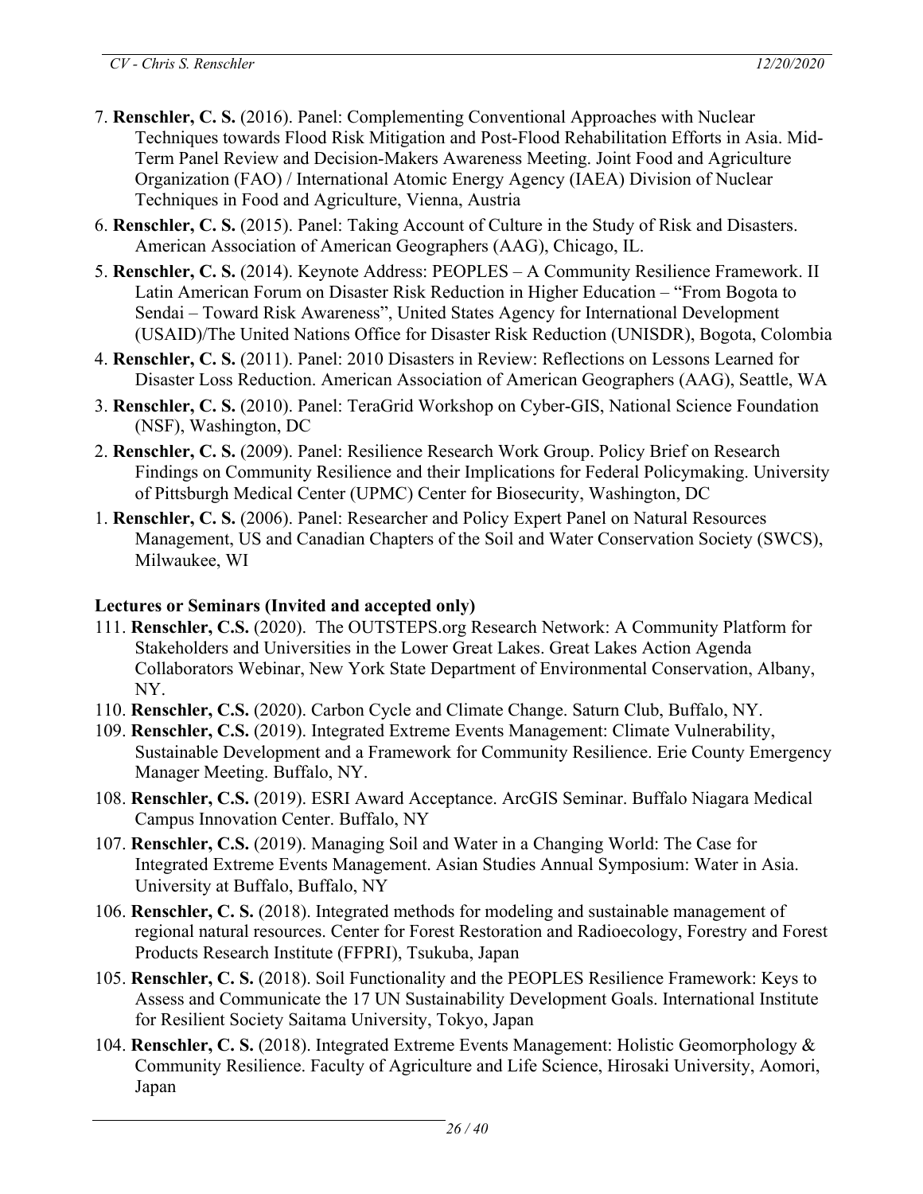7. **Renschler, C. S.** (2016). Panel: Complementing Conventional Approaches with Nuclear Techniques towards Flood Risk Mitigation and Post-Flood Rehabilitation Efforts in Asia. Mid-Term Panel Review and Decision-Makers Awareness Meeting. Joint Food and Agriculture Organization (FAO) / International Atomic Energy Agency (IAEA) Division of Nuclear Techniques in Food and Agriculture, Vienna, Austria

6. **Renschler, C. S.** (2015). Panel: Taking Account of Culture in the Study of Risk and Disasters. American Association of American Geographers (AAG), Chicago, IL.

5. **Renschler, C. S.** (2014). Keynote Address: PEOPLES – A Community Resilience Framework. II Latin American Forum on Disaster Risk Reduction in Higher Education – "From Bogota to Sendai – Toward Risk Awareness", United States Agency for International Development (USAID)/The United Nations Office for Disaster Risk Reduction (UNISDR), Bogota, Colombia

4. **Renschler, C. S.** (2011). Panel: 2010 Disasters in Review: Reflections on Lessons Learned for Disaster Loss Reduction. American Association of American Geographers (AAG), Seattle, WA

3. **Renschler, C. S.** (2010). Panel: TeraGrid Workshop on Cyber-GIS, National Science Foundation (NSF), Washington, DC

2. **Renschler, C. S.** (2009). Panel: Resilience Research Work Group. Policy Brief on Research Findings on Community Resilience and their Implications for Federal Policymaking. University of Pittsburgh Medical Center (UPMC) Center for Biosecurity, Washington, DC

1. **Renschler, C. S.** (2006). Panel: Researcher and Policy Expert Panel on Natural Resources Management, US and Canadian Chapters of the Soil and Water Conservation Society (SWCS), Milwaukee, WI

**Lectures or Seminars (Invited and accepted only)**

111. **Renschler, C.S.** (2020). The OUTSTEPS.org Research Network: A Community Platform for Stakeholders and Universities in the Lower Great Lakes. Great Lakes Action Agenda Collaborators Webinar, New York State Department of Environmental Conservation, Albany, NY.

110. **Renschler, C.S.** (2020). Carbon Cycle and Climate Change. Saturn Club, Buffalo, NY.

109. **Renschler, C.S.** (2019). Integrated Extreme Events Management: Climate Vulnerability, Sustainable Development and a Framework for Community Resilience. Erie County Emergency Manager Meeting. Buffalo, NY.

108. **Renschler, C.S.** (2019). ESRI Award Acceptance. ArcGIS Seminar. Buffalo Niagara Medical Campus Innovation Center. Buffalo, NY

107. **Renschler, C.S.** (2019). Managing Soil and Water in a Changing World: The Case for Integrated Extreme Events Management. Asian Studies Annual Symposium: Water in Asia. University at Buffalo, Buffalo, NY

106. **Renschler, C. S.** (2018). Integrated methods for modeling and sustainable management of regional natural resources. Center for Forest Restoration and Radioecology, Forestry and Forest Products Research Institute (FFPRI), Tsukuba, Japan

105. **Renschler, C. S.** (2018). Soil Functionality and the PEOPLES Resilience Framework: Keys to Assess and Communicate the 17 UN Sustainability Development Goals. International Institute for Resilient Society Saitama University, Tokyo, Japan

104. **Renschler, C. S.** (2018). Integrated Extreme Events Management: Holistic Geomorphology & Community Resilience. Faculty of Agriculture and Life Science, Hirosaki University, Aomori, Japan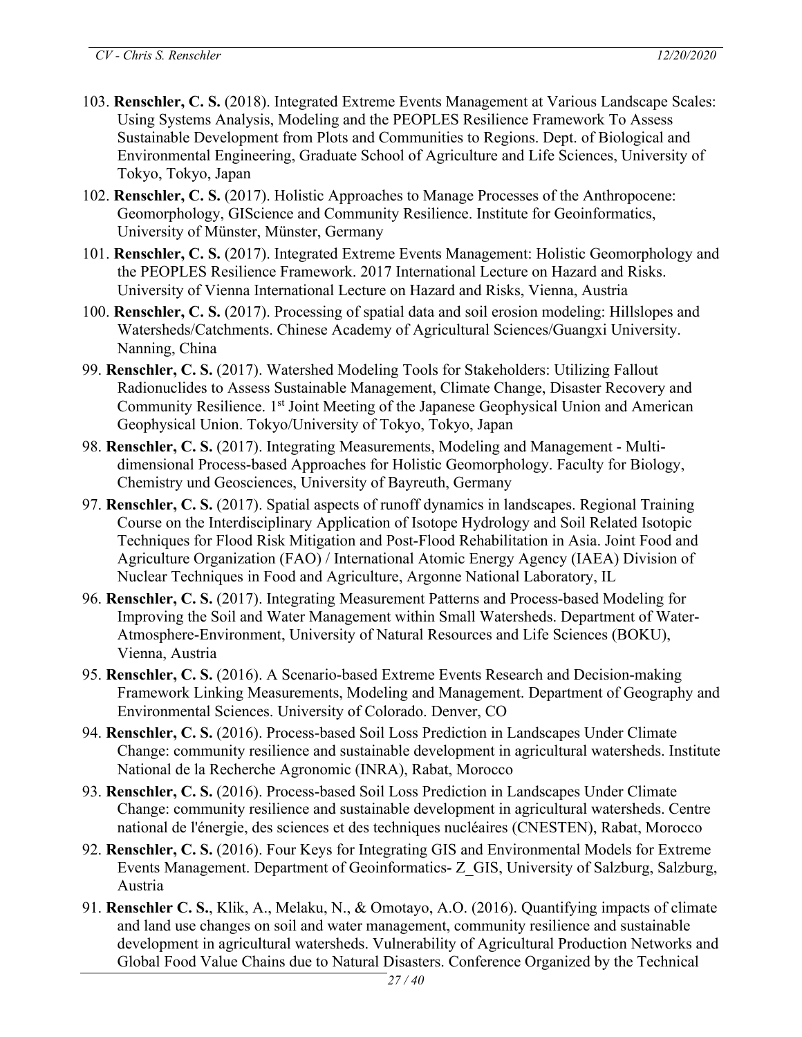103. **Renschler, C. S.** (2018). Integrated Extreme Events Management at Various Landscape Scales: Using Systems Analysis, Modeling and the PEOPLES Resilience Framework To Assess Sustainable Development from Plots and Communities to Regions. Dept. of Biological and Environmental Engineering, Graduate School of Agriculture and Life Sciences, University of Tokyo, Tokyo, Japan

102. **Renschler, C. S.** (2017). Holistic Approaches to Manage Processes of the Anthropocene: Geomorphology, GIScience and Community Resilience. Institute for Geoinformatics, University of Münster, Münster, Germany

101. **Renschler, C. S.** (2017). Integrated Extreme Events Management: Holistic Geomorphology and the PEOPLES Resilience Framework. 2017 International Lecture on Hazard and Risks. University of Vienna International Lecture on Hazard and Risks, Vienna, Austria

100. **Renschler, C. S.** (2017). Processing of spatial data and soil erosion modeling: Hillslopes and Watersheds/Catchments. Chinese Academy of Agricultural Sciences/Guangxi University. Nanning, China

99. **Renschler, C. S.** (2017). Watershed Modeling Tools for Stakeholders: Utilizing Fallout Radionuclides to Assess Sustainable Management, Climate Change, Disaster Recovery and Community Resilience. 1st Joint Meeting of the Japanese Geophysical Union and American Geophysical Union. Tokyo/University of Tokyo, Tokyo, Japan

98. **Renschler, C. S.** (2017). Integrating Measurements, Modeling and Management - Multi-dimensional Process-based Approaches for Holistic Geomorphology. Faculty for Biology, Chemistry und Geosciences, University of Bayreuth, Germany

97. **Renschler, C. S.** (2017). Spatial aspects of runoff dynamics in landscapes. Regional Training Course on the Interdisciplinary Application of Isotope Hydrology and Soil Related Isotopic Techniques for Flood Risk Mitigation and Post-Flood Rehabilitation in Asia. Joint Food and Agriculture Organization (FAO) / International Atomic Energy Agency (IAEA) Division of Nuclear Techniques in Food and Agriculture, Argonne National Laboratory, IL

96. **Renschler, C. S.** (2017). Integrating Measurement Patterns and Process-based Modeling for Improving the Soil and Water Management within Small Watersheds. Department of Water-Atmosphere-Environment, University of Natural Resources and Life Sciences (BOKU), Vienna, Austria

95. **Renschler, C. S.** (2016). A Scenario-based Extreme Events Research and Decision-making Framework Linking Measurements, Modeling and Management. Department of Geography and Environmental Sciences. University of Colorado. Denver, CO

94. **Renschler, C. S.** (2016). Process-based Soil Loss Prediction in Landscapes Under Climate Change: community resilience and sustainable development in agricultural watersheds. Institute National de la Recherche Agronomic (INRA), Rabat, Morocco

93. **Renschler, C. S.** (2016). Process-based Soil Loss Prediction in Landscapes Under Climate Change: community resilience and sustainable development in agricultural watersheds. Centre national de l'énergie, des sciences et des techniques nucléaires (CNESTEN), Rabat, Morocco

92. **Renschler, C. S.** (2016). Four Keys for Integrating GIS and Environmental Models for Extreme Events Management. Department of Geoinformatics- Z_GIS, University of Salzburg, Salzburg, Austria

91. **Renschler C. S.**, Klik, A., Melaku, N., & Omotayo, A.O. (2016). Quantifying impacts of climate and land use changes on soil and water management, community resilience and sustainable development in agricultural watersheds. Vulnerability of Agricultural Production Networks and Global Food Value Chains due to Natural Disasters. Conference Organized by the Technical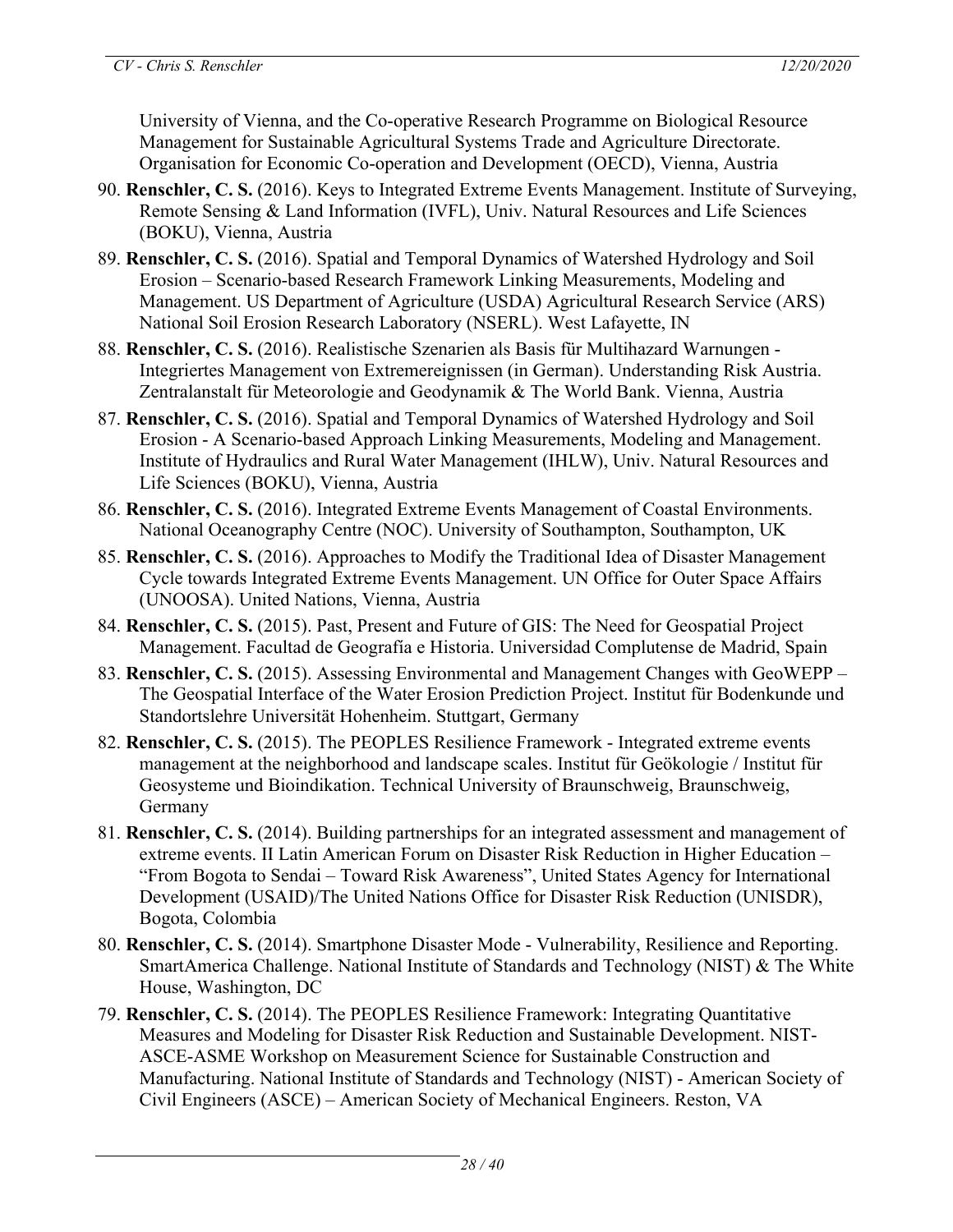University of Vienna, and the Co-operative Research Programme on Biological Resource Management for Sustainable Agricultural Systems Trade and Agriculture Directorate. Organisation for Economic Co-operation and Development (OECD), Vienna, Austria

90. **Renschler, C. S.** (2016). Keys to Integrated Extreme Events Management. Institute of Surveying, Remote Sensing & Land Information (IVFL), Univ. Natural Resources and Life Sciences (BOKU), Vienna, Austria

89. **Renschler, C. S.** (2016). Spatial and Temporal Dynamics of Watershed Hydrology and Soil Erosion – Scenario-based Research Framework Linking Measurements, Modeling and Management. US Department of Agriculture (USDA) Agricultural Research Service (ARS) National Soil Erosion Research Laboratory (NSERL). West Lafayette, IN

88. **Renschler, C. S.** (2016). Realistische Szenarien als Basis für Multihazard Warnungen - Integriertes Management von Extremereignissen (in German). Understanding Risk Austria. Zentralanstalt für Meteorologie and Geodynamik & The World Bank. Vienna, Austria

87. **Renschler, C. S.** (2016). Spatial and Temporal Dynamics of Watershed Hydrology and Soil Erosion - A Scenario-based Approach Linking Measurements, Modeling and Management. Institute of Hydraulics and Rural Water Management (IHLW), Univ. Natural Resources and Life Sciences (BOKU), Vienna, Austria

86. **Renschler, C. S.** (2016). Integrated Extreme Events Management of Coastal Environments. National Oceanography Centre (NOC). University of Southampton, Southampton, UK

85. **Renschler, C. S.** (2016). Approaches to Modify the Traditional Idea of Disaster Management Cycle towards Integrated Extreme Events Management. UN Office for Outer Space Affairs (UNOOSA). United Nations, Vienna, Austria

84. **Renschler, C. S.** (2015). Past, Present and Future of GIS: The Need for Geospatial Project Management. Facultad de Geografía e Historia. Universidad Complutense de Madrid, Spain

83. **Renschler, C. S.** (2015). Assessing Environmental and Management Changes with GeoWEPP – The Geospatial Interface of the Water Erosion Prediction Project. Institut für Bodenkunde und Standortslehre Universität Hohenheim. Stuttgart, Germany

82. **Renschler, C. S.** (2015). The PEOPLES Resilience Framework - Integrated extreme events management at the neighborhood and landscape scales. Institut für Geökologie / Institut für Geosysteme und Bioindikation. Technical University of Braunschweig, Braunschweig, Germany

81. **Renschler, C. S.** (2014). Building partnerships for an integrated assessment and management of extreme events. II Latin American Forum on Disaster Risk Reduction in Higher Education – "From Bogota to Sendai – Toward Risk Awareness", United States Agency for International Development (USAID)/The United Nations Office for Disaster Risk Reduction (UNISDR), Bogota, Colombia

80. **Renschler, C. S.** (2014). Smartphone Disaster Mode - Vulnerability, Resilience and Reporting. SmartAmerica Challenge. National Institute of Standards and Technology (NIST) & The White House, Washington, DC

79. **Renschler, C. S.** (2014). The PEOPLES Resilience Framework: Integrating Quantitative Measures and Modeling for Disaster Risk Reduction and Sustainable Development. NIST-ASCE-ASME Workshop on Measurement Science for Sustainable Construction and Manufacturing. National Institute of Standards and Technology (NIST) - American Society of Civil Engineers (ASCE) – American Society of Mechanical Engineers. Reston, VA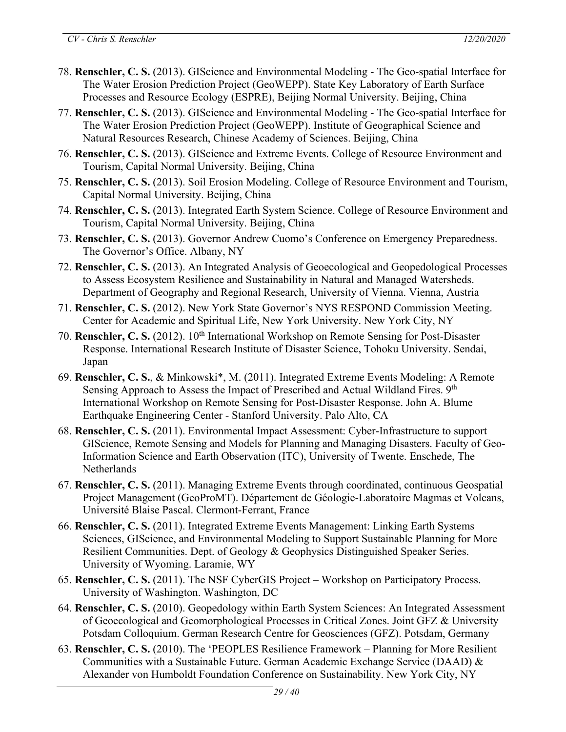78. **Renschler, C. S.** (2013). GIScience and Environmental Modeling - The Geo-spatial Interface for The Water Erosion Prediction Project (GeoWEPP). State Key Laboratory of Earth Surface Processes and Resource Ecology (ESPRE), Beijing Normal University. Beijing, China

77. **Renschler, C. S.** (2013). GIScience and Environmental Modeling - The Geo-spatial Interface for The Water Erosion Prediction Project (GeoWEPP). Institute of Geographical Science and Natural Resources Research, Chinese Academy of Sciences. Beijing, China

76. **Renschler, C. S.** (2013). GIScience and Extreme Events. College of Resource Environment and Tourism, Capital Normal University. Beijing, China

75. **Renschler, C. S.** (2013). Soil Erosion Modeling. College of Resource Environment and Tourism, Capital Normal University. Beijing, China

74. **Renschler, C. S.** (2013). Integrated Earth System Science. College of Resource Environment and Tourism, Capital Normal University. Beijing, China

73. **Renschler, C. S.** (2013). Governor Andrew Cuomo's Conference on Emergency Preparedness. The Governor's Office. Albany, NY

72. **Renschler, C. S.** (2013). An Integrated Analysis of Geoecological and Geopedological Processes to Assess Ecosystem Resilience and Sustainability in Natural and Managed Watersheds. Department of Geography and Regional Research, University of Vienna. Vienna, Austria

71. **Renschler, C. S.** (2012). New York State Governor's NYS RESPOND Commission Meeting. Center for Academic and Spiritual Life, New York University. New York City, NY

70. **Renschler, C. S.** (2012). 10th International Workshop on Remote Sensing for Post-Disaster Response. International Research Institute of Disaster Science, Tohoku University. Sendai, Japan

69. **Renschler, C. S.**, & Minkowski*, M. (2011). Integrated Extreme Events Modeling: A Remote Sensing Approach to Assess the Impact of Prescribed and Actual Wildland Fires. 9th International Workshop on Remote Sensing for Post-Disaster Response. John A. Blume Earthquake Engineering Center - Stanford University. Palo Alto, CA

68. **Renschler, C. S.** (2011). Environmental Impact Assessment: Cyber-Infrastructure to support GIScience, Remote Sensing and Models for Planning and Managing Disasters. Faculty of Geo-Information Science and Earth Observation (ITC), University of Twente. Enschede, The Netherlands

67. **Renschler, C. S.** (2011). Managing Extreme Events through coordinated, continuous Geospatial Project Management (GeoProMT). Département de Géologie-Laboratoire Magmas et Volcans, Université Blaise Pascal. Clermont-Ferrant, France

66. **Renschler, C. S.** (2011). Integrated Extreme Events Management: Linking Earth Systems Sciences, GIScience, and Environmental Modeling to Support Sustainable Planning for More Resilient Communities. Dept. of Geology & Geophysics Distinguished Speaker Series. University of Wyoming. Laramie, WY

65. **Renschler, C. S.** (2011). The NSF CyberGIS Project – Workshop on Participatory Process. University of Washington. Washington, DC

64. **Renschler, C. S.** (2010). Geopedology within Earth System Sciences: An Integrated Assessment of Geoecological and Geomorphological Processes in Critical Zones. Joint GFZ & University Potsdam Colloquium. German Research Centre for Geosciences (GFZ). Potsdam, Germany

63. **Renschler, C. S.** (2010). The 'PEOPLES Resilience Framework – Planning for More Resilient Communities with a Sustainable Future. German Academic Exchange Service (DAAD) & Alexander von Humboldt Foundation Conference on Sustainability. New York City, NY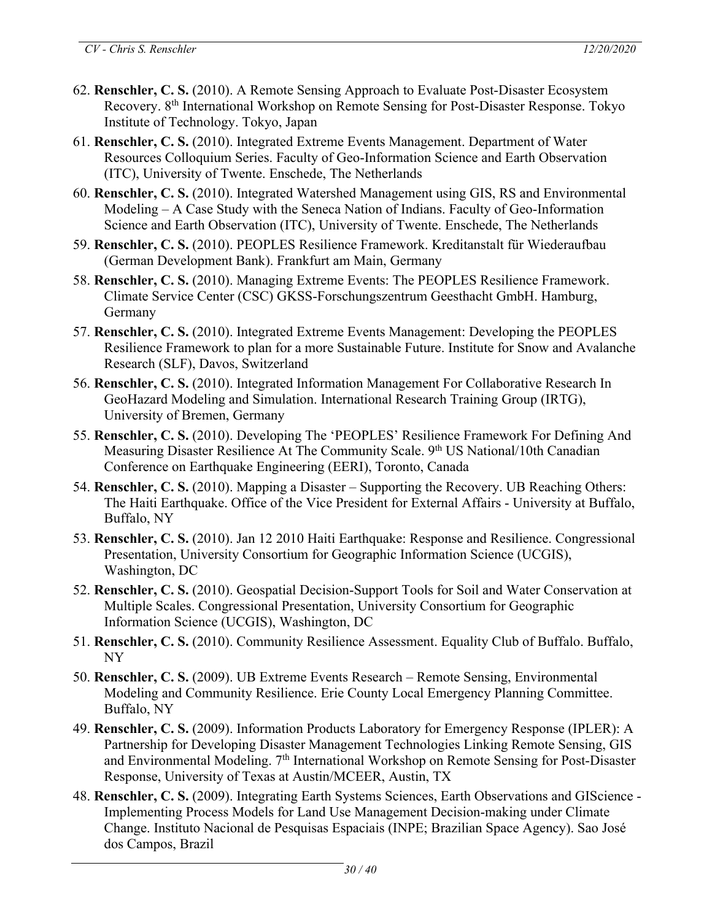62. **Renschler, C. S.** (2010). A Remote Sensing Approach to Evaluate Post-Disaster Ecosystem Recovery. 8th International Workshop on Remote Sensing for Post-Disaster Response. Tokyo Institute of Technology. Tokyo, Japan
61. **Renschler, C. S.** (2010). Integrated Extreme Events Management. Department of Water Resources Colloquium Series. Faculty of Geo-Information Science and Earth Observation (ITC), University of Twente. Enschede, The Netherlands
60. **Renschler, C. S.** (2010). Integrated Watershed Management using GIS, RS and Environmental Modeling – A Case Study with the Seneca Nation of Indians. Faculty of Geo-Information Science and Earth Observation (ITC), University of Twente. Enschede, The Netherlands
59. **Renschler, C. S.** (2010). PEOPLES Resilience Framework. Kreditanstalt für Wiederaufbau (German Development Bank). Frankfurt am Main, Germany
58. **Renschler, C. S.** (2010). Managing Extreme Events: The PEOPLES Resilience Framework. Climate Service Center (CSC) GKSS-Forschungszentrum Geesthacht GmbH. Hamburg, Germany
57. **Renschler, C. S.** (2010). Integrated Extreme Events Management: Developing the PEOPLES Resilience Framework to plan for a more Sustainable Future. Institute for Snow and Avalanche Research (SLF), Davos, Switzerland
56. **Renschler, C. S.** (2010). Integrated Information Management For Collaborative Research In GeoHazard Modeling and Simulation. International Research Training Group (IRTG), University of Bremen, Germany
55. **Renschler, C. S.** (2010). Developing The 'PEOPLES' Resilience Framework For Defining And Measuring Disaster Resilience At The Community Scale. 9th US National/10th Canadian Conference on Earthquake Engineering (EERI), Toronto, Canada
54. **Renschler, C. S.** (2010). Mapping a Disaster – Supporting the Recovery. UB Reaching Others: The Haiti Earthquake. Office of the Vice President for External Affairs - University at Buffalo, Buffalo, NY
53. **Renschler, C. S.** (2010). Jan 12 2010 Haiti Earthquake: Response and Resilience. Congressional Presentation, University Consortium for Geographic Information Science (UCGIS), Washington, DC
52. **Renschler, C. S.** (2010). Geospatial Decision-Support Tools for Soil and Water Conservation at Multiple Scales. Congressional Presentation, University Consortium for Geographic Information Science (UCGIS), Washington, DC
51. **Renschler, C. S.** (2010). Community Resilience Assessment. Equality Club of Buffalo. Buffalo, NY
50. **Renschler, C. S.** (2009). UB Extreme Events Research – Remote Sensing, Environmental Modeling and Community Resilience. Erie County Local Emergency Planning Committee. Buffalo, NY
49. **Renschler, C. S.** (2009). Information Products Laboratory for Emergency Response (IPLER): A Partnership for Developing Disaster Management Technologies Linking Remote Sensing, GIS and Environmental Modeling. 7th International Workshop on Remote Sensing for Post-Disaster Response, University of Texas at Austin/MCEER, Austin, TX
48. **Renschler, C. S.** (2009). Integrating Earth Systems Sciences, Earth Observations and GIScience - Implementing Process Models for Land Use Management Decision-making under Climate Change. Instituto Nacional de Pesquisas Espaciais (INPE; Brazilian Space Agency). Sao José dos Campos, Brazil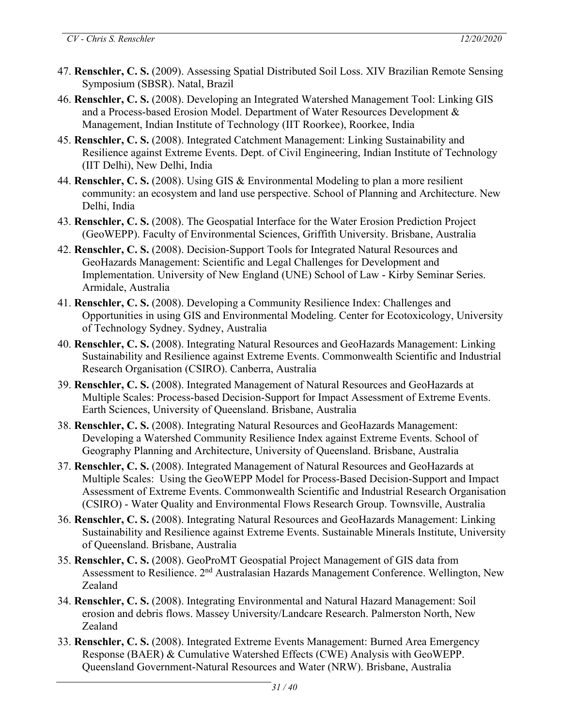47. **Renschler, C. S.** (2009). Assessing Spatial Distributed Soil Loss. XIV Brazilian Remote Sensing Symposium (SBSR). Natal, Brazil
46. **Renschler, C. S.** (2008). Developing an Integrated Watershed Management Tool: Linking GIS and a Process-based Erosion Model. Department of Water Resources Development & Management, Indian Institute of Technology (IIT Roorkee), Roorkee, India
45. **Renschler, C. S.** (2008). Integrated Catchment Management: Linking Sustainability and Resilience against Extreme Events. Dept. of Civil Engineering, Indian Institute of Technology (IIT Delhi), New Delhi, India
44. **Renschler, C. S.** (2008). Using GIS & Environmental Modeling to plan a more resilient community: an ecosystem and land use perspective. School of Planning and Architecture. New Delhi, India
43. **Renschler, C. S.** (2008). The Geospatial Interface for the Water Erosion Prediction Project (GeoWEPP). Faculty of Environmental Sciences, Griffith University. Brisbane, Australia
42. **Renschler, C. S.** (2008). Decision-Support Tools for Integrated Natural Resources and GeoHazards Management: Scientific and Legal Challenges for Development and Implementation. University of New England (UNE) School of Law - Kirby Seminar Series. Armidale, Australia
41. **Renschler, C. S.** (2008). Developing a Community Resilience Index: Challenges and Opportunities in using GIS and Environmental Modeling. Center for Ecotoxicology, University of Technology Sydney. Sydney, Australia
40. **Renschler, C. S.** (2008). Integrating Natural Resources and GeoHazards Management: Linking Sustainability and Resilience against Extreme Events. Commonwealth Scientific and Industrial Research Organisation (CSIRO). Canberra, Australia
39. **Renschler, C. S.** (2008). Integrated Management of Natural Resources and GeoHazards at Multiple Scales: Process-based Decision-Support for Impact Assessment of Extreme Events. Earth Sciences, University of Queensland. Brisbane, Australia
38. **Renschler, C. S.** (2008). Integrating Natural Resources and GeoHazards Management: Developing a Watershed Community Resilience Index against Extreme Events. School of Geography Planning and Architecture, University of Queensland. Brisbane, Australia
37. **Renschler, C. S.** (2008). Integrated Management of Natural Resources and GeoHazards at Multiple Scales: Using the GeoWEPP Model for Process-Based Decision-Support and Impact Assessment of Extreme Events. Commonwealth Scientific and Industrial Research Organisation (CSIRO) - Water Quality and Environmental Flows Research Group. Townsville, Australia
36. **Renschler, C. S.** (2008). Integrating Natural Resources and GeoHazards Management: Linking Sustainability and Resilience against Extreme Events. Sustainable Minerals Institute, University of Queensland. Brisbane, Australia
35. **Renschler, C. S.** (2008). GeoProMT Geospatial Project Management of GIS data from Assessment to Resilience. 2nd Australasian Hazards Management Conference. Wellington, New Zealand
34. **Renschler, C. S.** (2008). Integrating Environmental and Natural Hazard Management: Soil erosion and debris flows. Massey University/Landcare Research. Palmerston North, New Zealand
33. **Renschler, C. S.** (2008). Integrated Extreme Events Management: Burned Area Emergency Response (BAER) & Cumulative Watershed Effects (CWE) Analysis with GeoWEPP. Queensland Government-Natural Resources and Water (NRW). Brisbane, Australia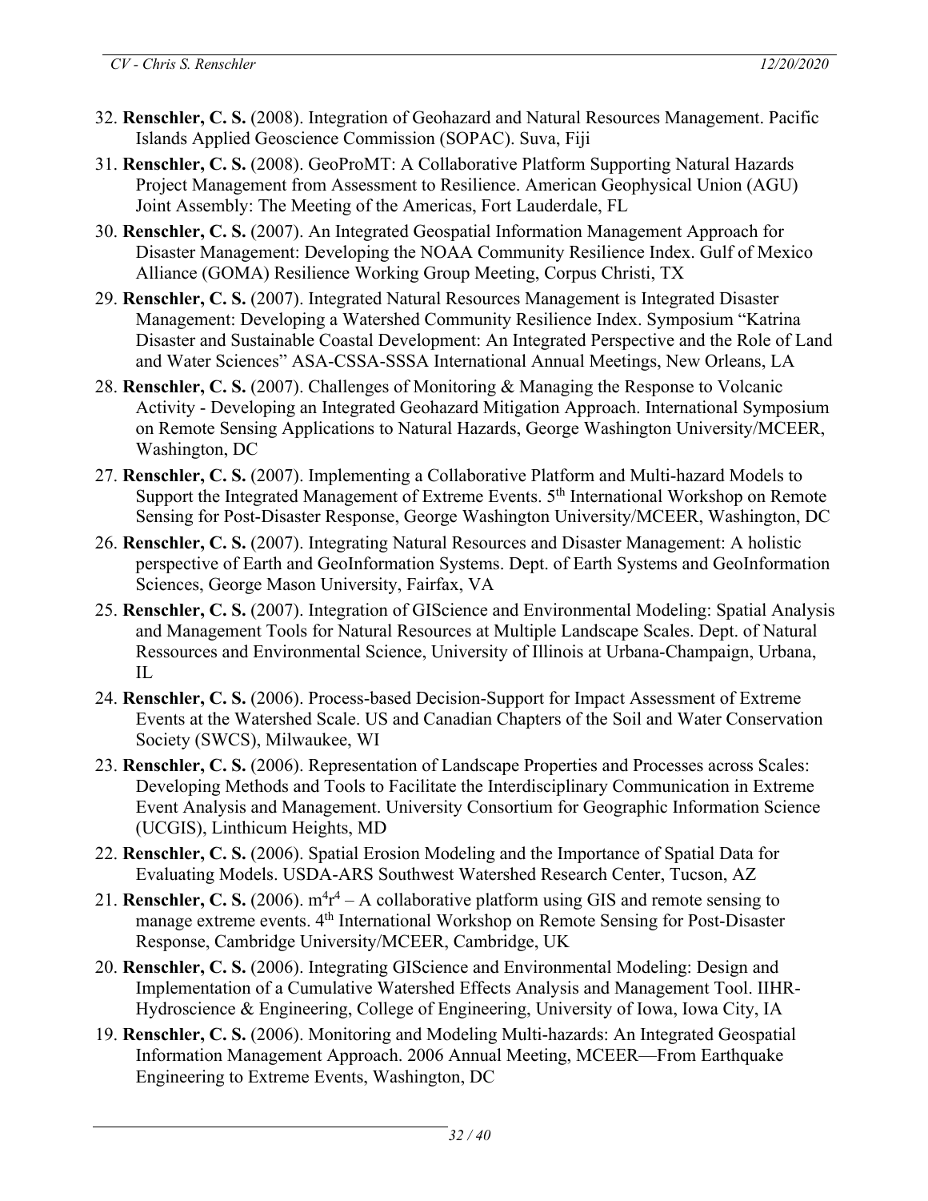32. **Renschler, C. S.** (2008). Integration of Geohazard and Natural Resources Management. Pacific Islands Applied Geoscience Commission (SOPAC). Suva, Fiji

31. **Renschler, C. S.** (2008). GeoProMT: A Collaborative Platform Supporting Natural Hazards Project Management from Assessment to Resilience. American Geophysical Union (AGU) Joint Assembly: The Meeting of the Americas, Fort Lauderdale, FL

30. **Renschler, C. S.** (2007). An Integrated Geospatial Information Management Approach for Disaster Management: Developing the NOAA Community Resilience Index. Gulf of Mexico Alliance (GOMA) Resilience Working Group Meeting, Corpus Christi, TX

29. **Renschler, C. S.** (2007). Integrated Natural Resources Management is Integrated Disaster Management: Developing a Watershed Community Resilience Index. Symposium "Katrina Disaster and Sustainable Coastal Development: An Integrated Perspective and the Role of Land and Water Sciences" ASA-CSSA-SSSA International Annual Meetings, New Orleans, LA

28. **Renschler, C. S.** (2007). Challenges of Monitoring & Managing the Response to Volcanic Activity - Developing an Integrated Geohazard Mitigation Approach. International Symposium on Remote Sensing Applications to Natural Hazards, George Washington University/MCEER, Washington, DC

27. **Renschler, C. S.** (2007). Implementing a Collaborative Platform and Multi-hazard Models to Support the Integrated Management of Extreme Events. 5th International Workshop on Remote Sensing for Post-Disaster Response, George Washington University/MCEER, Washington, DC

26. **Renschler, C. S.** (2007). Integrating Natural Resources and Disaster Management: A holistic perspective of Earth and GeoInformation Systems. Dept. of Earth Systems and GeoInformation Sciences, George Mason University, Fairfax, VA

25. **Renschler, C. S.** (2007). Integration of GIScience and Environmental Modeling: Spatial Analysis and Management Tools for Natural Resources at Multiple Landscape Scales. Dept. of Natural Ressources and Environmental Science, University of Illinois at Urbana-Champaign, Urbana, IL

24. **Renschler, C. S.** (2006). Process-based Decision-Support for Impact Assessment of Extreme Events at the Watershed Scale. US and Canadian Chapters of the Soil and Water Conservation Society (SWCS), Milwaukee, WI

23. **Renschler, C. S.** (2006). Representation of Landscape Properties and Processes across Scales: Developing Methods and Tools to Facilitate the Interdisciplinary Communication in Extreme Event Analysis and Management. University Consortium for Geographic Information Science (UCGIS), Linthicum Heights, MD

22. **Renschler, C. S.** (2006). Spatial Erosion Modeling and the Importance of Spatial Data for Evaluating Models. USDA-ARS Southwest Watershed Research Center, Tucson, AZ

21. **Renschler, C. S.** (2006). $m^4r^4$ – A collaborative platform using GIS and remote sensing to manage extreme events. 4th International Workshop on Remote Sensing for Post-Disaster Response, Cambridge University/MCEER, Cambridge, UK

20. **Renschler, C. S.** (2006). Integrating GIScience and Environmental Modeling: Design and Implementation of a Cumulative Watershed Effects Analysis and Management Tool. IIHR-Hydroscience & Engineering, College of Engineering, University of Iowa, Iowa City, IA

19. **Renschler, C. S.** (2006). Monitoring and Modeling Multi-hazards: An Integrated Geospatial Information Management Approach. 2006 Annual Meeting, MCEER—From Earthquake Engineering to Extreme Events, Washington, DC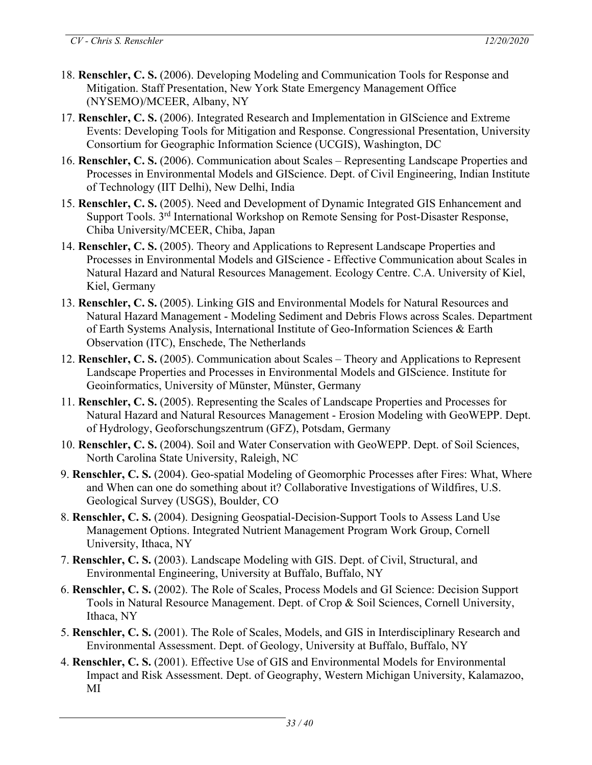18. **Renschler, C. S.** (2006). Developing Modeling and Communication Tools for Response and Mitigation. Staff Presentation, New York State Emergency Management Office (NYSEMO)/MCEER, Albany, NY
17. **Renschler, C. S.** (2006). Integrated Research and Implementation in GIScience and Extreme Events: Developing Tools for Mitigation and Response. Congressional Presentation, University Consortium for Geographic Information Science (UCGIS), Washington, DC
16. **Renschler, C. S.** (2006). Communication about Scales – Representing Landscape Properties and Processes in Environmental Models and GIScience. Dept. of Civil Engineering, Indian Institute of Technology (IIT Delhi), New Delhi, India
15. **Renschler, C. S.** (2005). Need and Development of Dynamic Integrated GIS Enhancement and Support Tools. 3rd International Workshop on Remote Sensing for Post-Disaster Response, Chiba University/MCEER, Chiba, Japan
14. **Renschler, C. S.** (2005). Theory and Applications to Represent Landscape Properties and Processes in Environmental Models and GIScience - Effective Communication about Scales in Natural Hazard and Natural Resources Management. Ecology Centre. C.A. University of Kiel, Kiel, Germany
13. **Renschler, C. S.** (2005). Linking GIS and Environmental Models for Natural Resources and Natural Hazard Management - Modeling Sediment and Debris Flows across Scales. Department of Earth Systems Analysis, International Institute of Geo-Information Sciences & Earth Observation (ITC), Enschede, The Netherlands
12. **Renschler, C. S.** (2005). Communication about Scales – Theory and Applications to Represent Landscape Properties and Processes in Environmental Models and GIScience. Institute for Geoinformatics, University of Münster, Münster, Germany
11. **Renschler, C. S.** (2005). Representing the Scales of Landscape Properties and Processes for Natural Hazard and Natural Resources Management - Erosion Modeling with GeoWEPP. Dept. of Hydrology, Geoforschungszentrum (GFZ), Potsdam, Germany
10. **Renschler, C. S.** (2004). Soil and Water Conservation with GeoWEPP. Dept. of Soil Sciences, North Carolina State University, Raleigh, NC
9. **Renschler, C. S.** (2004). Geo-spatial Modeling of Geomorphic Processes after Fires: What, Where and When can one do something about it? Collaborative Investigations of Wildfires, U.S. Geological Survey (USGS), Boulder, CO
8. **Renschler, C. S.** (2004). Designing Geospatial-Decision-Support Tools to Assess Land Use Management Options. Integrated Nutrient Management Program Work Group, Cornell University, Ithaca, NY
7. **Renschler, C. S.** (2003). Landscape Modeling with GIS. Dept. of Civil, Structural, and Environmental Engineering, University at Buffalo, Buffalo, NY
6. **Renschler, C. S.** (2002). The Role of Scales, Process Models and GI Science: Decision Support Tools in Natural Resource Management. Dept. of Crop & Soil Sciences, Cornell University, Ithaca, NY
5. **Renschler, C. S.** (2001). The Role of Scales, Models, and GIS in Interdisciplinary Research and Environmental Assessment. Dept. of Geology, University at Buffalo, Buffalo, NY
4. **Renschler, C. S.** (2001). Effective Use of GIS and Environmental Models for Environmental Impact and Risk Assessment. Dept. of Geography, Western Michigan University, Kalamazoo, MI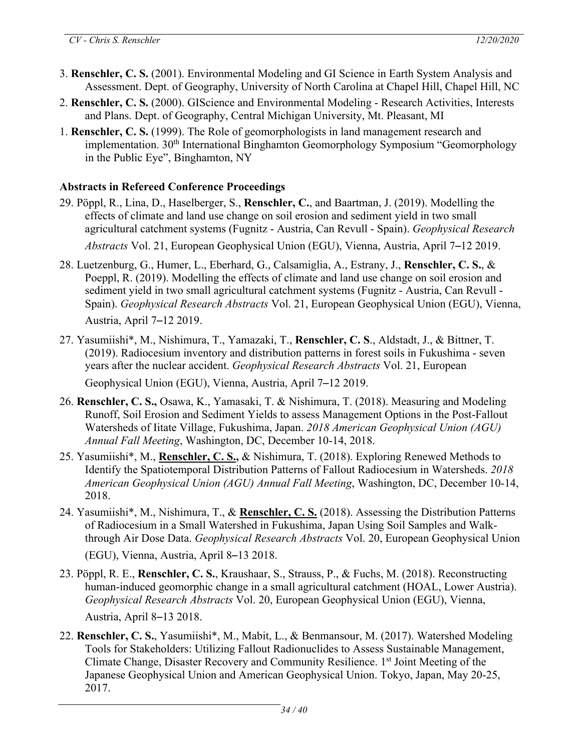3. **Renschler, C. S.** (2001). Environmental Modeling and GI Science in Earth System Analysis and Assessment. Dept. of Geography, University of North Carolina at Chapel Hill, Chapel Hill, NC
2. **Renschler, C. S.** (2000). GIScience and Environmental Modeling - Research Activities, Interests and Plans. Dept. of Geography, Central Michigan University, Mt. Pleasant, MI
1. **Renschler, C. S.** (1999). The Role of geomorphologists in land management research and implementation. 30th International Binghamton Geomorphology Symposium "Geomorphology in the Public Eye", Binghamton, NY

### Abstracts in Refereed Conference Proceedings

29. Pöppl, R., Lina, D., Haselberger, S., **Renschler, C.**, and Baartman, J. (2019). Modelling the effects of climate and land use change on soil erosion and sediment yield in two small agricultural catchment systems (Fugnitz - Austria, Can Revull - Spain). *Geophysical Research Abstracts* Vol. 21, European Geophysical Union (EGU), Vienna, Austria, April 7–12 2019.
28. Luetzenburg, G., Humer, L., Eberhard, G., Calsamiglia, A., Estrany, J., **Renschler, C. S.**, & Poeppl, R. (2019). Modelling the effects of climate and land use change on soil erosion and sediment yield in two small agricultural catchment systems (Fugnitz - Austria, Can Revull - Spain). *Geophysical Research Abstracts* Vol. 21, European Geophysical Union (EGU), Vienna, Austria, April 7–12 2019.
27. Yasumiishi*, M., Nishimura, T., Yamazaki, T., **Renschler, C. S**., Aldstadt, J., & Bittner, T. (2019). Radiocesium inventory and distribution patterns in forest soils in Fukushima - seven years after the nuclear accident. *Geophysical Research Abstracts* Vol. 21, European Geophysical Union (EGU), Vienna, Austria, April 7–12 2019.
26. **Renschler, C. S.,** Osawa, K., Yamasaki, T. & Nishimura, T. (2018). Measuring and Modeling Runoff, Soil Erosion and Sediment Yields to assess Management Options in the Post-Fallout Watersheds of Iitate Village, Fukushima, Japan. *2018 American Geophysical Union (AGU) Annual Fall Meeting*, Washington, DC, December 10-14, 2018.
25. Yasumiishi*, M., **Renschler, C. S.,** & Nishimura, T. (2018). Exploring Renewed Methods to Identify the Spatiotemporal Distribution Patterns of Fallout Radiocesium in Watersheds. *2018 American Geophysical Union (AGU) Annual Fall Meeting*, Washington, DC, December 10-14, 2018.
24. Yasumiishi*, M., Nishimura, T., & **Renschler, C. S.** (2018). Assessing the Distribution Patterns of Radiocesium in a Small Watershed in Fukushima, Japan Using Soil Samples and Walk-through Air Dose Data. *Geophysical Research Abstracts* Vol. 20, European Geophysical Union (EGU), Vienna, Austria, April 8–13 2018.
23. Pöppl, R. E., **Renschler, C. S.**, Kraushaar, S., Strauss, P., & Fuchs, M. (2018). Reconstructing human-induced geomorphic change in a small agricultural catchment (HOAL, Lower Austria). *Geophysical Research Abstracts* Vol. 20, European Geophysical Union (EGU), Vienna, Austria, April 8–13 2018.
22. **Renschler, C. S.**, Yasumiishi*, M., Mabit, L., & Benmansour, M. (2017). Watershed Modeling Tools for Stakeholders: Utilizing Fallout Radionuclides to Assess Sustainable Management, Climate Change, Disaster Recovery and Community Resilience. 1st Joint Meeting of the Japanese Geophysical Union and American Geophysical Union. Tokyo, Japan, May 20-25, 2017.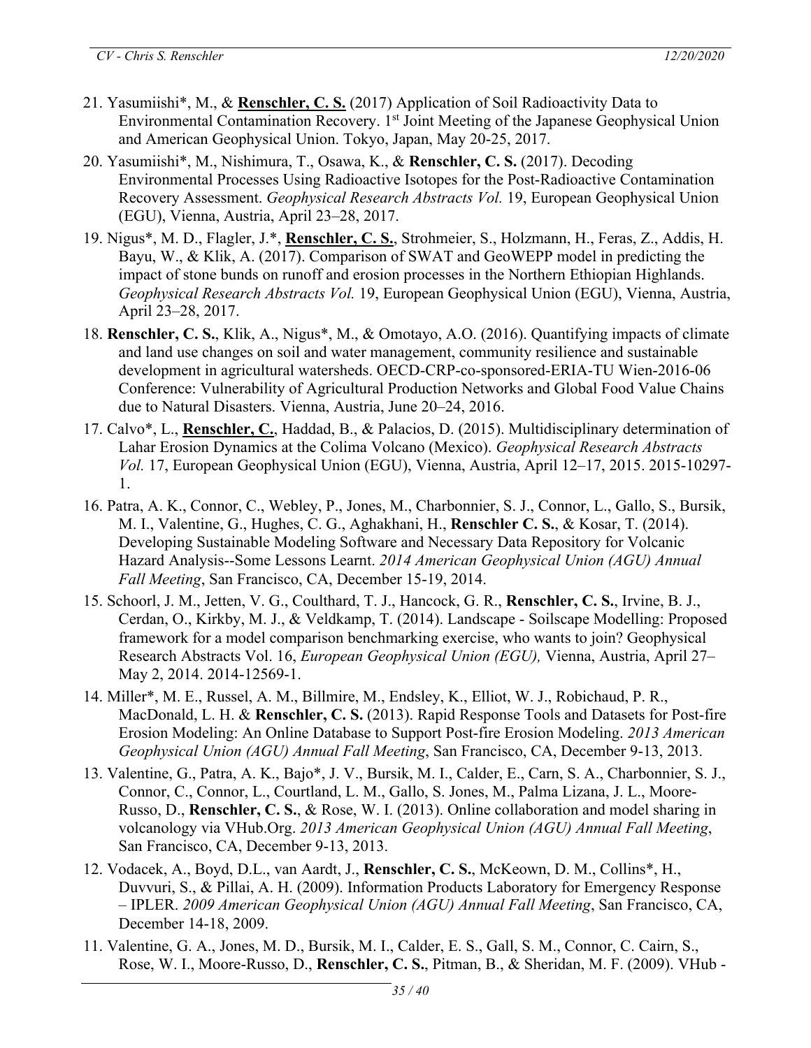21. Yasumiishi*, M., & **Renschler, C. S.** (2017) Application of Soil Radioactivity Data to Environmental Contamination Recovery. 1st Joint Meeting of the Japanese Geophysical Union and American Geophysical Union. Tokyo, Japan, May 20-25, 2017.
20. Yasumiishi*, M., Nishimura, T., Osawa, K., & **Renschler, C. S.** (2017). Decoding Environmental Processes Using Radioactive Isotopes for the Post-Radioactive Contamination Recovery Assessment. *Geophysical Research Abstracts Vol.* 19, European Geophysical Union (EGU), Vienna, Austria, April 23–28, 2017.
19. Nigus*, M. D., Flagler, J.*, **Renschler, C. S.**, Strohmeier, S., Holzmann, H., Feras, Z., Addis, H. Bayu, W., & Klik, A. (2017). Comparison of SWAT and GeoWEPP model in predicting the impact of stone bunds on runoff and erosion processes in the Northern Ethiopian Highlands. *Geophysical Research Abstracts Vol.* 19, European Geophysical Union (EGU), Vienna, Austria, April 23–28, 2017.
18. **Renschler, C. S.**, Klik, A., Nigus*, M., & Omotayo, A.O. (2016). Quantifying impacts of climate and land use changes on soil and water management, community resilience and sustainable development in agricultural watersheds. OECD-CRP-co-sponsored-ERIA-TU Wien-2016-06 Conference: Vulnerability of Agricultural Production Networks and Global Food Value Chains due to Natural Disasters. Vienna, Austria, June 20–24, 2016.
17. Calvo*, L., **Renschler, C.**, Haddad, B., & Palacios, D. (2015). Multidisciplinary determination of Lahar Erosion Dynamics at the Colima Volcano (Mexico). *Geophysical Research Abstracts Vol.* 17, European Geophysical Union (EGU), Vienna, Austria, April 12–17, 2015. 2015-10297-1.
16. Patra, A. K., Connor, C., Webley, P., Jones, M., Charbonnier, S. J., Connor, L., Gallo, S., Bursik, M. I., Valentine, G., Hughes, C. G., Aghakhani, H., **Renschler C. S.**, & Kosar, T. (2014). Developing Sustainable Modeling Software and Necessary Data Repository for Volcanic Hazard Analysis--Some Lessons Learnt. *2014 American Geophysical Union (AGU) Annual Fall Meeting*, San Francisco, CA, December 15-19, 2014.
15. Schoorl, J. M., Jetten, V. G., Coulthard, T. J., Hancock, G. R., **Renschler, C. S.**, Irvine, B. J., Cerdan, O., Kirkby, M. J., & Veldkamp, T. (2014). Landscape - Soilscape Modelling: Proposed framework for a model comparison benchmarking exercise, who wants to join? Geophysical Research Abstracts Vol. 16, *European Geophysical Union (EGU),* Vienna, Austria, April 27–May 2, 2014. 2014-12569-1.
14. Miller*, M. E., Russel, A. M., Billmire, M., Endsley, K., Elliot, W. J., Robichaud, P. R., MacDonald, L. H. & **Renschler, C. S.** (2013). Rapid Response Tools and Datasets for Post-fire Erosion Modeling: An Online Database to Support Post-fire Erosion Modeling. *2013 American Geophysical Union (AGU) Annual Fall Meeting*, San Francisco, CA, December 9-13, 2013.
13. Valentine, G., Patra, A. K., Bajo*, J. V., Bursik, M. I., Calder, E., Carn, S. A., Charbonnier, S. J., Connor, C., Connor, L., Courtland, L. M., Gallo, S. Jones, M., Palma Lizana, J. L., Moore-Russo, D., **Renschler, C. S.**, & Rose, W. I. (2013). Online collaboration and model sharing in volcanology via VHub.Org. *2013 American Geophysical Union (AGU) Annual Fall Meeting*, San Francisco, CA, December 9-13, 2013.
12. Vodacek, A., Boyd, D.L., van Aardt, J., **Renschler, C. S.**, McKeown, D. M., Collins*, H., Duvvuri, S., & Pillai, A. H. (2009). Information Products Laboratory for Emergency Response – IPLER. *2009 American Geophysical Union (AGU) Annual Fall Meeting*, San Francisco, CA, December 14-18, 2009.
11. Valentine, G. A., Jones, M. D., Bursik, M. I., Calder, E. S., Gall, S. M., Connor, C. Cairn, S., Rose, W. I., Moore-Russo, D., **Renschler, C. S.**, Pitman, B., & Sheridan, M. F. (2009). VHub -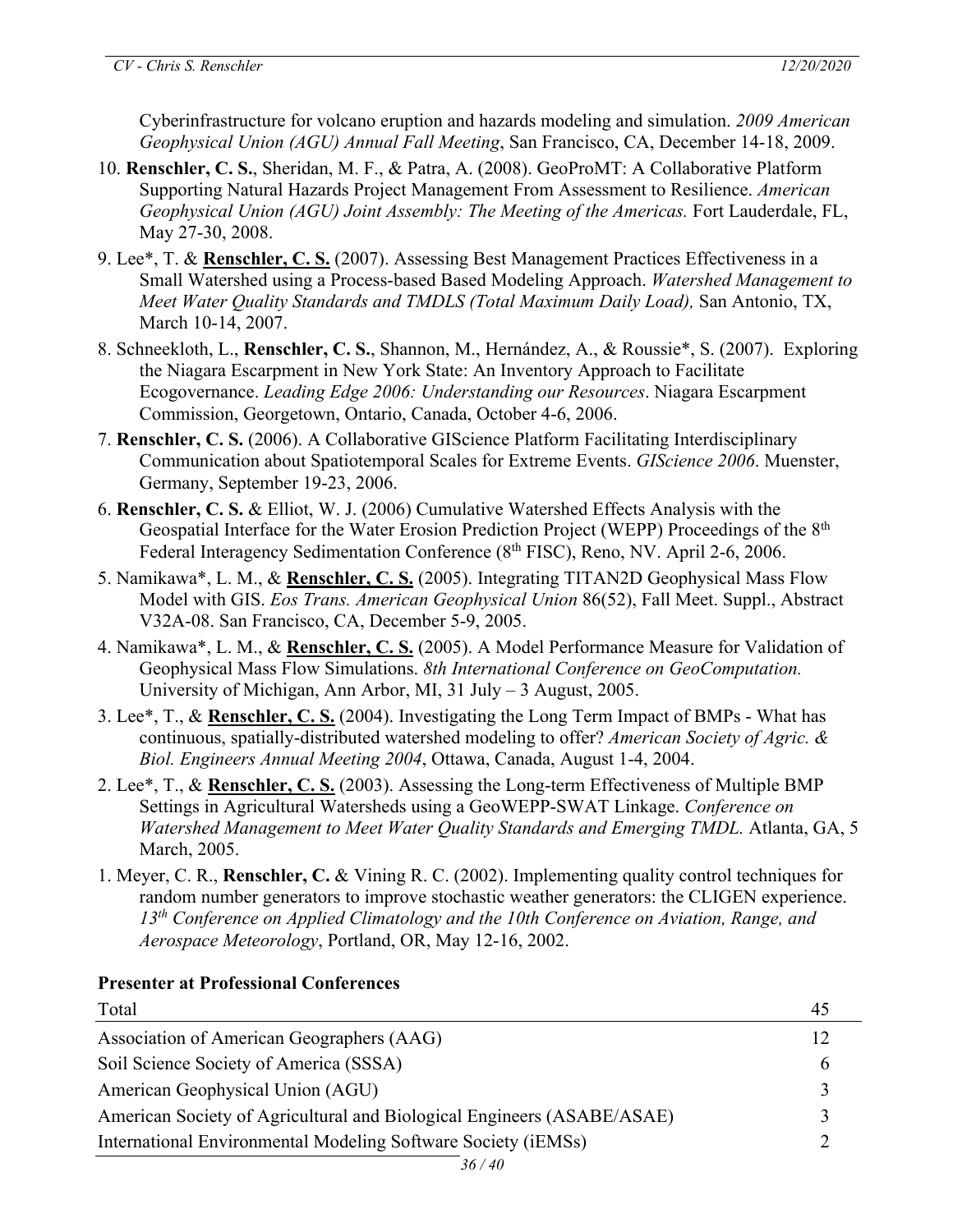Cyberinfrastructure for volcano eruption and hazards modeling and simulation. *2009 American Geophysical Union (AGU) Annual Fall Meeting*, San Francisco, CA, December 14-18, 2009.

10. **Renschler, C. S.**, Sheridan, M. F., & Patra, A. (2008). GeoProMT: A Collaborative Platform Supporting Natural Hazards Project Management From Assessment to Resilience. *American Geophysical Union (AGU) Joint Assembly: The Meeting of the Americas.* Fort Lauderdale, FL, May 27-30, 2008.

9. Lee*, T. & **Renschler, C. S.** (2007). Assessing Best Management Practices Effectiveness in a Small Watershed using a Process-based Based Modeling Approach. *Watershed Management to Meet Water Quality Standards and TMDLS (Total Maximum Daily Load),* San Antonio, TX, March 10-14, 2007.

8. Schneekloth, L., **Renschler, C. S.**, Shannon, M., Hernández, A., & Roussie*, S. (2007). Exploring the Niagara Escarpment in New York State: An Inventory Approach to Facilitate Ecogovernance. *Leading Edge 2006: Understanding our Resources*. Niagara Escarpment Commission, Georgetown, Ontario, Canada, October 4-6, 2006.

7. **Renschler, C. S.** (2006). A Collaborative GIScience Platform Facilitating Interdisciplinary Communication about Spatiotemporal Scales for Extreme Events. *GIScience 2006*. Muenster, Germany, September 19-23, 2006.

6. **Renschler, C. S.** & Elliot, W. J. (2006) Cumulative Watershed Effects Analysis with the Geospatial Interface for the Water Erosion Prediction Project (WEPP) Proceedings of the 8th Federal Interagency Sedimentation Conference (8th FISC), Reno, NV. April 2-6, 2006.

5. Namikawa*, L. M., & **Renschler, C. S.** (2005). Integrating TITAN2D Geophysical Mass Flow Model with GIS. *Eos Trans. American Geophysical Union* 86(52), Fall Meet. Suppl., Abstract V32A-08. San Francisco, CA, December 5-9, 2005.

4. Namikawa*, L. M., & **Renschler, C. S.** (2005). A Model Performance Measure for Validation of Geophysical Mass Flow Simulations. *8th International Conference on GeoComputation.* University of Michigan, Ann Arbor, MI, 31 July – 3 August, 2005.

3. Lee*, T., & **Renschler, C. S.** (2004). Investigating the Long Term Impact of BMPs - What has continuous, spatially-distributed watershed modeling to offer? *American Society of Agric. & Biol. Engineers Annual Meeting 2004*, Ottawa, Canada, August 1-4, 2004.

2. Lee*, T., & **Renschler, C. S.** (2003). Assessing the Long-term Effectiveness of Multiple BMP Settings in Agricultural Watersheds using a GeoWEPP-SWAT Linkage. *Conference on Watershed Management to Meet Water Quality Standards and Emerging TMDL.* Atlanta, GA, 5 March, 2005.

1. Meyer, C. R., **Renschler, C.** & Vining R. C. (2002). Implementing quality control techniques for random number generators to improve stochastic weather generators: the CLIGEN experience. *13th Conference on Applied Climatology and the 10th Conference on Aviation, Range, and Aerospace Meteorology*, Portland, OR, May 12-16, 2002.

**Presenter at Professional Conferences**

| Total | 45 |
|---|---|
| Association of American Geographers (AAG) | 12 |
| Soil Science Society of America (SSSA) | 6 |
| American Geophysical Union (AGU) | 3 |
| American Society of Agricultural and Biological Engineers (ASABE/ASAE) | 3 |
| International Environmental Modeling Software Society (iEMSs) | 2 |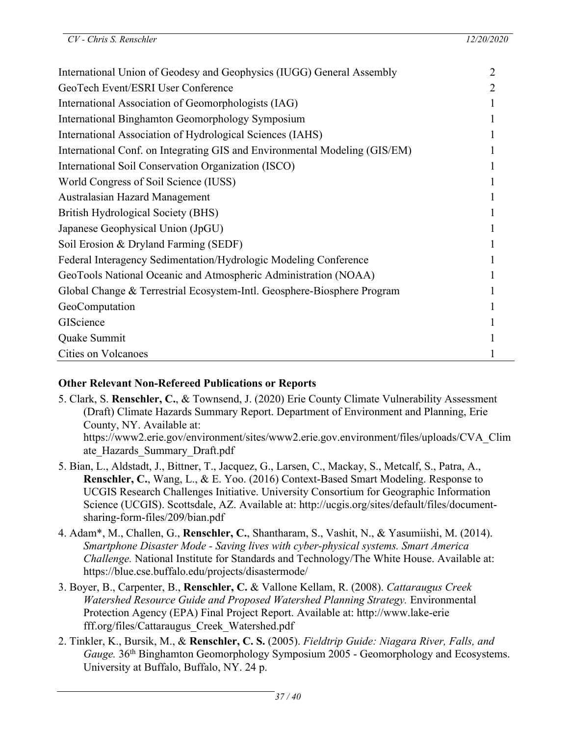| | |
|---|---|
| International Union of Geodesy and Geophysics (IUGG) General Assembly | 2 |
| GeoTech Event/ESRI User Conference | 2 |
| International Association of Geomorphologists (IAG) | 1 |
| International Binghamton Geomorphology Symposium | 1 |
| International Association of Hydrological Sciences (IAHS) | 1 |
| International Conf. on Integrating GIS and Environmental Modeling (GIS/EM) | 1 |
| International Soil Conservation Organization (ISCO) | 1 |
| World Congress of Soil Science (IUSS) | 1 |
| Australasian Hazard Management | 1 |
| British Hydrological Society (BHS) | 1 |
| Japanese Geophysical Union (JpGU) | 1 |
| Soil Erosion & Dryland Farming (SEDF) | 1 |
| Federal Interagency Sedimentation/Hydrologic Modeling Conference | 1 |
| GeoTools National Oceanic and Atmospheric Administration (NOAA) | 1 |
| Global Change & Terrestrial Ecosystem-Intl. Geosphere-Biosphere Program | 1 |
| GeoComputation | 1 |
| GIScience | 1 |
| Quake Summit | 1 |
| Cities on Volcanoes | 1 |

**Other Relevant Non-Refereed Publications or Reports**

5. Clark, S. **Renschler, C.**, & Townsend, J. (2020) Erie County Climate Vulnerability Assessment (Draft) Climate Hazards Summary Report. Department of Environment and Planning, Erie County, NY. Available at: https://www2.erie.gov/environment/sites/www2.erie.gov.environment/files/uploads/CVA_Climate_Hazards_Summary_Draft.pdf

5. Bian, L., Aldstadt, J., Bittner, T., Jacquez, G., Larsen, C., Mackay, S., Metcalf, S., Patra, A., **Renschler, C.**, Wang, L., & E. Yoo. (2016) Context-Based Smart Modeling. Response to UCGIS Research Challenges Initiative. University Consortium for Geographic Information Science (UCGIS). Scottsdale, AZ. Available at: http://ucgis.org/sites/default/files/document-sharing-form-files/209/bian.pdf

4. Adam*, M., Challen, G., **Renschler, C.**, Shantharam, S., Vashit, N., & Yasumiishi, M. (2014). *Smartphone Disaster Mode - Saving lives with cyber-physical systems. Smart America Challenge.* National Institute for Standards and Technology/The White House. Available at: https://blue.cse.buffalo.edu/projects/disastermode/

3. Boyer, B., Carpenter, B., **Renschler, C.** & Vallone Kellam, R. (2008). *Cattaraugus Creek Watershed Resource Guide and Proposed Watershed Planning Strategy.* Environmental Protection Agency (EPA) Final Project Report. Available at: http://www.lake-erie fff.org/files/Cattaraugus_Creek_Watershed.pdf

2. Tinkler, K., Bursik, M., & **Renschler, C. S.** (2005). *Fieldtrip Guide: Niagara River, Falls, and Gauge.* 36th Binghamton Geomorphology Symposium 2005 - Geomorphology and Ecosystems. University at Buffalo, Buffalo, NY. 24 p.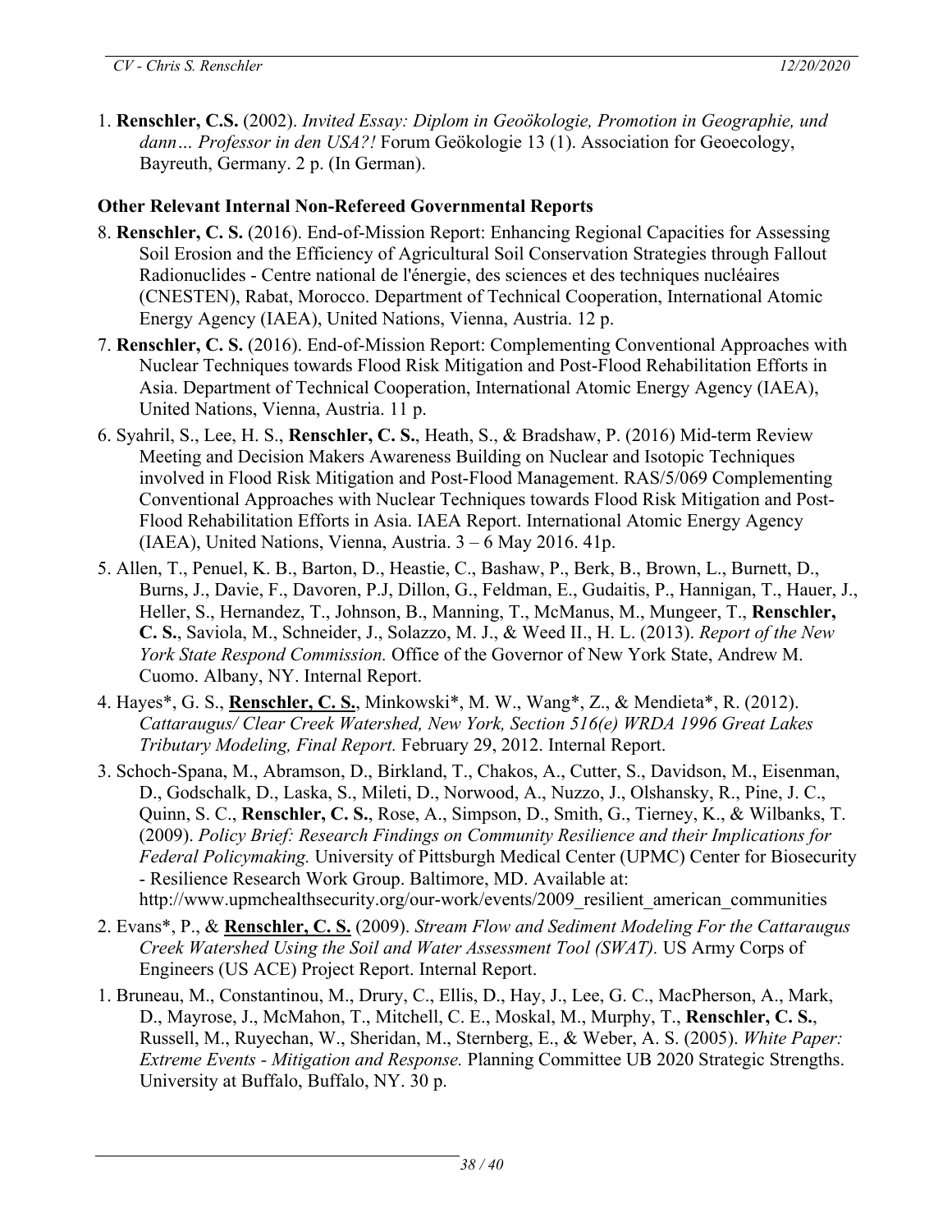1. **Renschler, C.S.** (2002). *Invited Essay: Diplom in Geoökologie, Promotion in Geographie, und dann… Professor in den USA?!* Forum Geökologie 13 (1). Association for Geoecology, Bayreuth, Germany. 2 p. (In German).

### Other Relevant Internal Non-Refereed Governmental Reports

8. **Renschler, C. S.** (2016). End-of-Mission Report: Enhancing Regional Capacities for Assessing Soil Erosion and the Efficiency of Agricultural Soil Conservation Strategies through Fallout Radionuclides - Centre national de l'énergie, des sciences et des techniques nucléaires (CNESTEN), Rabat, Morocco. Department of Technical Cooperation, International Atomic Energy Agency (IAEA), United Nations, Vienna, Austria. 12 p.

7. **Renschler, C. S.** (2016). End-of-Mission Report: Complementing Conventional Approaches with Nuclear Techniques towards Flood Risk Mitigation and Post-Flood Rehabilitation Efforts in Asia. Department of Technical Cooperation, International Atomic Energy Agency (IAEA), United Nations, Vienna, Austria. 11 p.

6. Syahril, S., Lee, H. S., **Renschler, C. S.**, Heath, S., & Bradshaw, P. (2016) Mid-term Review Meeting and Decision Makers Awareness Building on Nuclear and Isotopic Techniques involved in Flood Risk Mitigation and Post-Flood Management. RAS/5/069 Complementing Conventional Approaches with Nuclear Techniques towards Flood Risk Mitigation and Post-Flood Rehabilitation Efforts in Asia. IAEA Report. International Atomic Energy Agency (IAEA), United Nations, Vienna, Austria. 3 – 6 May 2016. 41p.

5. Allen, T., Penuel, K. B., Barton, D., Heastie, C., Bashaw, P., Berk, B., Brown, L., Burnett, D., Burns, J., Davie, F., Davoren, P.J, Dillon, G., Feldman, E., Gudaitis, P., Hannigan, T., Hauer, J., Heller, S., Hernandez, T., Johnson, B., Manning, T., McManus, M., Mungeer, T., **Renschler, C. S.**, Saviola, M., Schneider, J., Solazzo, M. J., & Weed II., H. L. (2013). *Report of the New York State Respond Commission.* Office of the Governor of New York State, Andrew M. Cuomo. Albany, NY. Internal Report.

4. Hayes*, G. S., **Renschler, C. S.**, Minkowski*, M. W., Wang*, Z., & Mendieta*, R. (2012). *Cattaraugus/ Clear Creek Watershed, New York, Section 516(e) WRDA 1996 Great Lakes Tributary Modeling, Final Report.* February 29, 2012. Internal Report.

3. Schoch-Spana, M., Abramson, D., Birkland, T., Chakos, A., Cutter, S., Davidson, M., Eisenman, D., Godschalk, D., Laska, S., Mileti, D., Norwood, A., Nuzzo, J., Olshansky, R., Pine, J. C., Quinn, S. C., **Renschler, C. S.**, Rose, A., Simpson, D., Smith, G., Tierney, K., & Wilbanks, T. (2009). *Policy Brief: Research Findings on Community Resilience and their Implications for Federal Policymaking.* University of Pittsburgh Medical Center (UPMC) Center for Biosecurity - Resilience Research Work Group. Baltimore, MD. Available at: http://www.upmchealthsecurity.org/our-work/events/2009_resilient_american_communities

2. Evans*, P., & **Renschler, C. S.** (2009). *Stream Flow and Sediment Modeling For the Cattaraugus Creek Watershed Using the Soil and Water Assessment Tool (SWAT).* US Army Corps of Engineers (US ACE) Project Report. Internal Report.

1. Bruneau, M., Constantinou, M., Drury, C., Ellis, D., Hay, J., Lee, G. C., MacPherson, A., Mark, D., Mayrose, J., McMahon, T., Mitchell, C. E., Moskal, M., Murphy, T., **Renschler, C. S.**, Russell, M., Ruyechan, W., Sheridan, M., Sternberg, E., & Weber, A. S. (2005). *White Paper: Extreme Events - Mitigation and Response.* Planning Committee UB 2020 Strategic Strengths. University at Buffalo, Buffalo, NY. 30 p.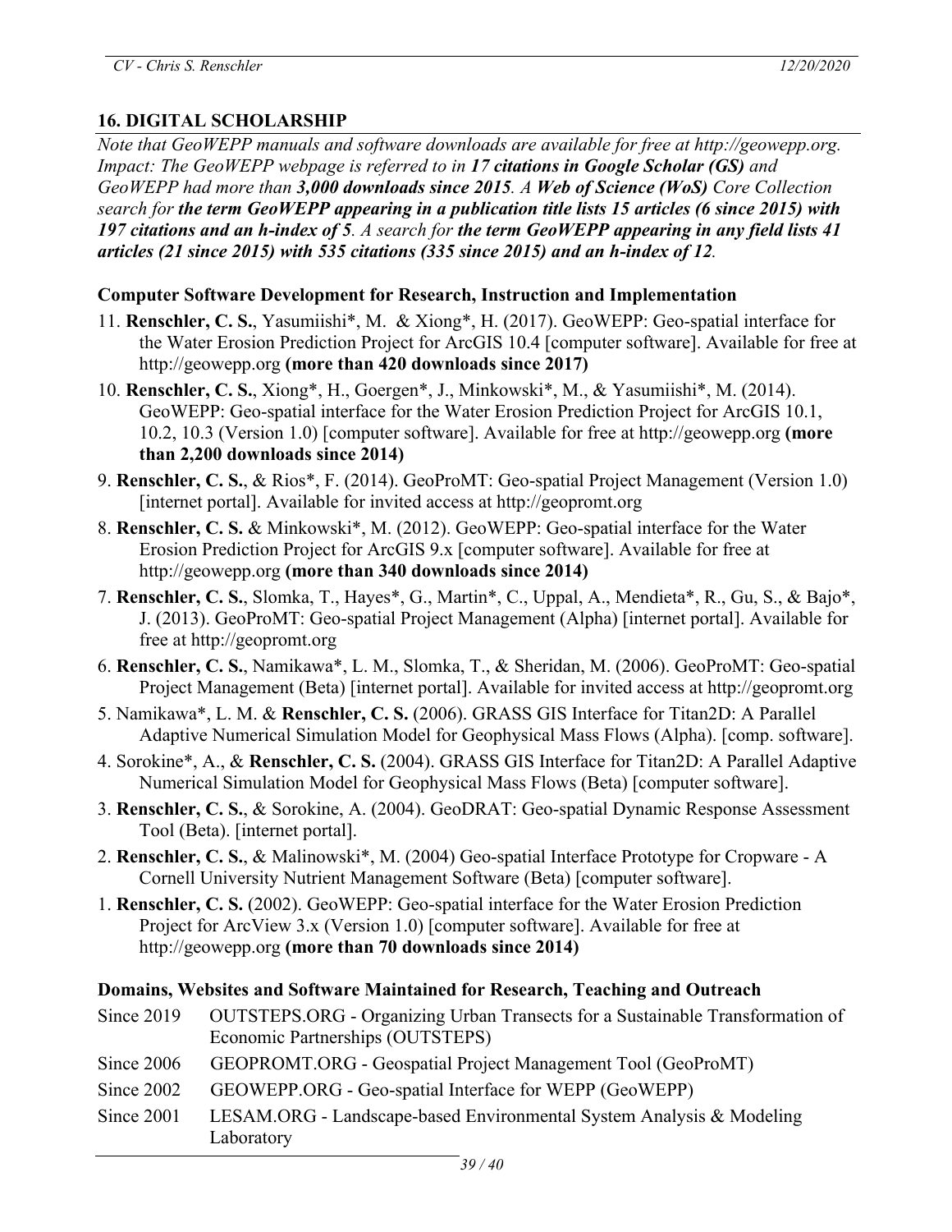## 16. DIGITAL SCHOLARSHIP

*Note that GeoWEPP manuals and software downloads are available for free at http://geowepp.org. Impact: The GeoWEPP webpage is referred to in **17 citations in Google Scholar (GS)** and GeoWEPP had more than **3,000 downloads since 2015**. A **Web of Science (WoS)** Core Collection search for **the term GeoWEPP appearing in a publication title lists 15 articles (6 since 2015) with 197 citations and an h-index of 5**. A search for **the term GeoWEPP appearing in any field lists 41 articles (21 since 2015) with 535 citations (335 since 2015) and an h-index of 12**.*

### Computer Software Development for Research, Instruction and Implementation

11. **Renschler, C. S.**, Yasumiishi*, M. & Xiong*, H. (2017). GeoWEPP: Geo-spatial interface for the Water Erosion Prediction Project for ArcGIS 10.4 [computer software]. Available for free at http://geowepp.org **(more than 420 downloads since 2017)**
10. **Renschler, C. S.**, Xiong*, H., Goergen*, J., Minkowski*, M., & Yasumiishi*, M. (2014). GeoWEPP: Geo-spatial interface for the Water Erosion Prediction Project for ArcGIS 10.1, 10.2, 10.3 (Version 1.0) [computer software]. Available for free at http://geowepp.org **(more than 2,200 downloads since 2014)**
9. **Renschler, C. S.**, & Rios*, F. (2014). GeoProMT: Geo-spatial Project Management (Version 1.0) [internet portal]. Available for invited access at http://geopromt.org
8. **Renschler, C. S.** & Minkowski*, M. (2012). GeoWEPP: Geo-spatial interface for the Water Erosion Prediction Project for ArcGIS 9.x [computer software]. Available for free at http://geowepp.org **(more than 340 downloads since 2014)**
7. **Renschler, C. S.**, Slomka, T., Hayes*, G., Martin*, C., Uppal, A., Mendieta*, R., Gu, S., & Bajo*, J. (2013). GeoProMT: Geo-spatial Project Management (Alpha) [internet portal]. Available for free at http://geopromt.org
6. **Renschler, C. S.**, Namikawa*, L. M., Slomka, T., & Sheridan, M. (2006). GeoProMT: Geo-spatial Project Management (Beta) [internet portal]. Available for invited access at http://geopromt.org
5. Namikawa*, L. M. & **Renschler, C. S.** (2006). GRASS GIS Interface for Titan2D: A Parallel Adaptive Numerical Simulation Model for Geophysical Mass Flows (Alpha). [comp. software].
4. Sorokine*, A., & **Renschler, C. S.** (2004). GRASS GIS Interface for Titan2D: A Parallel Adaptive Numerical Simulation Model for Geophysical Mass Flows (Beta) [computer software].
3. **Renschler, C. S.**, & Sorokine, A. (2004). GeoDRAT: Geo-spatial Dynamic Response Assessment Tool (Beta). [internet portal].
2. **Renschler, C. S.**, & Malinowski*, M. (2004) Geo-spatial Interface Prototype for Cropware - A Cornell University Nutrient Management Software (Beta) [computer software].
1. **Renschler, C. S.** (2002). GeoWEPP: Geo-spatial interface for the Water Erosion Prediction Project for ArcView 3.x (Version 1.0) [computer software]. Available for free at http://geowepp.org **(more than 70 downloads since 2014)**

### Domains, Websites and Software Maintained for Research, Teaching and Outreach

| | |
|---|---|
| Since 2019 | OUTSTEPS.ORG - Organizing Urban Transects for a Sustainable Transformation of Economic Partnerships (OUTSTEPS) |
| Since 2006 | GEOPROMT.ORG - Geospatial Project Management Tool (GeoProMT) |
| Since 2002 | GEOWEPP.ORG - Geo-spatial Interface for WEPP (GeoWEPP) |
| Since 2001 | LESAM.ORG - Landscape-based Environmental System Analysis & Modeling Laboratory |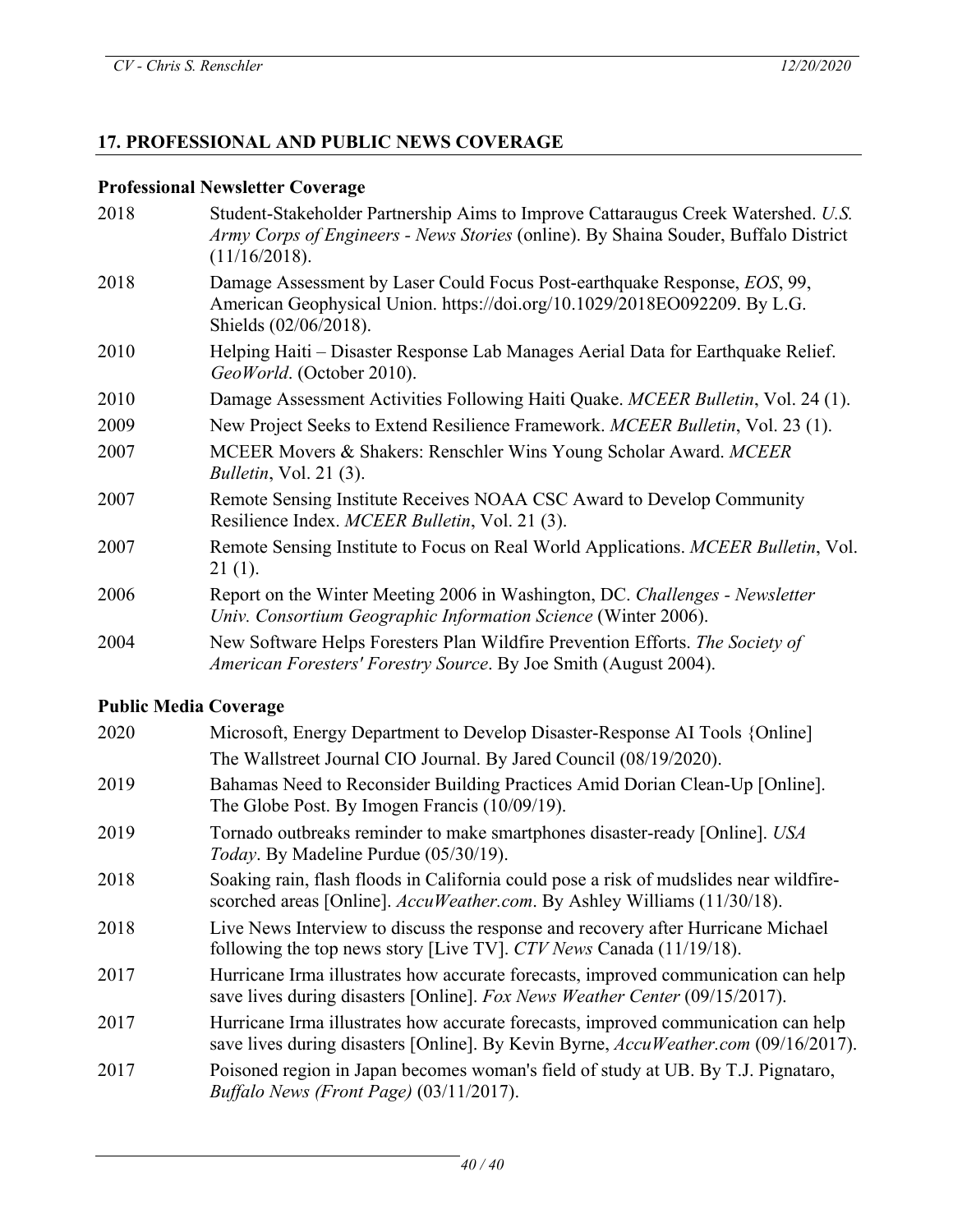## 17. PROFESSIONAL AND PUBLIC NEWS COVERAGE

### Professional Newsletter Coverage

| | |
|---|---|
| 2018 | Student-Stakeholder Partnership Aims to Improve Cattaraugus Creek Watershed. *U.S. Army Corps of Engineers - News Stories* (online). By Shaina Souder, Buffalo District (11/16/2018). |
| 2018 | Damage Assessment by Laser Could Focus Post-earthquake Response, *EOS*, 99, American Geophysical Union. https://doi.org/10.1029/2018EO092209. By L.G. Shields (02/06/2018). |
| 2010 | Helping Haiti – Disaster Response Lab Manages Aerial Data for Earthquake Relief. *GeoWorld*. (October 2010). |
| 2010 | Damage Assessment Activities Following Haiti Quake. *MCEER Bulletin*, Vol. 24 (1). |
| 2009 | New Project Seeks to Extend Resilience Framework. *MCEER Bulletin*, Vol. 23 (1). |
| 2007 | MCEER Movers & Shakers: Renschler Wins Young Scholar Award. *MCEER Bulletin*, Vol. 21 (3). |
| 2007 | Remote Sensing Institute Receives NOAA CSC Award to Develop Community Resilience Index. *MCEER Bulletin*, Vol. 21 (3). |
| 2007 | Remote Sensing Institute to Focus on Real World Applications. *MCEER Bulletin*, Vol. 21 (1). |
| 2006 | Report on the Winter Meeting 2006 in Washington, DC. *Challenges - Newsletter Univ. Consortium Geographic Information Science* (Winter 2006). |
| 2004 | New Software Helps Foresters Plan Wildfire Prevention Efforts. *The Society of American Foresters' Forestry Source*. By Joe Smith (August 2004). |

### Public Media Coverage

| | |
|---|---|
| 2020 | Microsoft, Energy Department to Develop Disaster-Response AI Tools {Online] The Wallstreet Journal CIO Journal. By Jared Council (08/19/2020). |
| 2019 | Bahamas Need to Reconsider Building Practices Amid Dorian Clean-Up [Online]. The Globe Post. By Imogen Francis (10/09/19). |
| 2019 | Tornado outbreaks reminder to make smartphones disaster-ready [Online]. *USA Today*. By Madeline Purdue (05/30/19). |
| 2018 | Soaking rain, flash floods in California could pose a risk of mudslides near wildfire-scorched areas [Online]. *AccuWeather.com*. By Ashley Williams (11/30/18). |
| 2018 | Live News Interview to discuss the response and recovery after Hurricane Michael following the top news story [Live TV]. *CTV News* Canada (11/19/18). |
| 2017 | Hurricane Irma illustrates how accurate forecasts, improved communication can help save lives during disasters [Online]. *Fox News Weather Center* (09/15/2017). |
| 2017 | Hurricane Irma illustrates how accurate forecasts, improved communication can help save lives during disasters [Online]. By Kevin Byrne, *AccuWeather.com* (09/16/2017). |
| 2017 | Poisoned region in Japan becomes woman's field of study at UB. By T.J. Pignataro, *Buffalo News (Front Page)* (03/11/2017). |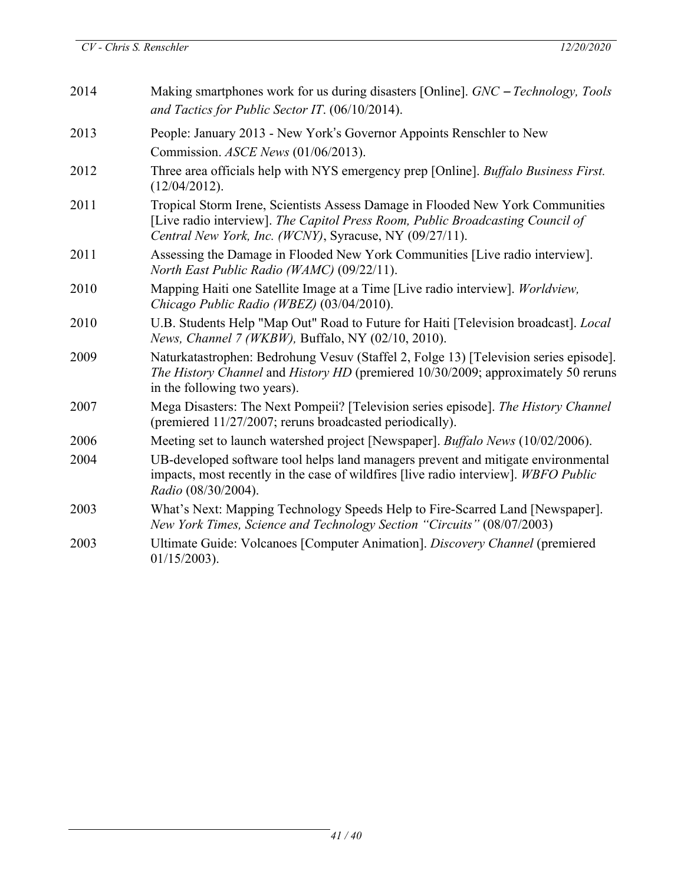| | |
|---|---|
| 2014 | Making smartphones work for us during disasters [Online]. *GNC – Technology, Tools and Tactics for Public Sector IT*. (06/10/2014). |
| 2013 | People: January 2013 - New York's Governor Appoints Renschler to New Commission. *ASCE News* (01/06/2013). |
| 2012 | Three area officials help with NYS emergency prep [Online]. *Buffalo Business First.* (12/04/2012). |
| 2011 | Tropical Storm Irene, Scientists Assess Damage in Flooded New York Communities [Live radio interview]. *The Capitol Press Room, Public Broadcasting Council of Central New York, Inc. (WCNY)*, Syracuse, NY (09/27/11). |
| 2011 | Assessing the Damage in Flooded New York Communities [Live radio interview]. *North East Public Radio (WAMC)* (09/22/11). |
| 2010 | Mapping Haiti one Satellite Image at a Time [Live radio interview]. *Worldview, Chicago Public Radio (WBEZ)* (03/04/2010). |
| 2010 | U.B. Students Help "Map Out" Road to Future for Haiti [Television broadcast]. *Local News, Channel 7 (WKBW),* Buffalo, NY (02/10, 2010). |
| 2009 | Naturkatastrophen: Bedrohung Vesuv (Staffel 2, Folge 13) [Television series episode]. *The History Channel* and *History HD* (premiered 10/30/2009; approximately 50 reruns in the following two years). |
| 2007 | Mega Disasters: The Next Pompeii? [Television series episode]. *The History Channel* (premiered 11/27/2007; reruns broadcasted periodically). |
| 2006 | Meeting set to launch watershed project [Newspaper]. *Buffalo News* (10/02/2006). |
| 2004 | UB-developed software tool helps land managers prevent and mitigate environmental impacts, most recently in the case of wildfires [live radio interview]. *WBFO Public Radio* (08/30/2004). |
| 2003 | What's Next: Mapping Technology Speeds Help to Fire-Scarred Land [Newspaper]. *New York Times, Science and Technology Section "Circuits"* (08/07/2003) |
| 2003 | Ultimate Guide: Volcanoes [Computer Animation]. *Discovery Channel* (premiered 01/15/2003). |